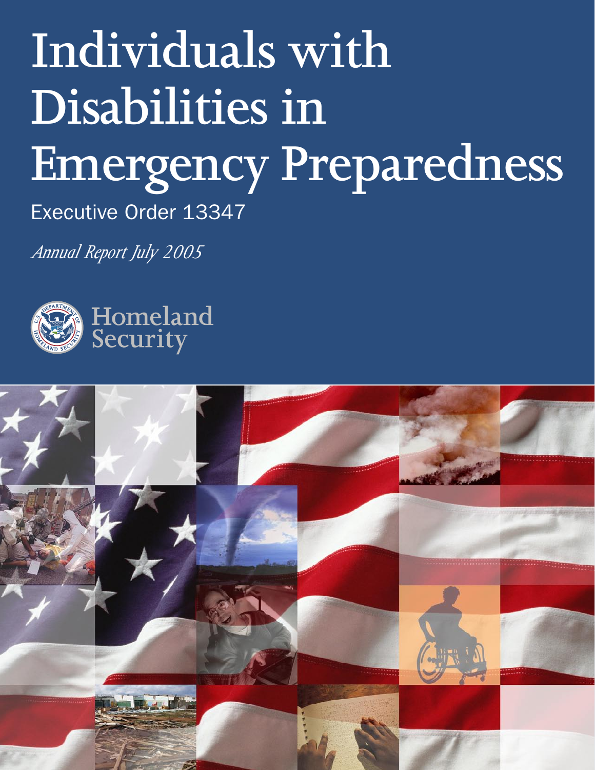# Individuals with Disabilities in Emergency Preparedness

Executive Order 13347

*Annual Report July 2005*

Homeland Security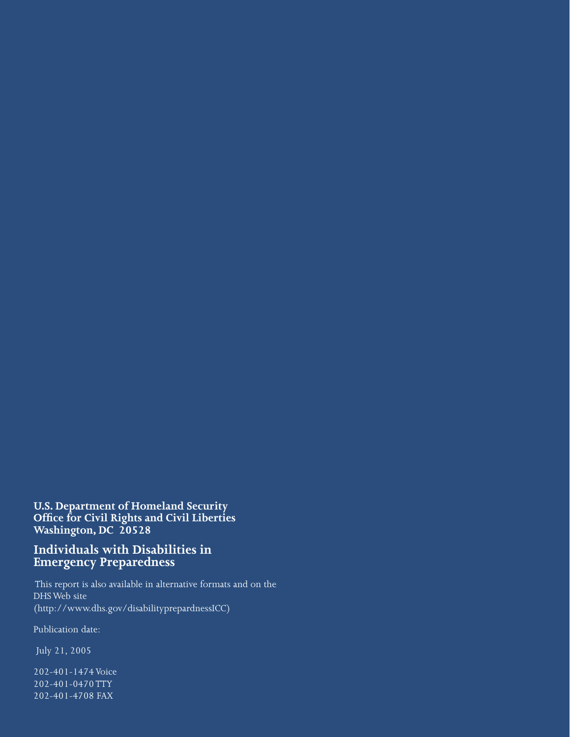**U.S. Department of Homeland Security**
**Office for Civil Rights and Civil Liberties**
**Washington, DC 20528**

## Individuals with Disabilities in Emergency Preparedness

This report is also available in alternative formats and on the DHS Web site (http://www.dhs.gov/disabilityprepardnessICC)

Publication date:

July 21, 2005

202-401-1474 Voice
202-401-0470 TTY
202-401-4708 FAX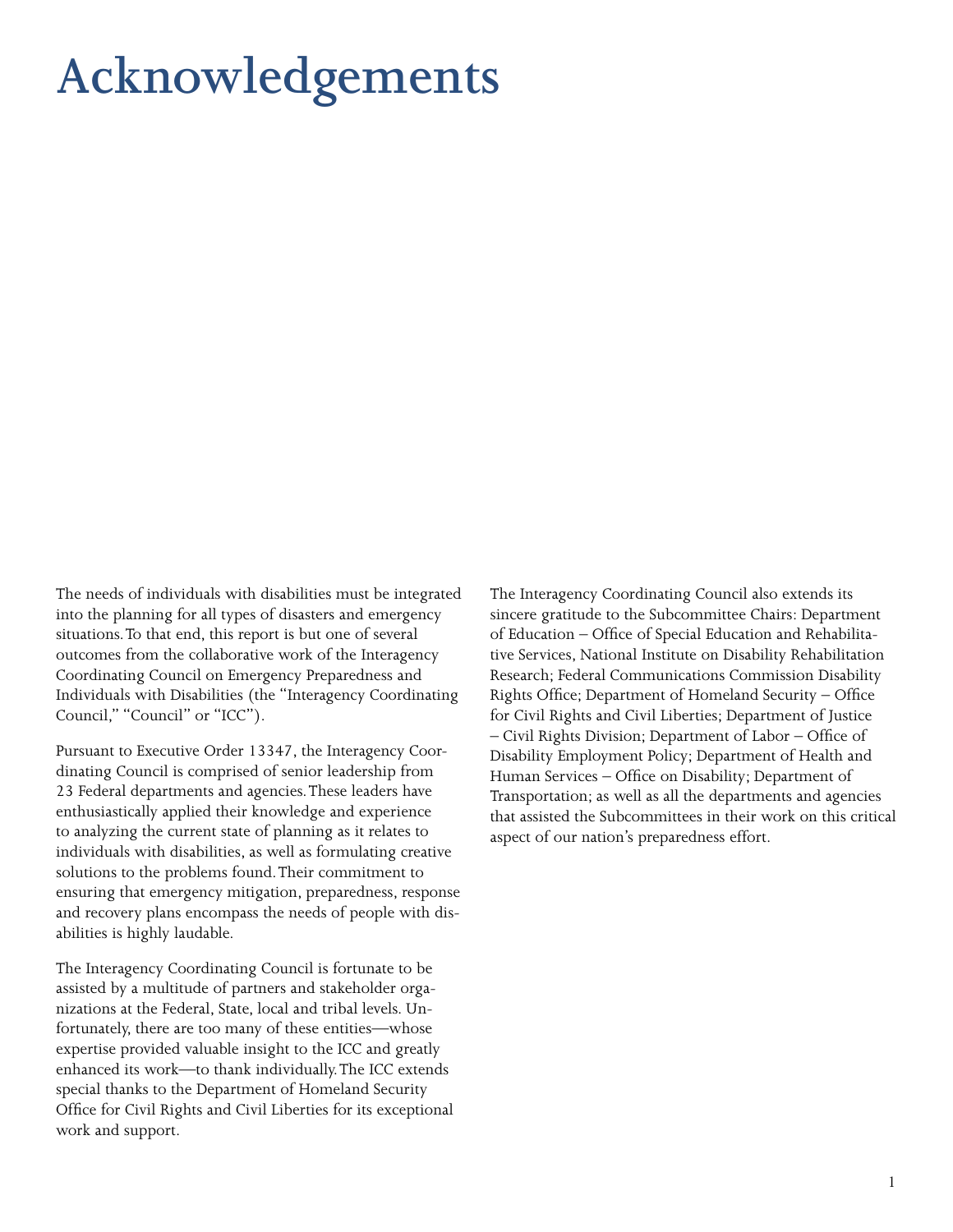# Acknowledgements

The needs of individuals with disabilities must be integrated into the planning for all types of disasters and emergency situations. To that end, this report is but one of several outcomes from the collaborative work of the Interagency Coordinating Council on Emergency Preparedness and Individuals with Disabilities (the "Interagency Coordinating Council," "Council" or "ICC").

Pursuant to Executive Order 13347, the Interagency Coordinating Council is comprised of senior leadership from 23 Federal departments and agencies. These leaders have enthusiastically applied their knowledge and experience to analyzing the current state of planning as it relates to individuals with disabilities, as well as formulating creative solutions to the problems found. Their commitment to ensuring that emergency mitigation, preparedness, response and recovery plans encompass the needs of people with disabilities is highly laudable.

The Interagency Coordinating Council is fortunate to be assisted by a multitude of partners and stakeholder organizations at the Federal, State, local and tribal levels. Unfortunately, there are too many of these entities—whose expertise provided valuable insight to the ICC and greatly enhanced its work—to thank individually. The ICC extends special thanks to the Department of Homeland Security Office for Civil Rights and Civil Liberties for its exceptional work and support.

The Interagency Coordinating Council also extends its sincere gratitude to the Subcommittee Chairs: Department of Education – Office of Special Education and Rehabilitative Services, National Institute on Disability Rehabilitation Research; Federal Communications Commission Disability Rights Office; Department of Homeland Security – Office for Civil Rights and Civil Liberties; Department of Justice – Civil Rights Division; Department of Labor – Office of Disability Employment Policy; Department of Health and Human Services – Office on Disability; Department of Transportation; as well as all the departments and agencies that assisted the Subcommittees in their work on this critical aspect of our nation's preparedness effort.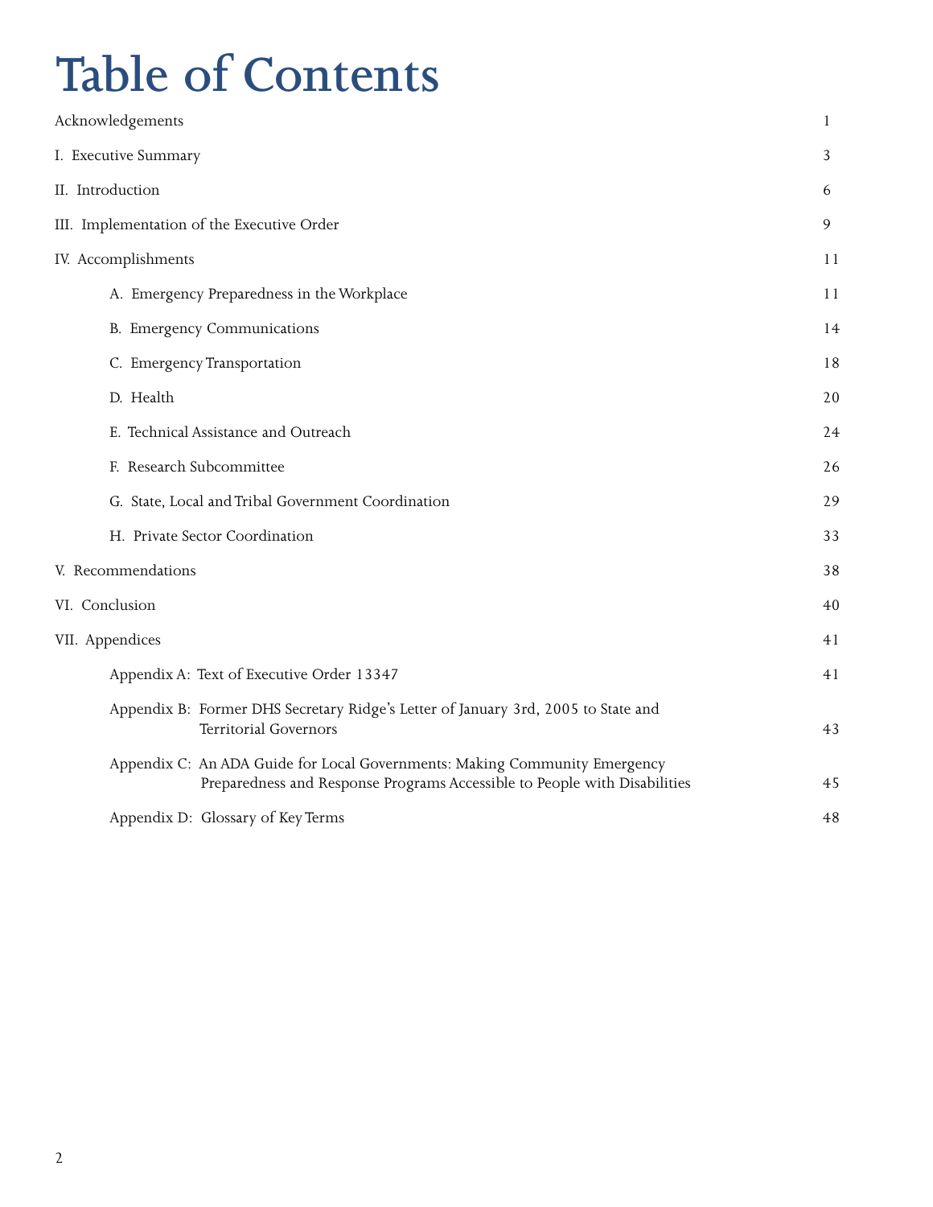# Table of Contents

| | |
|---|---|
| Acknowledgements | 1 |
| I. Executive Summary | 3 |
| II. Introduction | 6 |
| III. Implementation of the Executive Order | 9 |
| IV. Accomplishments | 11 |
| A. Emergency Preparedness in the Workplace | 11 |
| B. Emergency Communications | 14 |
| C. Emergency Transportation | 18 |
| D. Health | 20 |
| E. Technical Assistance and Outreach | 24 |
| F. Research Subcommittee | 26 |
| G. State, Local and Tribal Government Coordination | 29 |
| H. Private Sector Coordination | 33 |
| V. Recommendations | 38 |
| VI. Conclusion | 40 |
| VII. Appendices | 41 |
| Appendix A: Text of Executive Order 13347 | 41 |
| Appendix B: Former DHS Secretary Ridge's Letter of January 3rd, 2005 to State and Territorial Governors | 43 |
| Appendix C: An ADA Guide for Local Governments: Making Community Emergency Preparedness and Response Programs Accessible to People with Disabilities | 45 |
| Appendix D: Glossary of Key Terms | 48 |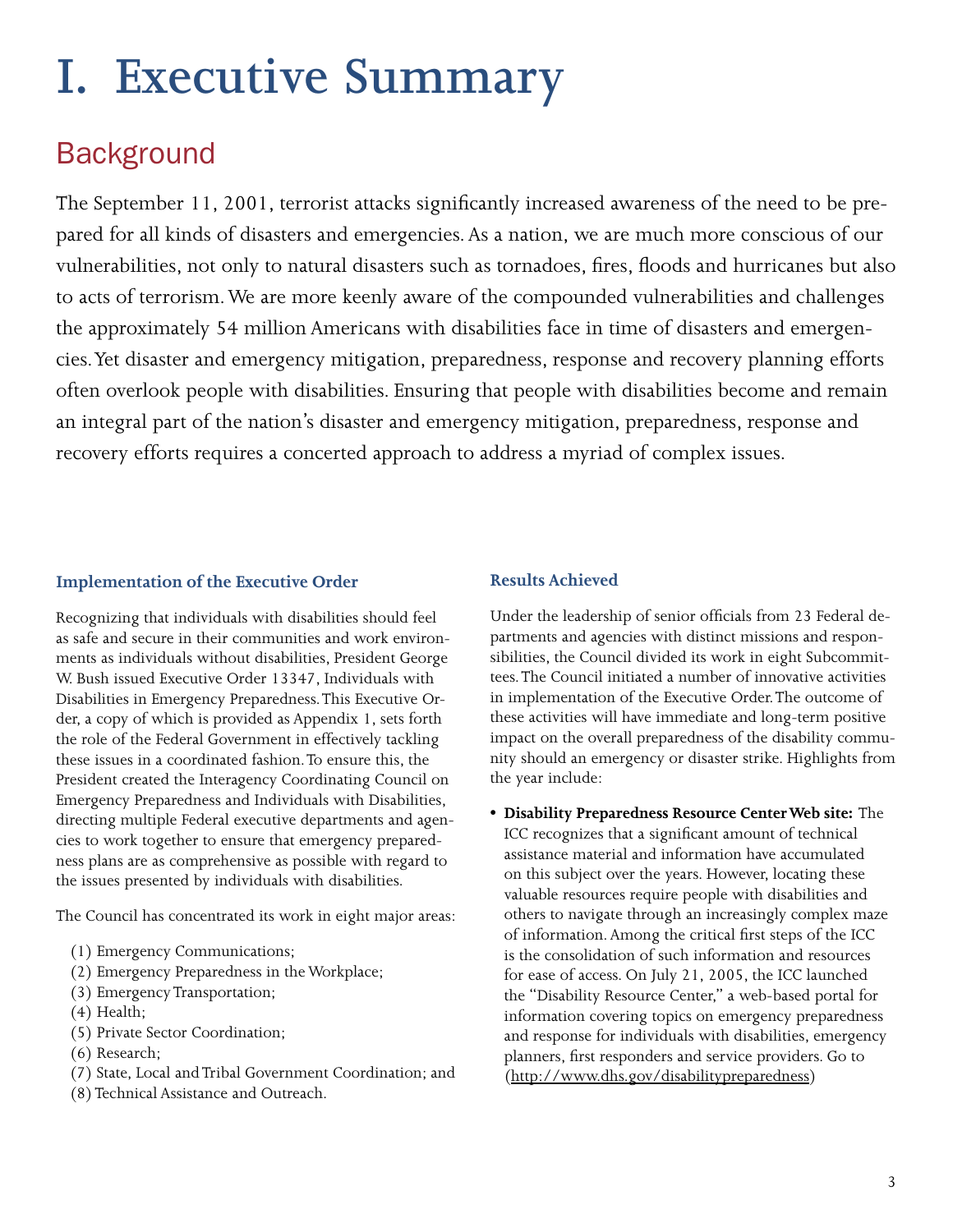# I. Executive Summary

## Background

The September 11, 2001, terrorist attacks significantly increased awareness of the need to be prepared for all kinds of disasters and emergencies. As a nation, we are much more conscious of our vulnerabilities, not only to natural disasters such as tornadoes, fires, floods and hurricanes but also to acts of terrorism. We are more keenly aware of the compounded vulnerabilities and challenges the approximately 54 million Americans with disabilities face in time of disasters and emergencies. Yet disaster and emergency mitigation, preparedness, response and recovery planning efforts often overlook people with disabilities. Ensuring that people with disabilities become and remain an integral part of the nation's disaster and emergency mitigation, preparedness, response and recovery efforts requires a concerted approach to address a myriad of complex issues.

### Implementation of the Executive Order

Recognizing that individuals with disabilities should feel as safe and secure in their communities and work environments as individuals without disabilities, President George W. Bush issued Executive Order 13347, Individuals with Disabilities in Emergency Preparedness. This Executive Order, a copy of which is provided as Appendix 1, sets forth the role of the Federal Government in effectively tackling these issues in a coordinated fashion. To ensure this, the President created the Interagency Coordinating Council on Emergency Preparedness and Individuals with Disabilities, directing multiple Federal executive departments and agencies to work together to ensure that emergency preparedness plans are as comprehensive as possible with regard to the issues presented by individuals with disabilities.

The Council has concentrated its work in eight major areas:

(1) Emergency Communications;
(2) Emergency Preparedness in the Workplace;
(3) Emergency Transportation;
(4) Health;
(5) Private Sector Coordination;
(6) Research;
(7) State, Local and Tribal Government Coordination; and
(8) Technical Assistance and Outreach.

### Results Achieved

Under the leadership of senior officials from 23 Federal departments and agencies with distinct missions and responsibilities, the Council divided its work in eight Subcommittees. The Council initiated a number of innovative activities in implementation of the Executive Order. The outcome of these activities will have immediate and long-term positive impact on the overall preparedness of the disability community should an emergency or disaster strike. Highlights from the year include:

- **Disability Preparedness Resource Center Web site:** The ICC recognizes that a significant amount of technical assistance material and information have accumulated on this subject over the years. However, locating these valuable resources require people with disabilities and others to navigate through an increasingly complex maze of information. Among the critical first steps of the ICC is the consolidation of such information and resources for ease of access. On July 21, 2005, the ICC launched the "Disability Resource Center," a web-based portal for information covering topics on emergency preparedness and response for individuals with disabilities, emergency planners, first responders and service providers. Go to (http://www.dhs.gov/disabilitypreparedness)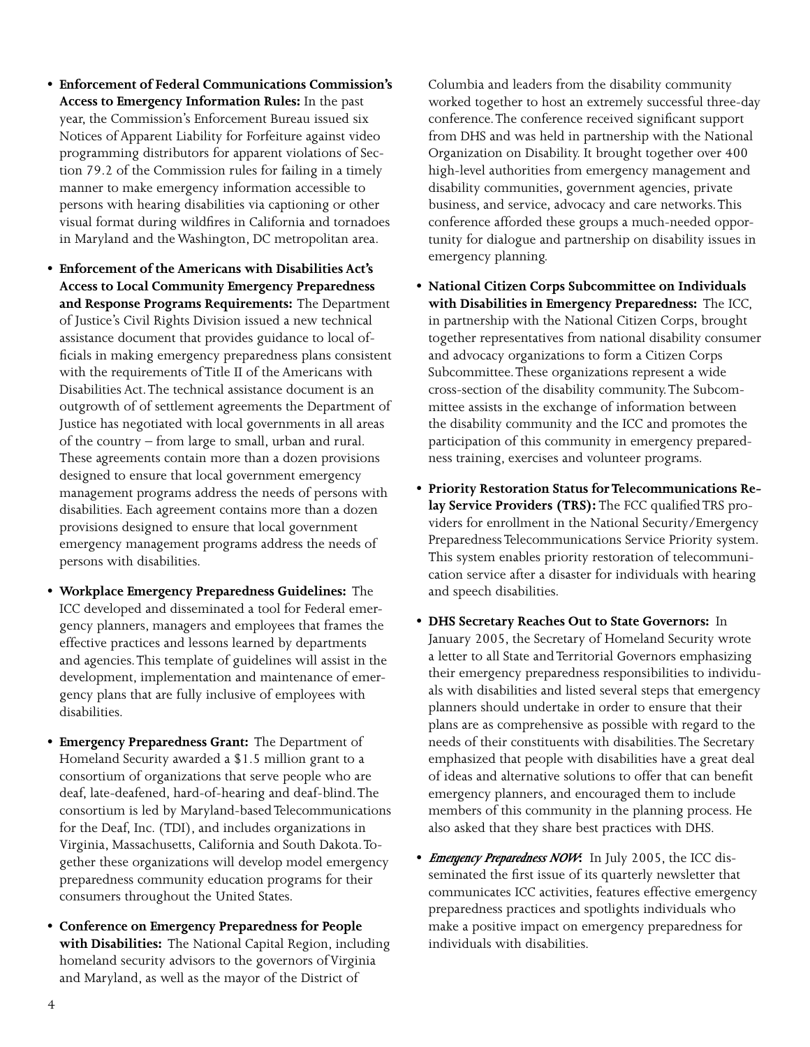- **Enforcement of Federal Communications Commission's Access to Emergency Information Rules:** In the past year, the Commission's Enforcement Bureau issued six Notices of Apparent Liability for Forfeiture against video programming distributors for apparent violations of Section 79.2 of the Commission rules for failing in a timely manner to make emergency information accessible to persons with hearing disabilities via captioning or other visual format during wildfires in California and tornadoes in Maryland and the Washington, DC metropolitan area.

- **Enforcement of the Americans with Disabilities Act's Access to Local Community Emergency Preparedness and Response Programs Requirements:** The Department of Justice's Civil Rights Division issued a new technical assistance document that provides guidance to local officials in making emergency preparedness plans consistent with the requirements of Title II of the Americans with Disabilities Act. The technical assistance document is an outgrowth of of settlement agreements the Department of Justice has negotiated with local governments in all areas of the country – from large to small, urban and rural. These agreements contain more than a dozen provisions designed to ensure that local government emergency management programs address the needs of persons with disabilities. Each agreement contains more than a dozen provisions designed to ensure that local government emergency management programs address the needs of persons with disabilities.

- **Workplace Emergency Preparedness Guidelines:** The ICC developed and disseminated a tool for Federal emergency planners, managers and employees that frames the effective practices and lessons learned by departments and agencies. This template of guidelines will assist in the development, implementation and maintenance of emergency plans that are fully inclusive of employees with disabilities.

- **Emergency Preparedness Grant:** The Department of Homeland Security awarded a $1.5 million grant to a consortium of organizations that serve people who are deaf, late-deafened, hard-of-hearing and deaf-blind. The consortium is led by Maryland-based Telecommunications for the Deaf, Inc. (TDI), and includes organizations in Virginia, Massachusetts, California and South Dakota. Together these organizations will develop model emergency preparedness community education programs for their consumers throughout the United States.

- **Conference on Emergency Preparedness for People with Disabilities:** The National Capital Region, including homeland security advisors to the governors of Virginia and Maryland, as well as the mayor of the District of Columbia and leaders from the disability community worked together to host an extremely successful three-day conference. The conference received significant support from DHS and was held in partnership with the National Organization on Disability. It brought together over 400 high-level authorities from emergency management and disability communities, government agencies, private business, and service, advocacy and care networks. This conference afforded these groups a much-needed opportunity for dialogue and partnership on disability issues in emergency planning.

- **National Citizen Corps Subcommittee on Individuals with Disabilities in Emergency Preparedness:** The ICC, in partnership with the National Citizen Corps, brought together representatives from national disability consumer and advocacy organizations to form a Citizen Corps Subcommittee. These organizations represent a wide cross-section of the disability community. The Subcommittee assists in the exchange of information between the disability community and the ICC and promotes the participation of this community in emergency preparedness training, exercises and volunteer programs.

- **Priority Restoration Status for Telecommunications Relay Service Providers (TRS):** The FCC qualified TRS providers for enrollment in the National Security/Emergency Preparedness Telecommunications Service Priority system. This system enables priority restoration of telecommunication service after a disaster for individuals with hearing and speech disabilities.

- **DHS Secretary Reaches Out to State Governors:** In January 2005, the Secretary of Homeland Security wrote a letter to all State and Territorial Governors emphasizing their emergency preparedness responsibilities to individuals with disabilities and listed several steps that emergency planners should undertake in order to ensure that their plans are as comprehensive as possible with regard to the needs of their constituents with disabilities. The Secretary emphasized that people with disabilities have a great deal of ideas and alternative solutions to offer that can benefit emergency planners, and encouraged them to include members of this community in the planning process. He also asked that they share best practices with DHS.

- ***Emergency Preparedness NOW*:** In July 2005, the ICC disseminated the first issue of its quarterly newsletter that communicates ICC activities, features effective emergency preparedness practices and spotlights individuals who make a positive impact on emergency preparedness for individuals with disabilities.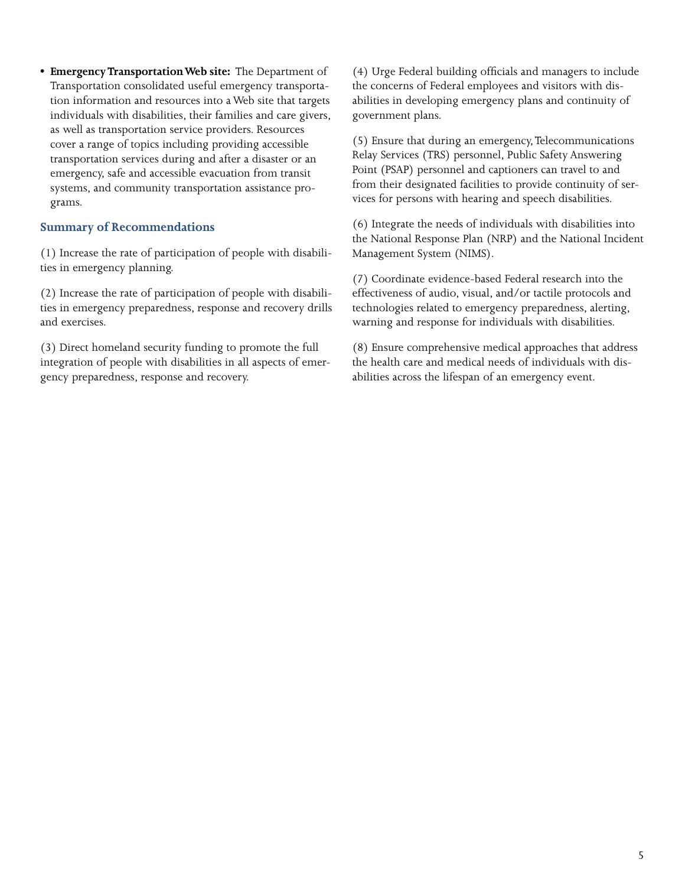- **Emergency Transportation Web site:** The Department of Transportation consolidated useful emergency transportation information and resources into a Web site that targets individuals with disabilities, their families and care givers, as well as transportation service providers. Resources cover a range of topics including providing accessible transportation services during and after a disaster or an emergency, safe and accessible evacuation from transit systems, and community transportation assistance programs.

## Summary of Recommendations

(1) Increase the rate of participation of people with disabilities in emergency planning.

(2) Increase the rate of participation of people with disabilities in emergency preparedness, response and recovery drills and exercises.

(3) Direct homeland security funding to promote the full integration of people with disabilities in all aspects of emergency preparedness, response and recovery.

(4) Urge Federal building officials and managers to include the concerns of Federal employees and visitors with disabilities in developing emergency plans and continuity of government plans.

(5) Ensure that during an emergency, Telecommunications Relay Services (TRS) personnel, Public Safety Answering Point (PSAP) personnel and captioners can travel to and from their designated facilities to provide continuity of services for persons with hearing and speech disabilities.

(6) Integrate the needs of individuals with disabilities into the National Response Plan (NRP) and the National Incident Management System (NIMS).

(7) Coordinate evidence-based Federal research into the effectiveness of audio, visual, and/or tactile protocols and technologies related to emergency preparedness, alerting, warning and response for individuals with disabilities.

(8) Ensure comprehensive medical approaches that address the health care and medical needs of individuals with disabilities across the lifespan of an emergency event.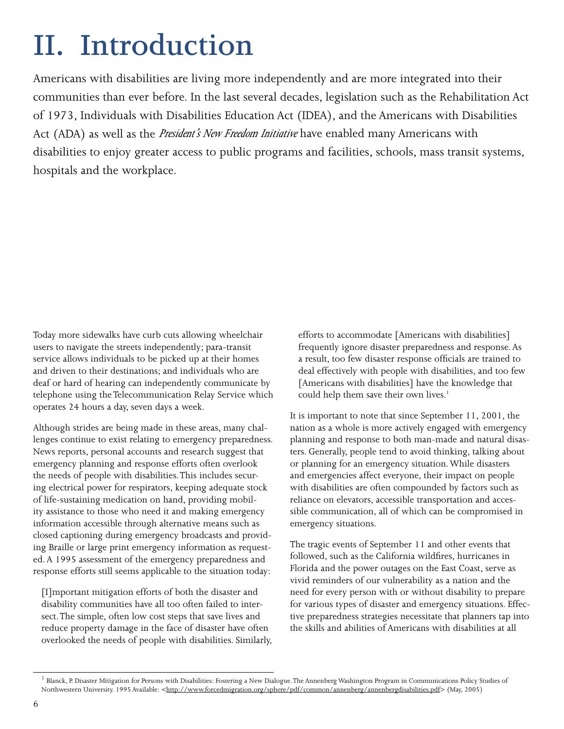# II. Introduction

Americans with disabilities are living more independently and are more integrated into their communities than ever before. In the last several decades, legislation such as the Rehabilitation Act of 1973, Individuals with Disabilities Education Act (IDEA), and the Americans with Disabilities Act (ADA) as well as the *President's New Freedom Initiative* have enabled many Americans with disabilities to enjoy greater access to public programs and facilities, schools, mass transit systems, hospitals and the workplace.

Today more sidewalks have curb cuts allowing wheelchair users to navigate the streets independently; para-transit service allows individuals to be picked up at their homes and driven to their destinations; and individuals who are deaf or hard of hearing can independently communicate by telephone using the Telecommunication Relay Service which operates 24 hours a day, seven days a week.

Although strides are being made in these areas, many challenges continue to exist relating to emergency preparedness. News reports, personal accounts and research suggest that emergency planning and response efforts often overlook the needs of people with disabilities. This includes securing electrical power for respirators, keeping adequate stock of life-sustaining medication on hand, providing mobility assistance to those who need it and making emergency information accessible through alternative means such as closed captioning during emergency broadcasts and providing Braille or large print emergency information as requested. A 1995 assessment of the emergency preparedness and response efforts still seems applicable to the situation today:

> [I]mportant mitigation efforts of both the disaster and disability communities have all too often failed to intersect. The simple, often low cost steps that save lives and reduce property damage in the face of disaster have often overlooked the needs of people with disabilities. Similarly, efforts to accommodate [Americans with disabilities] frequently ignore disaster preparedness and response. As a result, too few disaster response officials are trained to deal effectively with people with disabilities, and too few [Americans with disabilities] have the knowledge that could help them save their own lives.[1]

It is important to note that since September 11, 2001, the nation as a whole is more actively engaged with emergency planning and response to both man-made and natural disasters. Generally, people tend to avoid thinking, talking about or planning for an emergency situation. While disasters and emergencies affect everyone, their impact on people with disabilities are often compounded by factors such as reliance on elevators, accessible transportation and accessible communication, all of which can be compromised in emergency situations.

The tragic events of September 11 and other events that followed, such as the California wildfires, hurricanes in Florida and the power outages on the East Coast, serve as vivid reminders of our vulnerability as a nation and the need for every person with or without disability to prepare for various types of disaster and emergency situations. Effective preparedness strategies necessitate that planners tap into the skills and abilities of Americans with disabilities at all

[1] Blanck, P. Disaster Mitigation for Persons with Disabilities: Fostering a New Dialogue. The Annenberg Washington Program in Communications Policy Studies of Northwestern University. 1995 Available: <http://www.forcedmigration.org/sphere/pdf/common/annenberg/annenbergdisabilities.pdf> (May, 2005)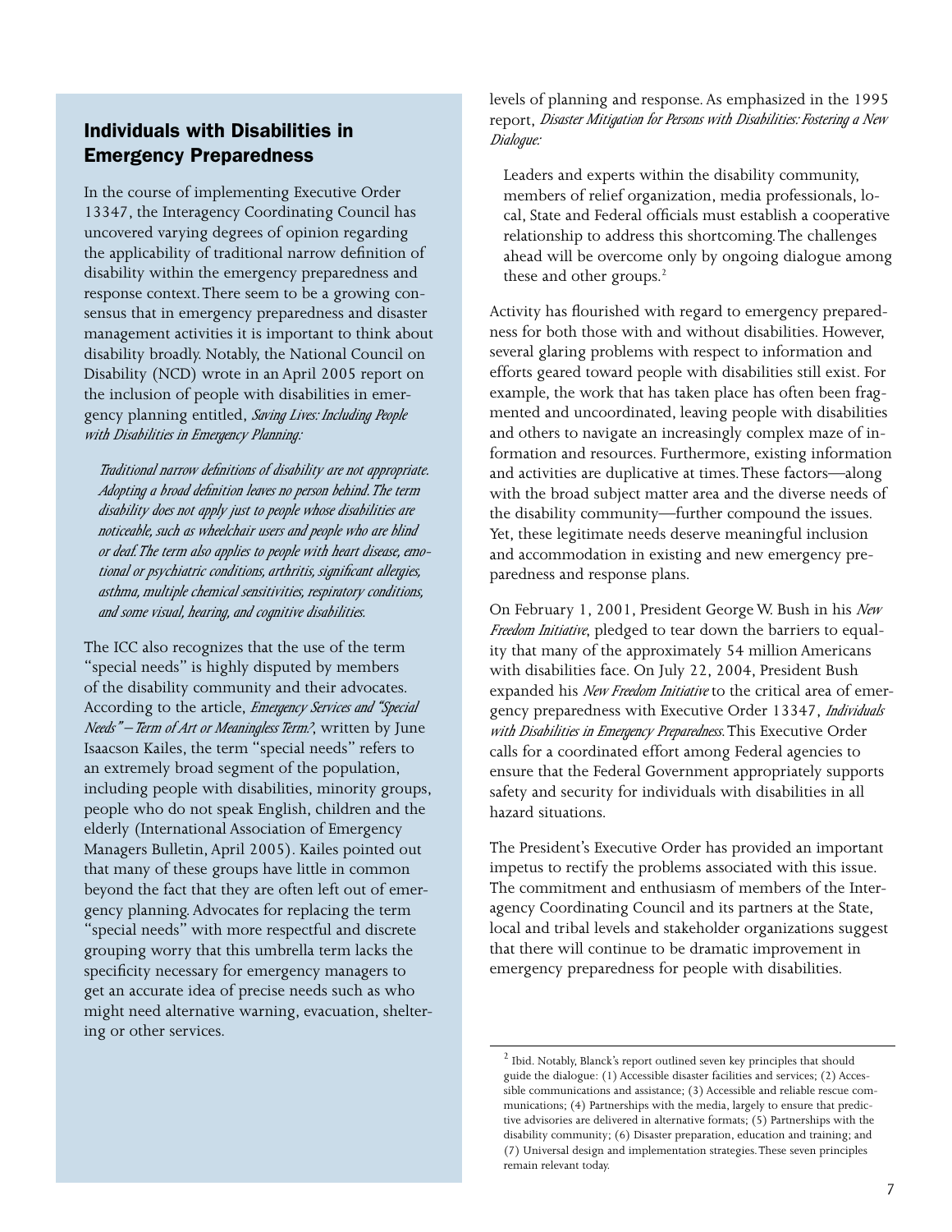## Individuals with Disabilities in Emergency Preparedness

In the course of implementing Executive Order 13347, the Interagency Coordinating Council has uncovered varying degrees of opinion regarding the applicability of traditional narrow definition of disability within the emergency preparedness and response context. There seem to be a growing consensus that in emergency preparedness and disaster management activities it is important to think about disability broadly. Notably, the National Council on Disability (NCD) wrote in an April 2005 report on the inclusion of people with disabilities in emergency planning entitled, *Saving Lives: Including People with Disabilities in Emergency Planning:*

> *Traditional narrow definitions of disability are not appropriate. Adopting a broad definition leaves no person behind. The term disability does not apply just to people whose disabilities are noticeable, such as wheelchair users and people who are blind or deaf. The term also applies to people with heart disease, emotional or psychiatric conditions, arthritis, significant allergies, asthma, multiple chemical sensitivities, respiratory conditions, and some visual, hearing, and cognitive disabilities.*

The ICC also recognizes that the use of the term "special needs" is highly disputed by members of the disability community and their advocates. According to the article, *Emergency Services and "Special Needs" – Term of Art or Meaningless Term?*, written by June Isaacson Kailes, the term "special needs" refers to an extremely broad segment of the population, including people with disabilities, minority groups, people who do not speak English, children and the elderly (International Association of Emergency Managers Bulletin, April 2005). Kailes pointed out that many of these groups have little in common beyond the fact that they are often left out of emergency planning. Advocates for replacing the term "special needs" with more respectful and discrete grouping worry that this umbrella term lacks the specificity necessary for emergency managers to get an accurate idea of precise needs such as who might need alternative warning, evacuation, sheltering or other services.

levels of planning and response. As emphasized in the 1995 report, *Disaster Mitigation for Persons with Disabilities: Fostering a New Dialogue:*

> Leaders and experts within the disability community, members of relief organization, media professionals, local, State and Federal officials must establish a cooperative relationship to address this shortcoming. The challenges ahead will be overcome only by ongoing dialogue among these and other groups.[2]

Activity has flourished with regard to emergency preparedness for both those with and without disabilities. However, several glaring problems with respect to information and efforts geared toward people with disabilities still exist. For example, the work that has taken place has often been fragmented and uncoordinated, leaving people with disabilities and others to navigate an increasingly complex maze of information and resources. Furthermore, existing information and activities are duplicative at times. These factors—along with the broad subject matter area and the diverse needs of the disability community—further compound the issues. Yet, these legitimate needs deserve meaningful inclusion and accommodation in existing and new emergency preparedness and response plans.

On February 1, 2001, President George W. Bush in his *New Freedom Initiative*, pledged to tear down the barriers to equality that many of the approximately 54 million Americans with disabilities face. On July 22, 2004, President Bush expanded his *New Freedom Initiative* to the critical area of emergency preparedness with Executive Order 13347, *Individuals with Disabilities in Emergency Preparedness.* This Executive Order calls for a coordinated effort among Federal agencies to ensure that the Federal Government appropriately supports safety and security for individuals with disabilities in all hazard situations.

The President's Executive Order has provided an important impetus to rectify the problems associated with this issue. The commitment and enthusiasm of members of the Interagency Coordinating Council and its partners at the State, local and tribal levels and stakeholder organizations suggest that there will continue to be dramatic improvement in emergency preparedness for people with disabilities.

---

[2] Ibid. Notably, Blanck's report outlined seven key principles that should guide the dialogue: (1) Accessible disaster facilities and services; (2) Accessible communications and assistance; (3) Accessible and reliable rescue communications; (4) Partnerships with the media, largely to ensure that predictive advisories are delivered in alternative formats; (5) Partnerships with the disability community; (6) Disaster preparation, education and training; and (7) Universal design and implementation strategies. These seven principles remain relevant today.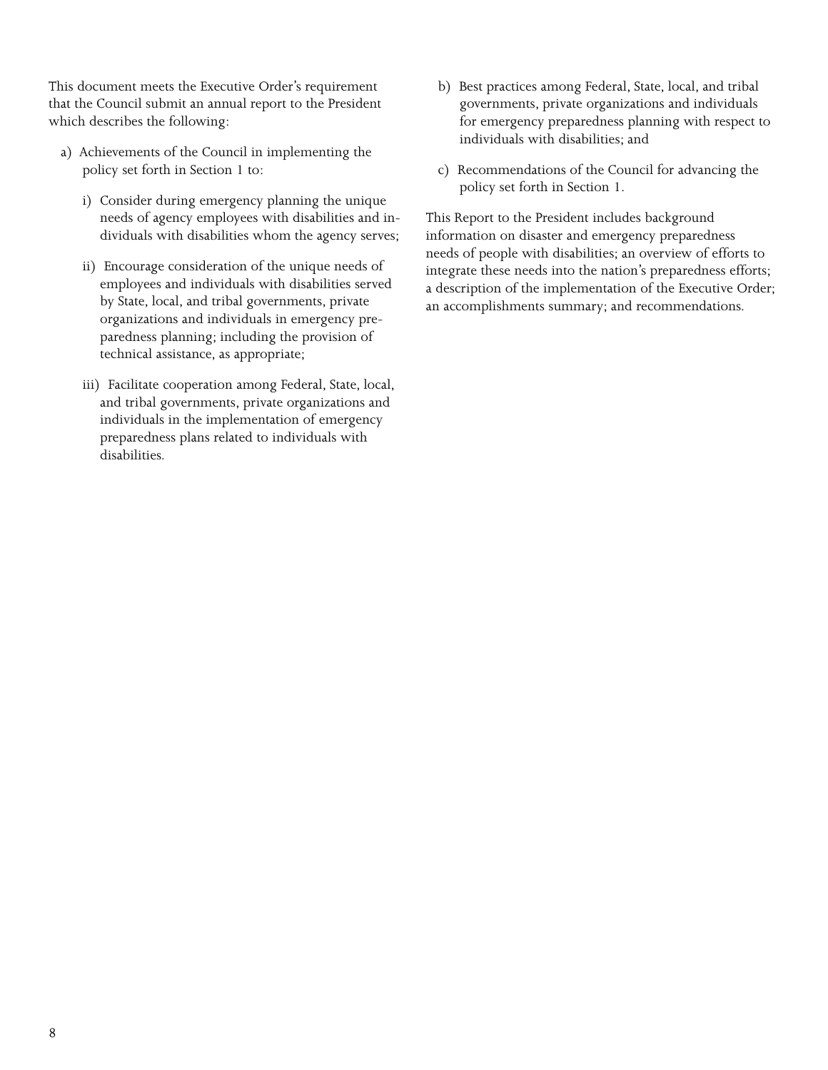This document meets the Executive Order's requirement that the Council submit an annual report to the President which describes the following:

a) Achievements of the Council in implementing the policy set forth in Section 1 to:

   i) Consider during emergency planning the unique needs of agency employees with disabilities and individuals with disabilities whom the agency serves;

   ii) Encourage consideration of the unique needs of employees and individuals with disabilities served by State, local, and tribal governments, private organizations and individuals in emergency preparedness planning; including the provision of technical assistance, as appropriate;

   iii) Facilitate cooperation among Federal, State, local, and tribal governments, private organizations and individuals in the implementation of emergency preparedness plans related to individuals with disabilities.

b) Best practices among Federal, State, local, and tribal governments, private organizations and individuals for emergency preparedness planning with respect to individuals with disabilities; and

c) Recommendations of the Council for advancing the policy set forth in Section 1.

This Report to the President includes background information on disaster and emergency preparedness needs of people with disabilities; an overview of efforts to integrate these needs into the nation's preparedness efforts; a description of the implementation of the Executive Order; an accomplishments summary; and recommendations.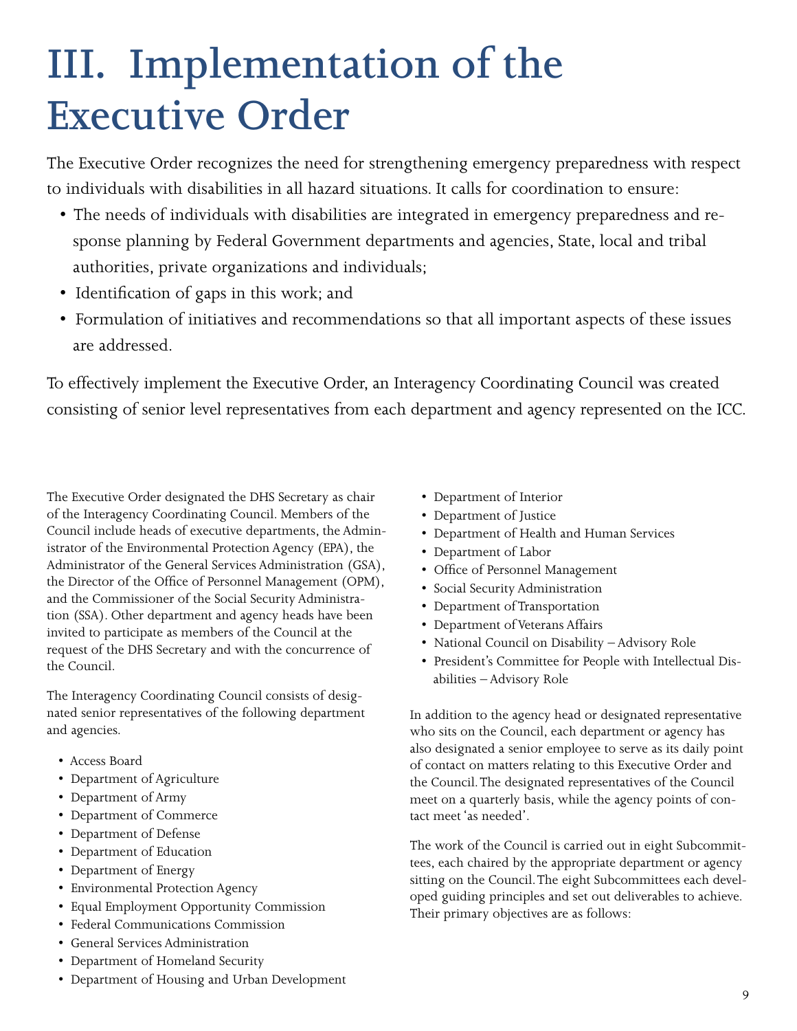# III. Implementation of the Executive Order

The Executive Order recognizes the need for strengthening emergency preparedness with respect to individuals with disabilities in all hazard situations. It calls for coordination to ensure:

- The needs of individuals with disabilities are integrated in emergency preparedness and response planning by Federal Government departments and agencies, State, local and tribal authorities, private organizations and individuals;
- Identification of gaps in this work; and
- Formulation of initiatives and recommendations so that all important aspects of these issues are addressed.

To effectively implement the Executive Order, an Interagency Coordinating Council was created consisting of senior level representatives from each department and agency represented on the ICC.

The Executive Order designated the DHS Secretary as chair of the Interagency Coordinating Council. Members of the Council include heads of executive departments, the Administrator of the Environmental Protection Agency (EPA), the Administrator of the General Services Administration (GSA), the Director of the Office of Personnel Management (OPM), and the Commissioner of the Social Security Administration (SSA). Other department and agency heads have been invited to participate as members of the Council at the request of the DHS Secretary and with the concurrence of the Council.

The Interagency Coordinating Council consists of designated senior representatives of the following department and agencies.

- Access Board
- Department of Agriculture
- Department of Army
- Department of Commerce
- Department of Defense
- Department of Education
- Department of Energy
- Environmental Protection Agency
- Equal Employment Opportunity Commission
- Federal Communications Commission
- General Services Administration
- Department of Homeland Security
- Department of Housing and Urban Development
- Department of Interior
- Department of Justice
- Department of Health and Human Services
- Department of Labor
- Office of Personnel Management
- Social Security Administration
- Department of Transportation
- Department of Veterans Affairs
- National Council on Disability – Advisory Role
- President's Committee for People with Intellectual Disabilities – Advisory Role

In addition to the agency head or designated representative who sits on the Council, each department or agency has also designated a senior employee to serve as its daily point of contact on matters relating to this Executive Order and the Council. The designated representatives of the Council meet on a quarterly basis, while the agency points of contact meet 'as needed'.

The work of the Council is carried out in eight Subcommittees, each chaired by the appropriate department or agency sitting on the Council. The eight Subcommittees each developed guiding principles and set out deliverables to achieve. Their primary objectives are as follows: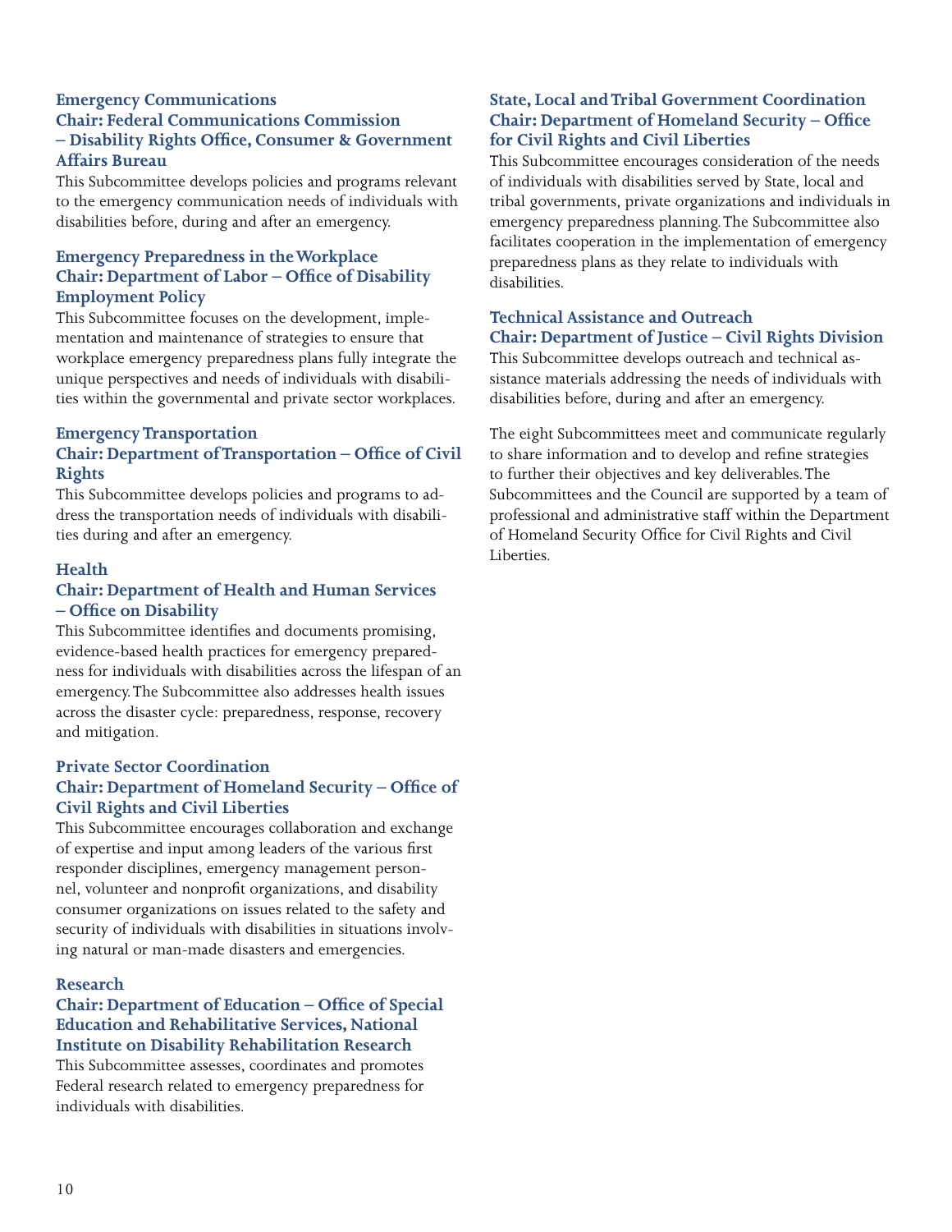### Emergency Communications

**Chair: Federal Communications Commission – Disability Rights Office, Consumer & Government Affairs Bureau**

This Subcommittee develops policies and programs relevant to the emergency communication needs of individuals with disabilities before, during and after an emergency.

### Emergency Preparedness in the Workplace

**Chair: Department of Labor – Office of Disability Employment Policy**

This Subcommittee focuses on the development, implementation and maintenance of strategies to ensure that workplace emergency preparedness plans fully integrate the unique perspectives and needs of individuals with disabilities within the governmental and private sector workplaces.

### Emergency Transportation

**Chair: Department of Transportation – Office of Civil Rights**

This Subcommittee develops policies and programs to address the transportation needs of individuals with disabilities during and after an emergency.

### Health

**Chair: Department of Health and Human Services – Office on Disability**

This Subcommittee identifies and documents promising, evidence-based health practices for emergency preparedness for individuals with disabilities across the lifespan of an emergency. The Subcommittee also addresses health issues across the disaster cycle: preparedness, response, recovery and mitigation.

### Private Sector Coordination

**Chair: Department of Homeland Security – Office of Civil Rights and Civil Liberties**

This Subcommittee encourages collaboration and exchange of expertise and input among leaders of the various first responder disciplines, emergency management personnel, volunteer and nonprofit organizations, and disability consumer organizations on issues related to the safety and security of individuals with disabilities in situations involving natural or man-made disasters and emergencies.

### Research

**Chair: Department of Education – Office of Special Education and Rehabilitative Services, National Institute on Disability Rehabilitation Research**

This Subcommittee assesses, coordinates and promotes Federal research related to emergency preparedness for individuals with disabilities.

### State, Local and Tribal Government Coordination

**Chair: Department of Homeland Security – Office for Civil Rights and Civil Liberties**

This Subcommittee encourages consideration of the needs of individuals with disabilities served by State, local and tribal governments, private organizations and individuals in emergency preparedness planning. The Subcommittee also facilitates cooperation in the implementation of emergency preparedness plans as they relate to individuals with disabilities.

### Technical Assistance and Outreach

**Chair: Department of Justice – Civil Rights Division**

This Subcommittee develops outreach and technical assistance materials addressing the needs of individuals with disabilities before, during and after an emergency.

The eight Subcommittees meet and communicate regularly to share information and to develop and refine strategies to further their objectives and key deliverables. The Subcommittees and the Council are supported by a team of professional and administrative staff within the Department of Homeland Security Office for Civil Rights and Civil Liberties.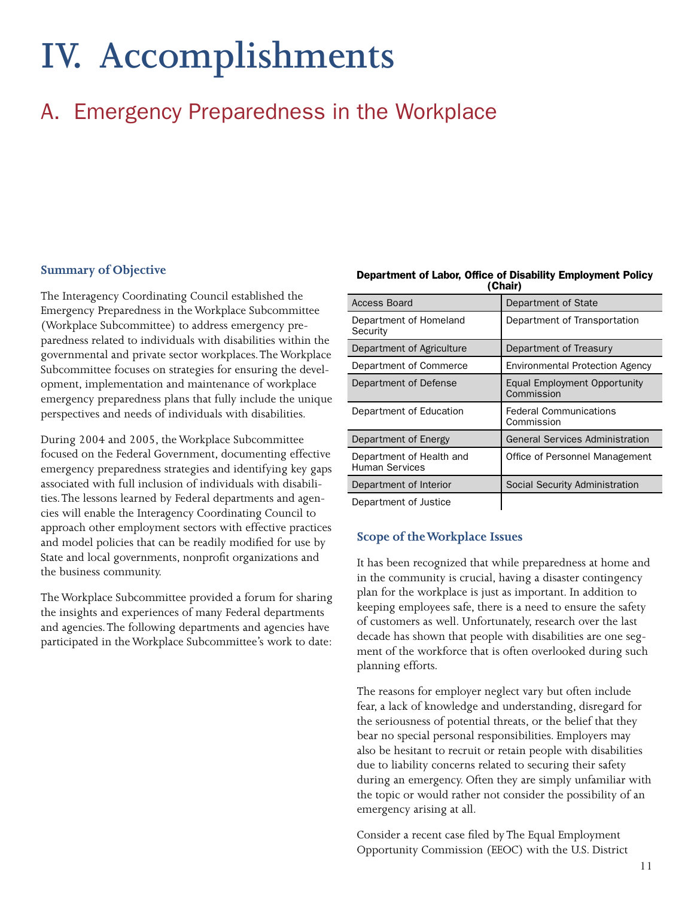# IV. Accomplishments

## A. Emergency Preparedness in the Workplace

### Summary of Objective

The Interagency Coordinating Council established the Emergency Preparedness in the Workplace Subcommittee (Workplace Subcommittee) to address emergency preparedness related to individuals with disabilities within the governmental and private sector workplaces. The Workplace Subcommittee focuses on strategies for ensuring the development, implementation and maintenance of workplace emergency preparedness plans that fully include the unique perspectives and needs of individuals with disabilities.

During 2004 and 2005, the Workplace Subcommittee focused on the Federal Government, documenting effective emergency preparedness strategies and identifying key gaps associated with full inclusion of individuals with disabilities. The lessons learned by Federal departments and agencies will enable the Interagency Coordinating Council to approach other employment sectors with effective practices and model policies that can be readily modified for use by State and local governments, nonprofit organizations and the business community.

The Workplace Subcommittee provided a forum for sharing the insights and experiences of many Federal departments and agencies. The following departments and agencies have participated in the Workplace Subcommittee's work to date:

**Department of Labor, Office of Disability Employment Policy (Chair)**

| | |
|---|---|
| Access Board | Department of State |
| Department of Homeland Security | Department of Transportation |
| Department of Agriculture | Department of Treasury |
| Department of Commerce | Environmental Protection Agency |
| Department of Defense | Equal Employment Opportunity Commission |
| Department of Education | Federal Communications Commission |
| Department of Energy | General Services Administration |
| Department of Health and Human Services | Office of Personnel Management |
| Department of Interior | Social Security Administration |
| Department of Justice | |

### Scope of the Workplace Issues

It has been recognized that while preparedness at home and in the community is crucial, having a disaster contingency plan for the workplace is just as important. In addition to keeping employees safe, there is a need to ensure the safety of customers as well. Unfortunately, research over the last decade has shown that people with disabilities are one segment of the workforce that is often overlooked during such planning efforts.

The reasons for employer neglect vary but often include fear, a lack of knowledge and understanding, disregard for the seriousness of potential threats, or the belief that they bear no special personal responsibilities. Employers may also be hesitant to recruit or retain people with disabilities due to liability concerns related to securing their safety during an emergency. Often they are simply unfamiliar with the topic or would rather not consider the possibility of an emergency arising at all.

Consider a recent case filed by The Equal Employment Opportunity Commission (EEOC) with the U.S. District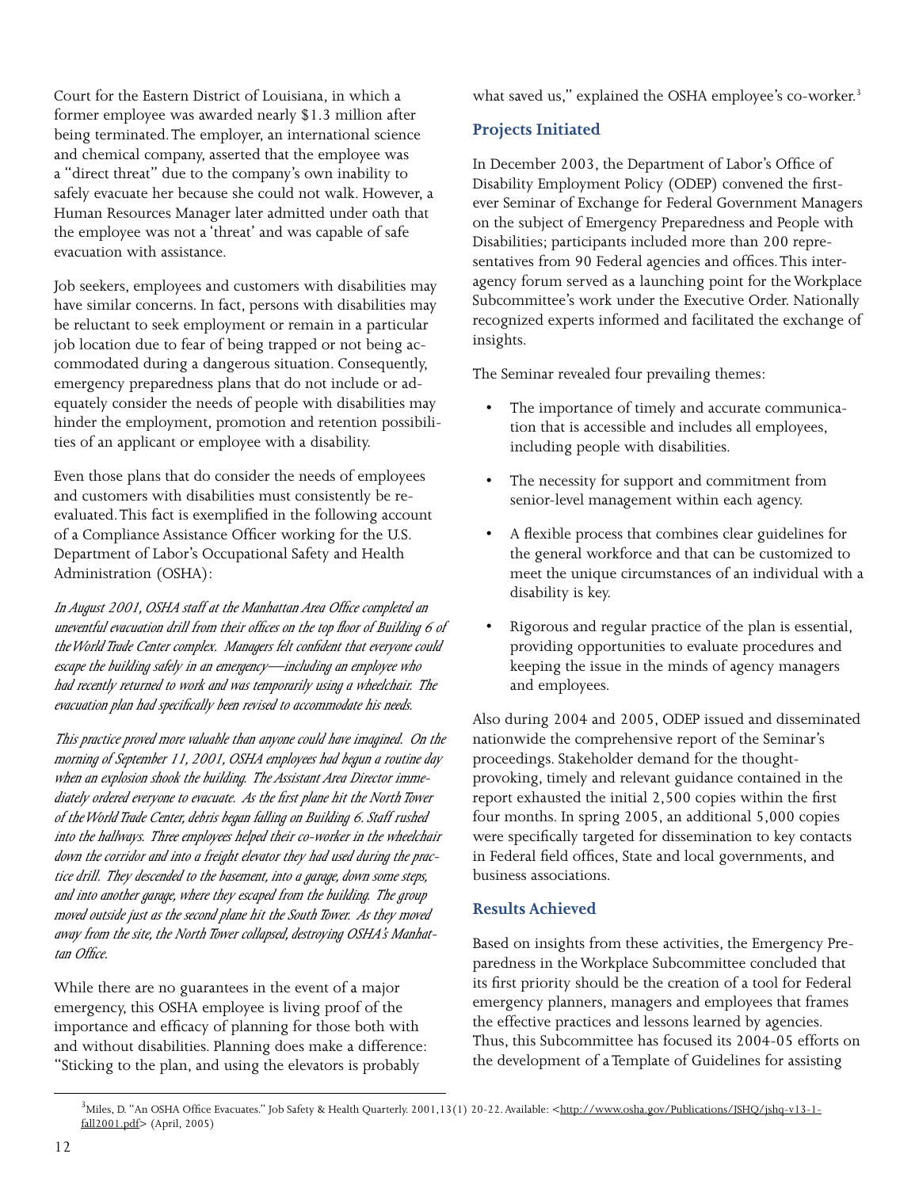Court for the Eastern District of Louisiana, in which a former employee was awarded nearly $1.3 million after being terminated. The employer, an international science and chemical company, asserted that the employee was a "direct threat" due to the company's own inability to safely evacuate her because she could not walk. However, a Human Resources Manager later admitted under oath that the employee was not a 'threat' and was capable of safe evacuation with assistance.

Job seekers, employees and customers with disabilities may have similar concerns. In fact, persons with disabilities may be reluctant to seek employment or remain in a particular job location due to fear of being trapped or not being accommodated during a dangerous situation. Consequently, emergency preparedness plans that do not include or adequately consider the needs of people with disabilities may hinder the employment, promotion and retention possibilities of an applicant or employee with a disability.

Even those plans that do consider the needs of employees and customers with disabilities must consistently be re-evaluated. This fact is exemplified in the following account of a Compliance Assistance Officer working for the U.S. Department of Labor's Occupational Safety and Health Administration (OSHA):

*In August 2001, OSHA staff at the Manhattan Area Office completed an uneventful evacuation drill from their offices on the top floor of Building 6 of the World Trade Center complex. Managers felt confident that everyone could escape the building safely in an emergency—including an employee who had recently returned to work and was temporarily using a wheelchair. The evacuation plan had specifically been revised to accommodate his needs.*

*This practice proved more valuable than anyone could have imagined. On the morning of September 11, 2001, OSHA employees had begun a routine day when an explosion shook the building. The Assistant Area Director immediately ordered everyone to evacuate. As the first plane hit the North Tower of the World Trade Center, debris began falling on Building 6. Staff rushed into the hallways. Three employees helped their co-worker in the wheelchair down the corridor and into a freight elevator they had used during the practice drill. They descended to the basement, into a garage, down some steps, and into another garage, where they escaped from the building. The group moved outside just as the second plane hit the South Tower. As they moved away from the site, the North Tower collapsed, destroying OSHA's Manhattan Office.*

While there are no guarantees in the event of a major emergency, this OSHA employee is living proof of the importance and efficacy of planning for those both with and without disabilities. Planning does make a difference: "Sticking to the plan, and using the elevators is probably what saved us," explained the OSHA employee's co-worker.[3]

## Projects Initiated

In December 2003, the Department of Labor's Office of Disability Employment Policy (ODEP) convened the first-ever Seminar of Exchange for Federal Government Managers on the subject of Emergency Preparedness and People with Disabilities; participants included more than 200 representatives from 90 Federal agencies and offices. This inter-agency forum served as a launching point for the Workplace Subcommittee's work under the Executive Order. Nationally recognized experts informed and facilitated the exchange of insights.

The Seminar revealed four prevailing themes:

- The importance of timely and accurate communication that is accessible and includes all employees, including people with disabilities.
- The necessity for support and commitment from senior-level management within each agency.
- A flexible process that combines clear guidelines for the general workforce and that can be customized to meet the unique circumstances of an individual with a disability is key.
- Rigorous and regular practice of the plan is essential, providing opportunities to evaluate procedures and keeping the issue in the minds of agency managers and employees.

Also during 2004 and 2005, ODEP issued and disseminated nationwide the comprehensive report of the Seminar's proceedings. Stakeholder demand for the thought-provoking, timely and relevant guidance contained in the report exhausted the initial 2,500 copies within the first four months. In spring 2005, an additional 5,000 copies were specifically targeted for dissemination to key contacts in Federal field offices, State and local governments, and business associations.

## Results Achieved

Based on insights from these activities, the Emergency Preparedness in the Workplace Subcommittee concluded that its first priority should be the creation of a tool for Federal emergency planners, managers and employees that frames the effective practices and lessons learned by agencies. Thus, this Subcommittee has focused its 2004-05 efforts on the development of a Template of Guidelines for assisting

[3] Miles, D. "An OSHA Office Evacuates." Job Safety & Health Quarterly. 2001,13(1) 20-22. Available: <http://www.osha.gov/Publications/JSHQ/jshq-v13-1-fall2001.pdf> (April, 2005)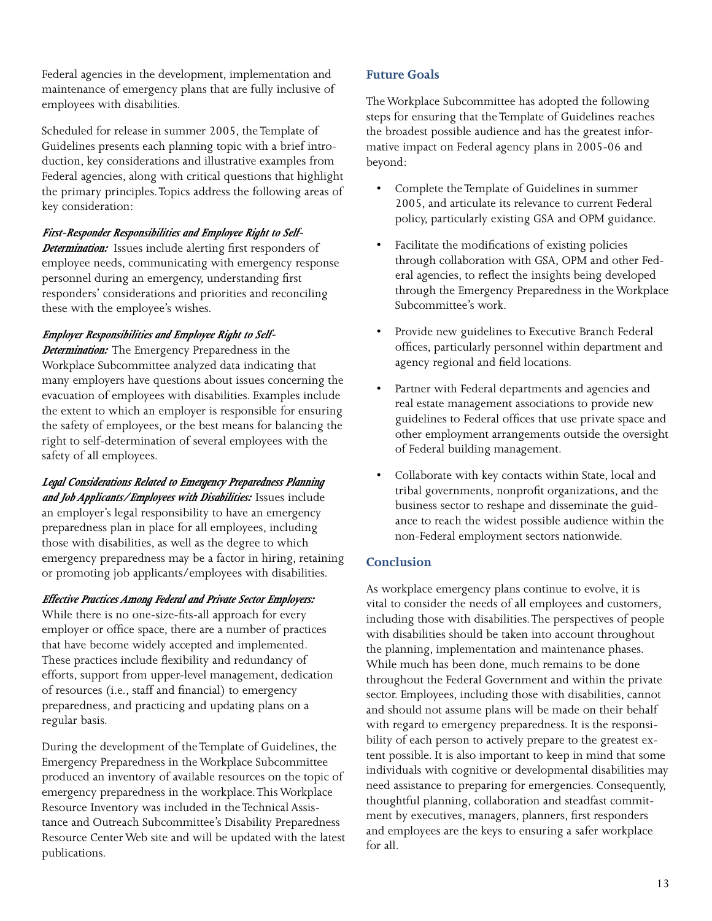Federal agencies in the development, implementation and maintenance of emergency plans that are fully inclusive of employees with disabilities.

Scheduled for release in summer 2005, the Template of Guidelines presents each planning topic with a brief introduction, key considerations and illustrative examples from Federal agencies, along with critical questions that highlight the primary principles. Topics address the following areas of key consideration:

***First-Responder Responsibilities and Employee Right to Self-Determination:*** Issues include alerting first responders of employee needs, communicating with emergency response personnel during an emergency, understanding first responders' considerations and priorities and reconciling these with the employee's wishes.

***Employer Responsibilities and Employee Right to Self-Determination:*** The Emergency Preparedness in the Workplace Subcommittee analyzed data indicating that many employers have questions about issues concerning the evacuation of employees with disabilities. Examples include the extent to which an employer is responsible for ensuring the safety of employees, or the best means for balancing the right to self-determination of several employees with the safety of all employees.

***Legal Considerations Related to Emergency Preparedness Planning and Job Applicants/Employees with Disabilities:*** Issues include an employer's legal responsibility to have an emergency preparedness plan in place for all employees, including those with disabilities, as well as the degree to which emergency preparedness may be a factor in hiring, retaining or promoting job applicants/employees with disabilities.

***Effective Practices Among Federal and Private Sector Employers:*** While there is no one-size-fits-all approach for every employer or office space, there are a number of practices that have become widely accepted and implemented. These practices include flexibility and redundancy of efforts, support from upper-level management, dedication of resources (i.e., staff and financial) to emergency preparedness, and practicing and updating plans on a regular basis.

During the development of the Template of Guidelines, the Emergency Preparedness in the Workplace Subcommittee produced an inventory of available resources on the topic of emergency preparedness in the workplace. This Workplace Resource Inventory was included in the Technical Assistance and Outreach Subcommittee's Disability Preparedness Resource Center Web site and will be updated with the latest publications.

### Future Goals

The Workplace Subcommittee has adopted the following steps for ensuring that the Template of Guidelines reaches the broadest possible audience and has the greatest informative impact on Federal agency plans in 2005-06 and beyond:

- Complete the Template of Guidelines in summer 2005, and articulate its relevance to current Federal policy, particularly existing GSA and OPM guidance.
- Facilitate the modifications of existing policies through collaboration with GSA, OPM and other Federal agencies, to reflect the insights being developed through the Emergency Preparedness in the Workplace Subcommittee's work.
- Provide new guidelines to Executive Branch Federal offices, particularly personnel within department and agency regional and field locations.
- Partner with Federal departments and agencies and real estate management associations to provide new guidelines to Federal offices that use private space and other employment arrangements outside the oversight of Federal building management.
- Collaborate with key contacts within State, local and tribal governments, nonprofit organizations, and the business sector to reshape and disseminate the guidance to reach the widest possible audience within the non-Federal employment sectors nationwide.

### Conclusion

As workplace emergency plans continue to evolve, it is vital to consider the needs of all employees and customers, including those with disabilities. The perspectives of people with disabilities should be taken into account throughout the planning, implementation and maintenance phases. While much has been done, much remains to be done throughout the Federal Government and within the private sector. Employees, including those with disabilities, cannot and should not assume plans will be made on their behalf with regard to emergency preparedness. It is the responsibility of each person to actively prepare to the greatest extent possible. It is also important to keep in mind that some individuals with cognitive or developmental disabilities may need assistance to preparing for emergencies. Consequently, thoughtful planning, collaboration and steadfast commitment by executives, managers, planners, first responders and employees are the keys to ensuring a safer workplace for all.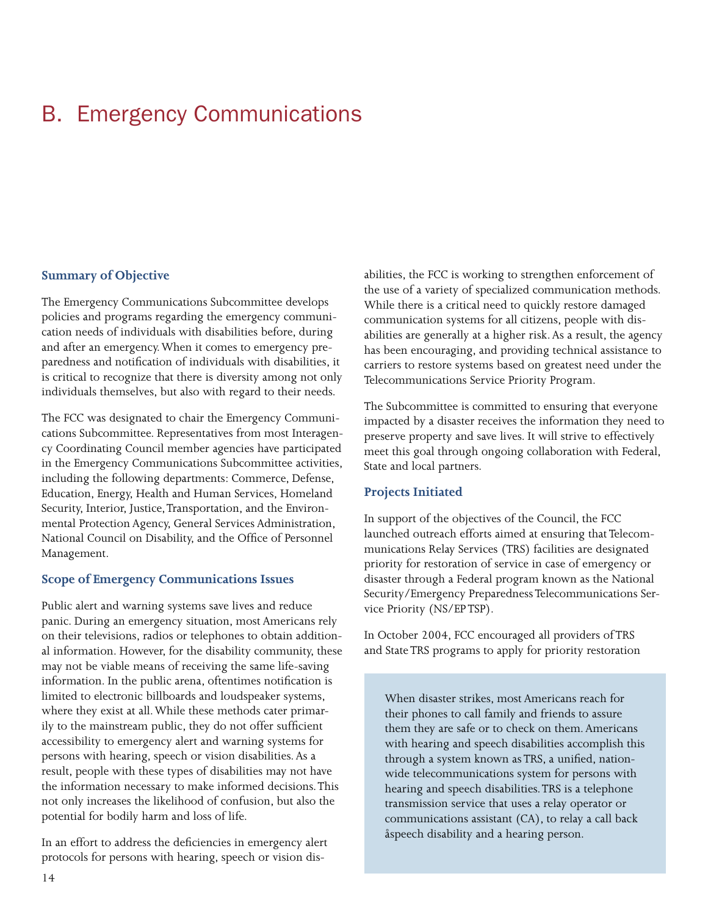# B. Emergency Communications

## Summary of Objective

The Emergency Communications Subcommittee develops policies and programs regarding the emergency communication needs of individuals with disabilities before, during and after an emergency. When it comes to emergency preparedness and notification of individuals with disabilities, it is critical to recognize that there is diversity among not only individuals themselves, but also with regard to their needs.

The FCC was designated to chair the Emergency Communications Subcommittee. Representatives from most Interagency Coordinating Council member agencies have participated in the Emergency Communications Subcommittee activities, including the following departments: Commerce, Defense, Education, Energy, Health and Human Services, Homeland Security, Interior, Justice, Transportation, and the Environmental Protection Agency, General Services Administration, National Council on Disability, and the Office of Personnel Management.

## Scope of Emergency Communications Issues

Public alert and warning systems save lives and reduce panic. During an emergency situation, most Americans rely on their televisions, radios or telephones to obtain additional information. However, for the disability community, these may not be viable means of receiving the same life-saving information. In the public arena, oftentimes notification is limited to electronic billboards and loudspeaker systems, where they exist at all. While these methods cater primarily to the mainstream public, they do not offer sufficient accessibility to emergency alert and warning systems for persons with hearing, speech or vision disabilities. As a result, people with these types of disabilities may not have the information necessary to make informed decisions. This not only increases the likelihood of confusion, but also the potential for bodily harm and loss of life.

In an effort to address the deficiencies in emergency alert protocols for persons with hearing, speech or vision disabilities, the FCC is working to strengthen enforcement of the use of a variety of specialized communication methods. While there is a critical need to quickly restore damaged communication systems for all citizens, people with disabilities are generally at a higher risk. As a result, the agency has been encouraging, and providing technical assistance to carriers to restore systems based on greatest need under the Telecommunications Service Priority Program.

The Subcommittee is committed to ensuring that everyone impacted by a disaster receives the information they need to preserve property and save lives. It will strive to effectively meet this goal through ongoing collaboration with Federal, State and local partners.

## Projects Initiated

In support of the objectives of the Council, the FCC launched outreach efforts aimed at ensuring that Telecommunications Relay Services (TRS) facilities are designated priority for restoration of service in case of emergency or disaster through a Federal program known as the National Security/Emergency Preparedness Telecommunications Service Priority (NS/EP TSP).

In October 2004, FCC encouraged all providers of TRS and State TRS programs to apply for priority restoration

> When disaster strikes, most Americans reach for their phones to call family and friends to assure them they are safe or to check on them. Americans with hearing and speech disabilities accomplish this through a system known as TRS, a unified, nationwide telecommunications system for persons with hearing and speech disabilities. TRS is a telephone transmission service that uses a relay operator or communications assistant (CA), to relay a call back åspeech disability and a hearing person.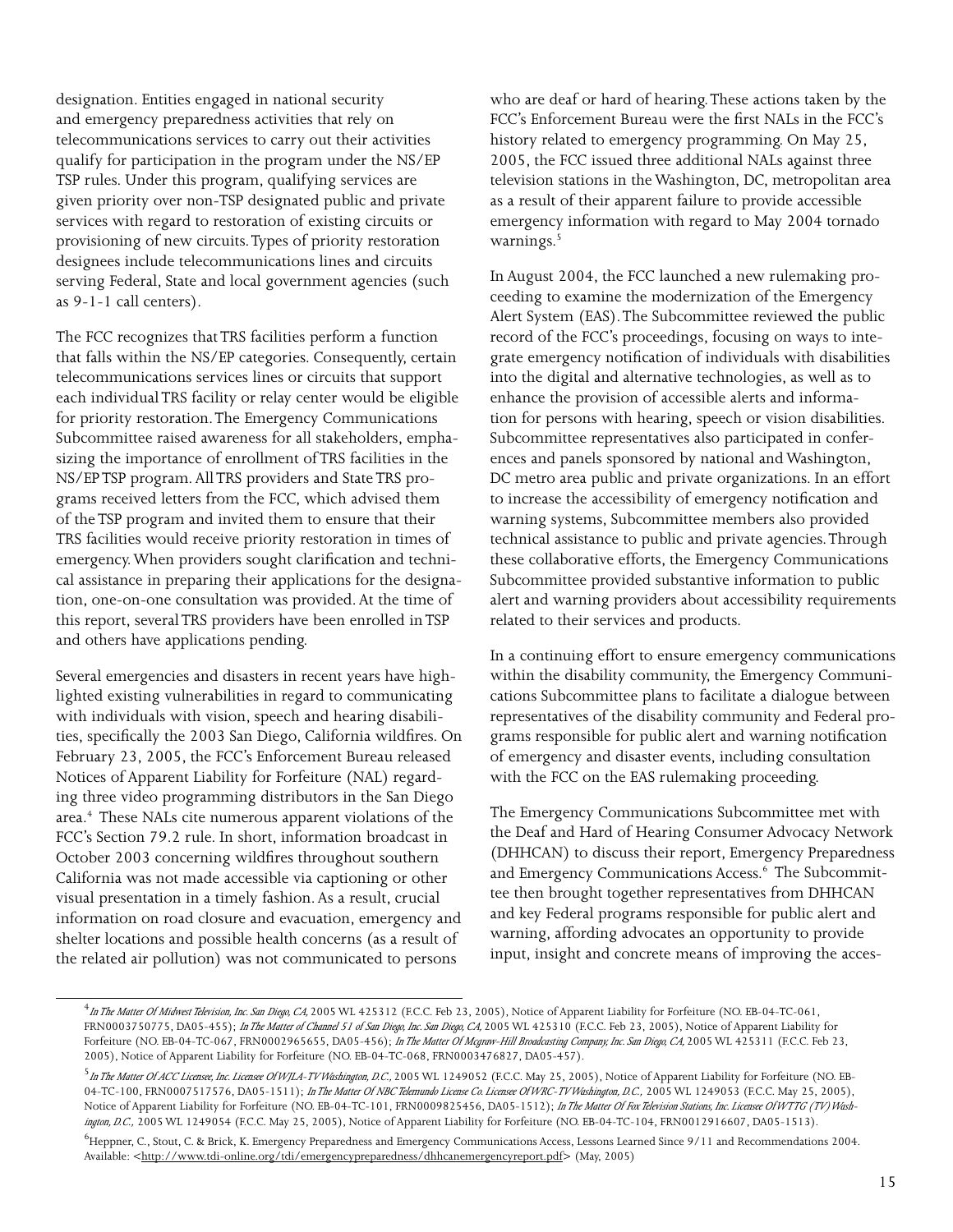designation. Entities engaged in national security and emergency preparedness activities that rely on telecommunications services to carry out their activities qualify for participation in the program under the NS/EP TSP rules. Under this program, qualifying services are given priority over non-TSP designated public and private services with regard to restoration of existing circuits or provisioning of new circuits. Types of priority restoration designees include telecommunications lines and circuits serving Federal, State and local government agencies (such as 9-1-1 call centers).

The FCC recognizes that TRS facilities perform a function that falls within the NS/EP categories. Consequently, certain telecommunications services lines or circuits that support each individual TRS facility or relay center would be eligible for priority restoration. The Emergency Communications Subcommittee raised awareness for all stakeholders, emphasizing the importance of enrollment of TRS facilities in the NS/EP TSP program. All TRS providers and State TRS programs received letters from the FCC, which advised them of the TSP program and invited them to ensure that their TRS facilities would receive priority restoration in times of emergency. When providers sought clarification and technical assistance in preparing their applications for the designation, one-on-one consultation was provided. At the time of this report, several TRS providers have been enrolled in TSP and others have applications pending.

Several emergencies and disasters in recent years have highlighted existing vulnerabilities in regard to communicating with individuals with vision, speech and hearing disabilities, specifically the 2003 San Diego, California wildfires. On February 23, 2005, the FCC's Enforcement Bureau released Notices of Apparent Liability for Forfeiture (NAL) regarding three video programming distributors in the San Diego area.[4] These NALs cite numerous apparent violations of the FCC's Section 79.2 rule. In short, information broadcast in October 2003 concerning wildfires throughout southern California was not made accessible via captioning or other visual presentation in a timely fashion. As a result, crucial information on road closure and evacuation, emergency and shelter locations and possible health concerns (as a result of the related air pollution) was not communicated to persons who are deaf or hard of hearing. These actions taken by the FCC's Enforcement Bureau were the first NALs in the FCC's history related to emergency programming. On May 25, 2005, the FCC issued three additional NALs against three television stations in the Washington, DC, metropolitan area as a result of their apparent failure to provide accessible emergency information with regard to May 2004 tornado warnings.[5]

In August 2004, the FCC launched a new rulemaking proceeding to examine the modernization of the Emergency Alert System (EAS). The Subcommittee reviewed the public record of the FCC's proceedings, focusing on ways to integrate emergency notification of individuals with disabilities into the digital and alternative technologies, as well as to enhance the provision of accessible alerts and information for persons with hearing, speech or vision disabilities. Subcommittee representatives also participated in conferences and panels sponsored by national and Washington, DC metro area public and private organizations. In an effort to increase the accessibility of emergency notification and warning systems, Subcommittee members also provided technical assistance to public and private agencies. Through these collaborative efforts, the Emergency Communications Subcommittee provided substantive information to public alert and warning providers about accessibility requirements related to their services and products.

In a continuing effort to ensure emergency communications within the disability community, the Emergency Communications Subcommittee plans to facilitate a dialogue between representatives of the disability community and Federal programs responsible for public alert and warning notification of emergency and disaster events, including consultation with the FCC on the EAS rulemaking proceeding.

The Emergency Communications Subcommittee met with the Deaf and Hard of Hearing Consumer Advocacy Network (DHHCAN) to discuss their report, Emergency Preparedness and Emergency Communications Access.[6] The Subcommittee then brought together representatives from DHHCAN and key Federal programs responsible for public alert and warning, affording advocates an opportunity to provide input, insight and concrete means of improving the acces-

---

[4] *In The Matter Of Midwest Television, Inc. San Diego, CA,* 2005 WL 425312 (F.C.C. Feb 23, 2005), Notice of Apparent Liability for Forfeiture (NO. EB-04-TC-061, FRN0003750775, DA05-455); *In The Matter of Channel 51 of San Diego, Inc. San Diego, CA,* 2005 WL 425310 (F.C.C. Feb 23, 2005), Notice of Apparent Liability for Forfeiture (NO. EB-04-TC-067, FRN0002965655, DA05-456); *In The Matter Of Mcgraw-Hill Broadcasting Company, Inc. San Diego, CA,* 2005 WL 425311 (F.C.C. Feb 23, 2005), Notice of Apparent Liability for Forfeiture (NO. EB-04-TC-068, FRN0003476827, DA05-457).

[5] *In The Matter Of ACC Licensee, Inc. Licensee Of WJLA-TV Washington, D.C.,* 2005 WL 1249052 (F.C.C. May 25, 2005), Notice of Apparent Liability for Forfeiture (NO. EB-04-TC-100, FRN0007517576, DA05-1511); *In The Matter Of NBC Telemundo License Co. Licensee Of WRC-TV Washington, D.C.,* 2005 WL 1249053 (F.C.C. May 25, 2005), Notice of Apparent Liability for Forfeiture (NO. EB-04-TC-101, FRN0009825456, DA05-1512); *In The Matter Of Fox Television Stations, Inc. Licensee Of WTTG (TV) Washington, D.C.,* 2005 WL 1249054 (F.C.C. May 25, 2005), Notice of Apparent Liability for Forfeiture (NO. EB-04-TC-104, FRN0012916607, DA05-1513).

[6] Heppner, C., Stout, C. & Brick, K. Emergency Preparedness and Emergency Communications Access, Lessons Learned Since 9/11 and Recommendations 2004. Available: <http://www.tdi-online.org/tdi/emergencypreparedness/dhhcanemergencyreport.pdf> (May, 2005)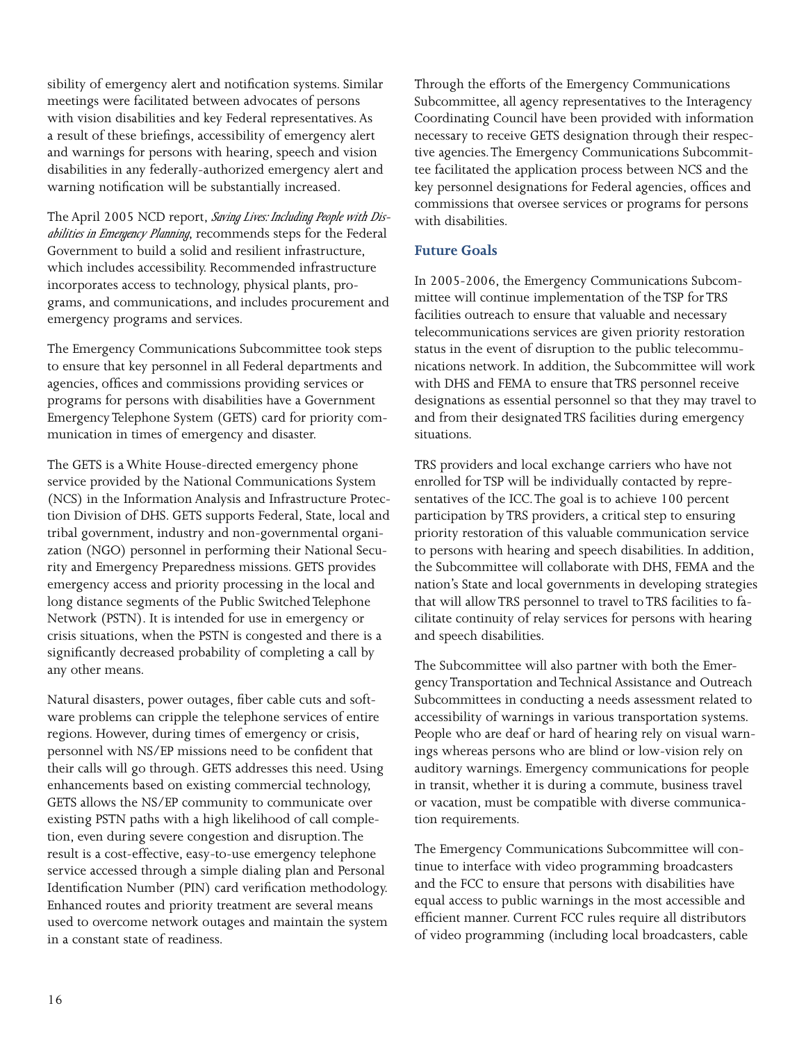sibility of emergency alert and notification systems. Similar meetings were facilitated between advocates of persons with vision disabilities and key Federal representatives. As a result of these briefings, accessibility of emergency alert and warnings for persons with hearing, speech and vision disabilities in any federally-authorized emergency alert and warning notification will be substantially increased.

The April 2005 NCD report, *Saving Lives: Including People with Disabilities in Emergency Planning*, recommends steps for the Federal Government to build a solid and resilient infrastructure, which includes accessibility. Recommended infrastructure incorporates access to technology, physical plants, programs, and communications, and includes procurement and emergency programs and services.

The Emergency Communications Subcommittee took steps to ensure that key personnel in all Federal departments and agencies, offices and commissions providing services or programs for persons with disabilities have a Government Emergency Telephone System (GETS) card for priority communication in times of emergency and disaster.

The GETS is a White House-directed emergency phone service provided by the National Communications System (NCS) in the Information Analysis and Infrastructure Protection Division of DHS. GETS supports Federal, State, local and tribal government, industry and non-governmental organization (NGO) personnel in performing their National Security and Emergency Preparedness missions. GETS provides emergency access and priority processing in the local and long distance segments of the Public Switched Telephone Network (PSTN). It is intended for use in emergency or crisis situations, when the PSTN is congested and there is a significantly decreased probability of completing a call by any other means.

Natural disasters, power outages, fiber cable cuts and software problems can cripple the telephone services of entire regions. However, during times of emergency or crisis, personnel with NS/EP missions need to be confident that their calls will go through. GETS addresses this need. Using enhancements based on existing commercial technology, GETS allows the NS/EP community to communicate over existing PSTN paths with a high likelihood of call completion, even during severe congestion and disruption. The result is a cost-effective, easy-to-use emergency telephone service accessed through a simple dialing plan and Personal Identification Number (PIN) card verification methodology. Enhanced routes and priority treatment are several means used to overcome network outages and maintain the system in a constant state of readiness.

Through the efforts of the Emergency Communications Subcommittee, all agency representatives to the Interagency Coordinating Council have been provided with information necessary to receive GETS designation through their respective agencies. The Emergency Communications Subcommittee facilitated the application process between NCS and the key personnel designations for Federal agencies, offices and commissions that oversee services or programs for persons with disabilities.

### Future Goals

In 2005-2006, the Emergency Communications Subcommittee will continue implementation of the TSP for TRS facilities outreach to ensure that valuable and necessary telecommunications services are given priority restoration status in the event of disruption to the public telecommunications network. In addition, the Subcommittee will work with DHS and FEMA to ensure that TRS personnel receive designations as essential personnel so that they may travel to and from their designated TRS facilities during emergency situations.

TRS providers and local exchange carriers who have not enrolled for TSP will be individually contacted by representatives of the ICC. The goal is to achieve 100 percent participation by TRS providers, a critical step to ensuring priority restoration of this valuable communication service to persons with hearing and speech disabilities. In addition, the Subcommittee will collaborate with DHS, FEMA and the nation's State and local governments in developing strategies that will allow TRS personnel to travel to TRS facilities to facilitate continuity of relay services for persons with hearing and speech disabilities.

The Subcommittee will also partner with both the Emergency Transportation and Technical Assistance and Outreach Subcommittees in conducting a needs assessment related to accessibility of warnings in various transportation systems. People who are deaf or hard of hearing rely on visual warnings whereas persons who are blind or low-vision rely on auditory warnings. Emergency communications for people in transit, whether it is during a commute, business travel or vacation, must be compatible with diverse communication requirements.

The Emergency Communications Subcommittee will continue to interface with video programming broadcasters and the FCC to ensure that persons with disabilities have equal access to public warnings in the most accessible and efficient manner. Current FCC rules require all distributors of video programming (including local broadcasters, cable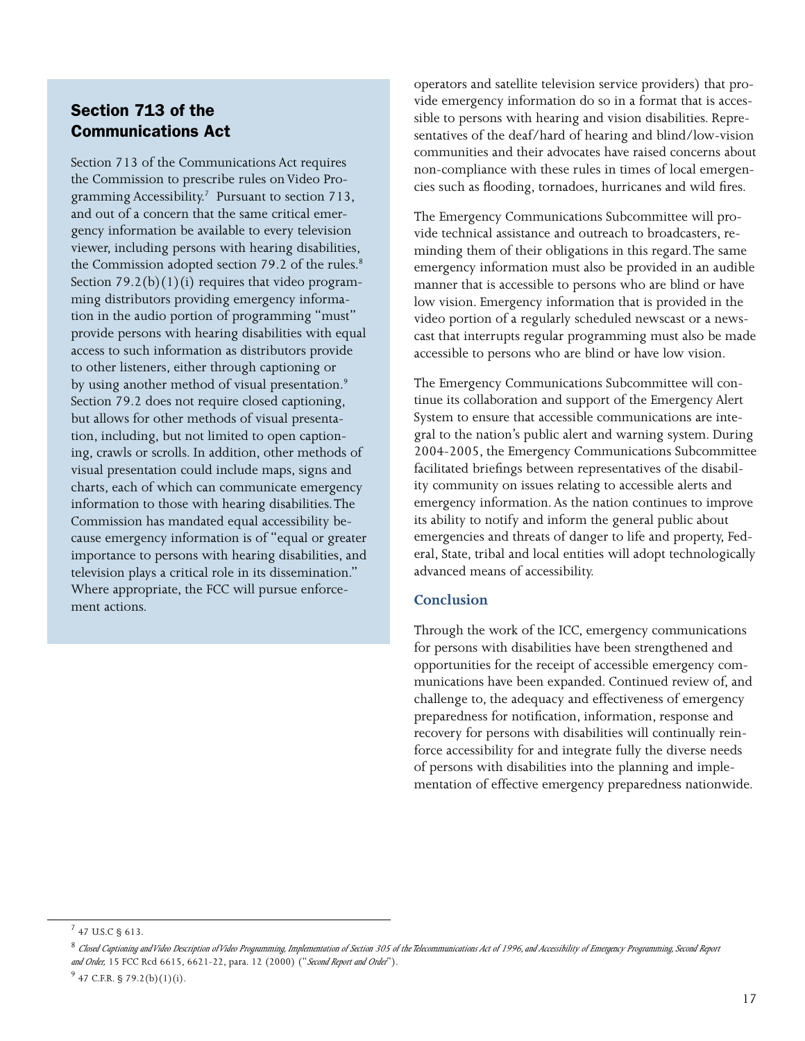## Section 713 of the Communications Act

Section 713 of the Communications Act requires the Commission to prescribe rules on Video Programming Accessibility.[7] Pursuant to section 713, and out of a concern that the same critical emergency information be available to every television viewer, including persons with hearing disabilities, the Commission adopted section 79.2 of the rules.[8] Section 79.2(b)(1)(i) requires that video programming distributors providing emergency information in the audio portion of programming "must" provide persons with hearing disabilities with equal access to such information as distributors provide to other listeners, either through captioning or by using another method of visual presentation.[9] Section 79.2 does not require closed captioning, but allows for other methods of visual presentation, including, but not limited to open captioning, crawls or scrolls. In addition, other methods of visual presentation could include maps, signs and charts, each of which can communicate emergency information to those with hearing disabilities. The Commission has mandated equal accessibility because emergency information is of "equal or greater importance to persons with hearing disabilities, and television plays a critical role in its dissemination." Where appropriate, the FCC will pursue enforcement actions.

operators and satellite television service providers) that provide emergency information do so in a format that is accessible to persons with hearing and vision disabilities. Representatives of the deaf/hard of hearing and blind/low-vision communities and their advocates have raised concerns about non-compliance with these rules in times of local emergencies such as flooding, tornadoes, hurricanes and wild fires.

The Emergency Communications Subcommittee will provide technical assistance and outreach to broadcasters, reminding them of their obligations in this regard. The same emergency information must also be provided in an audible manner that is accessible to persons who are blind or have low vision. Emergency information that is provided in the video portion of a regularly scheduled newscast or a newscast that interrupts regular programming must also be made accessible to persons who are blind or have low vision.

The Emergency Communications Subcommittee will continue its collaboration and support of the Emergency Alert System to ensure that accessible communications are integral to the nation's public alert and warning system. During 2004-2005, the Emergency Communications Subcommittee facilitated briefings between representatives of the disability community on issues relating to accessible alerts and emergency information. As the nation continues to improve its ability to notify and inform the general public about emergencies and threats of danger to life and property, Federal, State, tribal and local entities will adopt technologically advanced means of accessibility.

### Conclusion

Through the work of the ICC, emergency communications for persons with disabilities have been strengthened and opportunities for the receipt of accessible emergency communications have been expanded. Continued review of, and challenge to, the adequacy and effectiveness of emergency preparedness for notification, information, response and recovery for persons with disabilities will continually reinforce accessibility for and integrate fully the diverse needs of persons with disabilities into the planning and implementation of effective emergency preparedness nationwide.

---

[7] 47 U.S.C § 613.

[8] *Closed Captioning and Video Description of Video Programming, Implementation of Section 305 of the Telecommunications Act of 1996, and Accessibility of Emergency Programming, Second Report and Order,* 15 FCC Rcd 6615, 6621-22, para. 12 (2000) ("*Second Report and Order*").

[9] 47 C.F.R. § 79.2(b)(1)(i).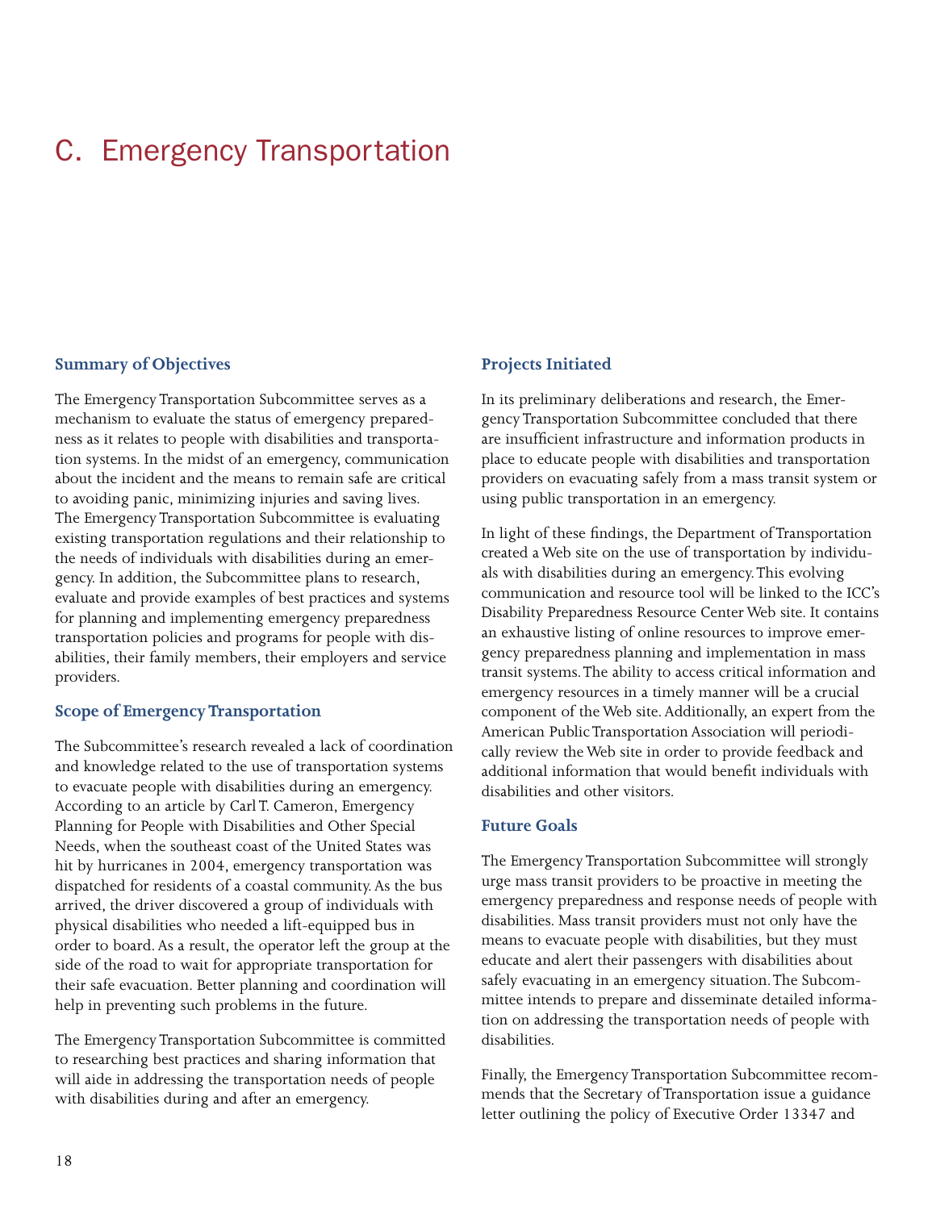# C. Emergency Transportation

## Summary of Objectives

The Emergency Transportation Subcommittee serves as a mechanism to evaluate the status of emergency preparedness as it relates to people with disabilities and transportation systems. In the midst of an emergency, communication about the incident and the means to remain safe are critical to avoiding panic, minimizing injuries and saving lives. The Emergency Transportation Subcommittee is evaluating existing transportation regulations and their relationship to the needs of individuals with disabilities during an emergency. In addition, the Subcommittee plans to research, evaluate and provide examples of best practices and systems for planning and implementing emergency preparedness transportation policies and programs for people with disabilities, their family members, their employers and service providers.

## Scope of Emergency Transportation

The Subcommittee's research revealed a lack of coordination and knowledge related to the use of transportation systems to evacuate people with disabilities during an emergency. According to an article by Carl T. Cameron, Emergency Planning for People with Disabilities and Other Special Needs, when the southeast coast of the United States was hit by hurricanes in 2004, emergency transportation was dispatched for residents of a coastal community. As the bus arrived, the driver discovered a group of individuals with physical disabilities who needed a lift-equipped bus in order to board. As a result, the operator left the group at the side of the road to wait for appropriate transportation for their safe evacuation. Better planning and coordination will help in preventing such problems in the future.

The Emergency Transportation Subcommittee is committed to researching best practices and sharing information that will aide in addressing the transportation needs of people with disabilities during and after an emergency.

## Projects Initiated

In its preliminary deliberations and research, the Emergency Transportation Subcommittee concluded that there are insufficient infrastructure and information products in place to educate people with disabilities and transportation providers on evacuating safely from a mass transit system or using public transportation in an emergency.

In light of these findings, the Department of Transportation created a Web site on the use of transportation by individuals with disabilities during an emergency. This evolving communication and resource tool will be linked to the ICC's Disability Preparedness Resource Center Web site. It contains an exhaustive listing of online resources to improve emergency preparedness planning and implementation in mass transit systems. The ability to access critical information and emergency resources in a timely manner will be a crucial component of the Web site. Additionally, an expert from the American Public Transportation Association will periodically review the Web site in order to provide feedback and additional information that would benefit individuals with disabilities and other visitors.

## Future Goals

The Emergency Transportation Subcommittee will strongly urge mass transit providers to be proactive in meeting the emergency preparedness and response needs of people with disabilities. Mass transit providers must not only have the means to evacuate people with disabilities, but they must educate and alert their passengers with disabilities about safely evacuating in an emergency situation. The Subcommittee intends to prepare and disseminate detailed information on addressing the transportation needs of people with disabilities.

Finally, the Emergency Transportation Subcommittee recommends that the Secretary of Transportation issue a guidance letter outlining the policy of Executive Order 13347 and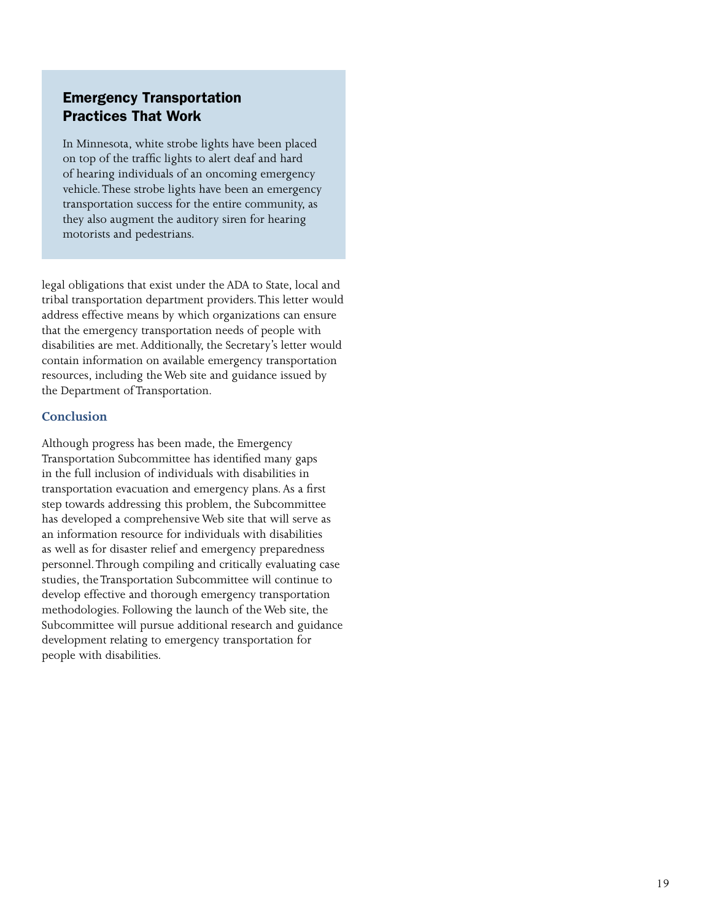### Emergency Transportation Practices That Work

In Minnesota, white strobe lights have been placed on top of the traffic lights to alert deaf and hard of hearing individuals of an oncoming emergency vehicle. These strobe lights have been an emergency transportation success for the entire community, as they also augment the auditory siren for hearing motorists and pedestrians.

legal obligations that exist under the ADA to State, local and tribal transportation department providers. This letter would address effective means by which organizations can ensure that the emergency transportation needs of people with disabilities are met. Additionally, the Secretary's letter would contain information on available emergency transportation resources, including the Web site and guidance issued by the Department of Transportation.

## Conclusion

Although progress has been made, the Emergency Transportation Subcommittee has identified many gaps in the full inclusion of individuals with disabilities in transportation evacuation and emergency plans. As a first step towards addressing this problem, the Subcommittee has developed a comprehensive Web site that will serve as an information resource for individuals with disabilities as well as for disaster relief and emergency preparedness personnel. Through compiling and critically evaluating case studies, the Transportation Subcommittee will continue to develop effective and thorough emergency transportation methodologies. Following the launch of the Web site, the Subcommittee will pursue additional research and guidance development relating to emergency transportation for people with disabilities.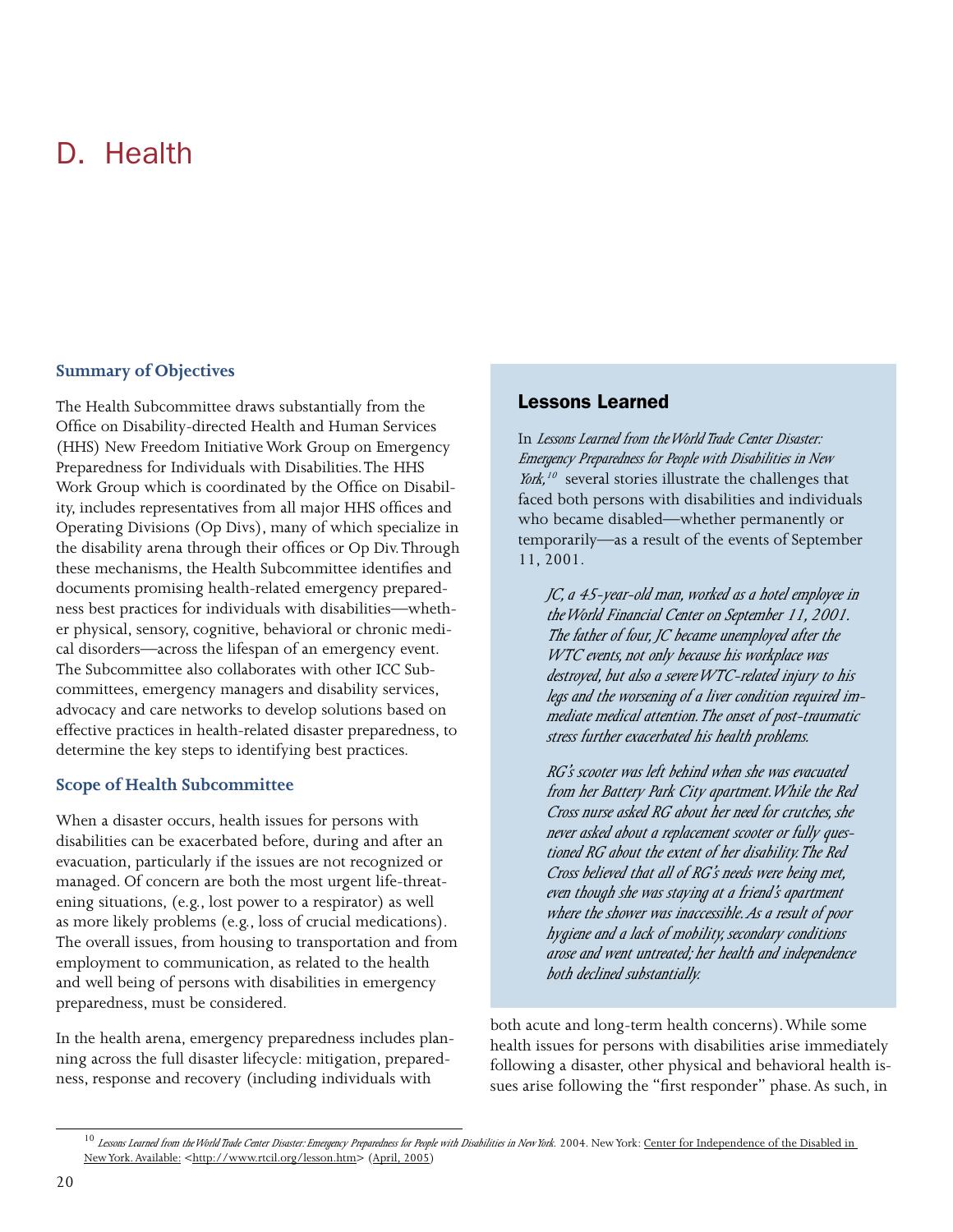# D. Health

### Summary of Objectives

The Health Subcommittee draws substantially from the Office on Disability-directed Health and Human Services (HHS) New Freedom Initiative Work Group on Emergency Preparedness for Individuals with Disabilities. The HHS Work Group which is coordinated by the Office on Disability, includes representatives from all major HHS offices and Operating Divisions (Op Divs), many of which specialize in the disability arena through their offices or Op Div. Through these mechanisms, the Health Subcommittee identifies and documents promising health-related emergency preparedness best practices for individuals with disabilities—whether physical, sensory, cognitive, behavioral or chronic medical disorders—across the lifespan of an emergency event. The Subcommittee also collaborates with other ICC Subcommittees, emergency managers and disability services, advocacy and care networks to develop solutions based on effective practices in health-related disaster preparedness, to determine the key steps to identifying best practices.

### Scope of Health Subcommittee

When a disaster occurs, health issues for persons with disabilities can be exacerbated before, during and after an evacuation, particularly if the issues are not recognized or managed. Of concern are both the most urgent life-threatening situations, (e.g., lost power to a respirator) as well as more likely problems (e.g., loss of crucial medications). The overall issues, from housing to transportation and from employment to communication, as related to the health and well being of persons with disabilities in emergency preparedness, must be considered.

In the health arena, emergency preparedness includes planning across the full disaster lifecycle: mitigation, preparedness, response and recovery (including individuals with both acute and long-term health concerns). While some health issues for persons with disabilities arise immediately following a disaster, other physical and behavioral health issues arise following the "first responder" phase. As such, in

> ### Lessons Learned
>
> In *Lessons Learned from the World Trade Center Disaster: Emergency Preparedness for People with Disabilities in New York,*[10] several stories illustrate the challenges that faced both persons with disabilities and individuals who became disabled—whether permanently or temporarily—as a result of the events of September 11, 2001.
>
> *JC, a 45-year-old man, worked as a hotel employee in the World Financial Center on September 11, 2001. The father of four, JC became unemployed after the WTC events, not only because his workplace was destroyed, but also a severe WTC-related injury to his legs and the worsening of a liver condition required immediate medical attention. The onset of post-traumatic stress further exacerbated his health problems.*
>
> *RG's scooter was left behind when she was evacuated from her Battery Park City apartment. While the Red Cross nurse asked RG about her need for crutches, she never asked about a replacement scooter or fully questioned RG about the extent of her disability. The Red Cross believed that all of RG's needs were being met, even though she was staying at a friend's apartment where the shower was inaccessible. As a result of poor hygiene and a lack of mobility, secondary conditions arose and went untreated; her health and independence both declined substantially.*

---

[10] *Lessons Learned from the World Trade Center Disaster: Emergency Preparedness for People with Disabilities in New York.* 2004. New York: Center for Independence of the Disabled in New York. Available: <http://www.rtcil.org/lesson.htm> (April, 2005)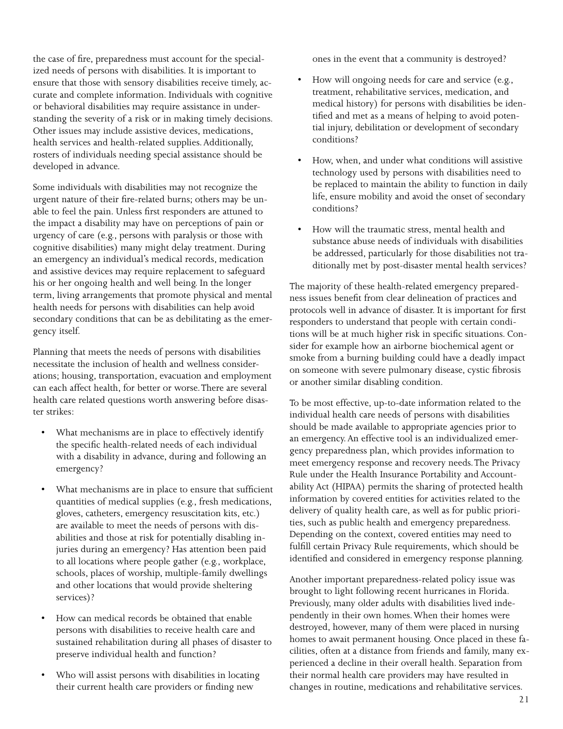the case of fire, preparedness must account for the specialized needs of persons with disabilities. It is important to ensure that those with sensory disabilities receive timely, accurate and complete information. Individuals with cognitive or behavioral disabilities may require assistance in understanding the severity of a risk or in making timely decisions. Other issues may include assistive devices, medications, health services and health-related supplies. Additionally, rosters of individuals needing special assistance should be developed in advance.

Some individuals with disabilities may not recognize the urgent nature of their fire-related burns; others may be unable to feel the pain. Unless first responders are attuned to the impact a disability may have on perceptions of pain or urgency of care (e.g., persons with paralysis or those with cognitive disabilities) many might delay treatment. During an emergency an individual's medical records, medication and assistive devices may require replacement to safeguard his or her ongoing health and well being. In the longer term, living arrangements that promote physical and mental health needs for persons with disabilities can help avoid secondary conditions that can be as debilitating as the emergency itself.

Planning that meets the needs of persons with disabilities necessitate the inclusion of health and wellness considerations; housing, transportation, evacuation and employment can each affect health, for better or worse. There are several health care related questions worth answering before disaster strikes:

- What mechanisms are in place to effectively identify the specific health-related needs of each individual with a disability in advance, during and following an emergency?
- What mechanisms are in place to ensure that sufficient quantities of medical supplies (e.g., fresh medications, gloves, catheters, emergency resuscitation kits, etc.) are available to meet the needs of persons with disabilities and those at risk for potentially disabling injuries during an emergency? Has attention been paid to all locations where people gather (e.g., workplace, schools, places of worship, multiple-family dwellings and other locations that would provide sheltering services)?
- How can medical records be obtained that enable persons with disabilities to receive health care and sustained rehabilitation during all phases of disaster to preserve individual health and function?
- Who will assist persons with disabilities in locating their current health care providers or finding new ones in the event that a community is destroyed?
- How will ongoing needs for care and service (e.g., treatment, rehabilitative services, medication, and medical history) for persons with disabilities be identified and met as a means of helping to avoid potential injury, debilitation or development of secondary conditions?
- How, when, and under what conditions will assistive technology used by persons with disabilities need to be replaced to maintain the ability to function in daily life, ensure mobility and avoid the onset of secondary conditions?
- How will the traumatic stress, mental health and substance abuse needs of individuals with disabilities be addressed, particularly for those disabilities not traditionally met by post-disaster mental health services?

The majority of these health-related emergency preparedness issues benefit from clear delineation of practices and protocols well in advance of disaster. It is important for first responders to understand that people with certain conditions will be at much higher risk in specific situations. Consider for example how an airborne biochemical agent or smoke from a burning building could have a deadly impact on someone with severe pulmonary disease, cystic fibrosis or another similar disabling condition.

To be most effective, up-to-date information related to the individual health care needs of persons with disabilities should be made available to appropriate agencies prior to an emergency. An effective tool is an individualized emergency preparedness plan, which provides information to meet emergency response and recovery needs. The Privacy Rule under the Health Insurance Portability and Accountability Act (HIPAA) permits the sharing of protected health information by covered entities for activities related to the delivery of quality health care, as well as for public priorities, such as public health and emergency preparedness. Depending on the context, covered entities may need to fulfill certain Privacy Rule requirements, which should be identified and considered in emergency response planning.

Another important preparedness-related policy issue was brought to light following recent hurricanes in Florida. Previously, many older adults with disabilities lived independently in their own homes. When their homes were destroyed, however, many of them were placed in nursing homes to await permanent housing. Once placed in these facilities, often at a distance from friends and family, many experienced a decline in their overall health. Separation from their normal health care providers may have resulted in changes in routine, medications and rehabilitative services.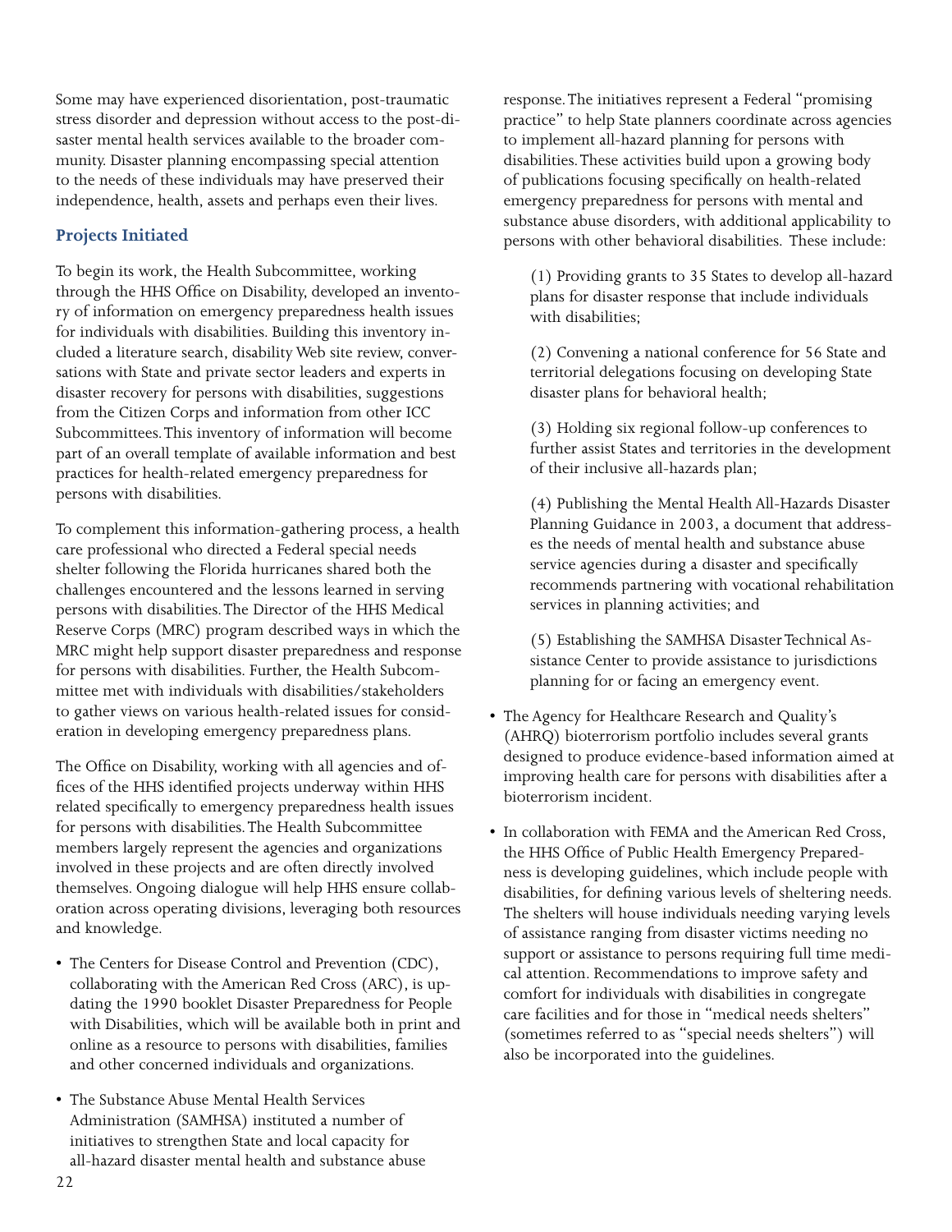Some may have experienced disorientation, post-traumatic stress disorder and depression without access to the post-disaster mental health services available to the broader community. Disaster planning encompassing special attention to the needs of these individuals may have preserved their independence, health, assets and perhaps even their lives.

### Projects Initiated

To begin its work, the Health Subcommittee, working through the HHS Office on Disability, developed an inventory of information on emergency preparedness health issues for individuals with disabilities. Building this inventory included a literature search, disability Web site review, conversations with State and private sector leaders and experts in disaster recovery for persons with disabilities, suggestions from the Citizen Corps and information from other ICC Subcommittees. This inventory of information will become part of an overall template of available information and best practices for health-related emergency preparedness for persons with disabilities.

To complement this information-gathering process, a health care professional who directed a Federal special needs shelter following the Florida hurricanes shared both the challenges encountered and the lessons learned in serving persons with disabilities. The Director of the HHS Medical Reserve Corps (MRC) program described ways in which the MRC might help support disaster preparedness and response for persons with disabilities. Further, the Health Subcommittee met with individuals with disabilities/stakeholders to gather views on various health-related issues for consideration in developing emergency preparedness plans.

The Office on Disability, working with all agencies and offices of the HHS identified projects underway within HHS related specifically to emergency preparedness health issues for persons with disabilities. The Health Subcommittee members largely represent the agencies and organizations involved in these projects and are often directly involved themselves. Ongoing dialogue will help HHS ensure collaboration across operating divisions, leveraging both resources and knowledge.

- The Centers for Disease Control and Prevention (CDC), collaborating with the American Red Cross (ARC), is updating the 1990 booklet Disaster Preparedness for People with Disabilities, which will be available both in print and online as a resource to persons with disabilities, families and other concerned individuals and organizations.

- The Substance Abuse Mental Health Services Administration (SAMHSA) instituted a number of initiatives to strengthen State and local capacity for all-hazard disaster mental health and substance abuse response. The initiatives represent a Federal "promising practice" to help State planners coordinate across agencies to implement all-hazard planning for persons with disabilities. These activities build upon a growing body of publications focusing specifically on health-related emergency preparedness for persons with mental and substance abuse disorders, with additional applicability to persons with other behavioral disabilities. These include:

  (1) Providing grants to 35 States to develop all-hazard plans for disaster response that include individuals with disabilities;

  (2) Convening a national conference for 56 State and territorial delegations focusing on developing State disaster plans for behavioral health;

  (3) Holding six regional follow-up conferences to further assist States and territories in the development of their inclusive all-hazards plan;

  (4) Publishing the Mental Health All-Hazards Disaster Planning Guidance in 2003, a document that addresses the needs of mental health and substance abuse service agencies during a disaster and specifically recommends partnering with vocational rehabilitation services in planning activities; and

  (5) Establishing the SAMHSA Disaster Technical Assistance Center to provide assistance to jurisdictions planning for or facing an emergency event.

- The Agency for Healthcare Research and Quality's (AHRQ) bioterrorism portfolio includes several grants designed to produce evidence-based information aimed at improving health care for persons with disabilities after a bioterrorism incident.

- In collaboration with FEMA and the American Red Cross, the HHS Office of Public Health Emergency Preparedness is developing guidelines, which include people with disabilities, for defining various levels of sheltering needs. The shelters will house individuals needing varying levels of assistance ranging from disaster victims needing no support or assistance to persons requiring full time medical attention. Recommendations to improve safety and comfort for individuals with disabilities in congregate care facilities and for those in "medical needs shelters" (sometimes referred to as "special needs shelters") will also be incorporated into the guidelines.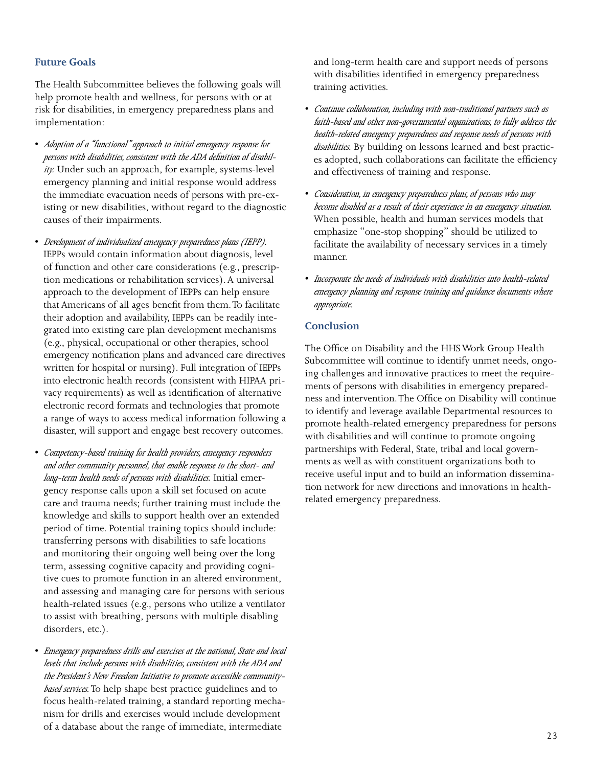## Future Goals

The Health Subcommittee believes the following goals will help promote health and wellness, for persons with or at risk for disabilities, in emergency preparedness plans and implementation:

- *Adoption of a "functional" approach to initial emergency response for persons with disabilities, consistent with the ADA definition of disability.* Under such an approach, for example, systems-level emergency planning and initial response would address the immediate evacuation needs of persons with pre-existing or new disabilities, without regard to the diagnostic causes of their impairments.

- *Development of individualized emergency preparedness plans (IEPP).* IEPPs would contain information about diagnosis, level of function and other care considerations (e.g., prescription medications or rehabilitation services). A universal approach to the development of IEPPs can help ensure that Americans of all ages benefit from them. To facilitate their adoption and availability, IEPPs can be readily integrated into existing care plan development mechanisms (e.g., physical, occupational or other therapies, school emergency notification plans and advanced care directives written for hospital or nursing). Full integration of IEPPs into electronic health records (consistent with HIPAA privacy requirements) as well as identification of alternative electronic record formats and technologies that promote a range of ways to access medical information following a disaster, will support and engage best recovery outcomes.

- *Competency-based training for health providers, emergency responders and other community personnel, that enable response to the short- and long-term health needs of persons with disabilities.* Initial emergency response calls upon a skill set focused on acute care and trauma needs; further training must include the knowledge and skills to support health over an extended period of time. Potential training topics should include: transferring persons with disabilities to safe locations and monitoring their ongoing well being over the long term, assessing cognitive capacity and providing cognitive cues to promote function in an altered environment, and assessing and managing care for persons with serious health-related issues (e.g., persons who utilize a ventilator to assist with breathing, persons with multiple disabling disorders, etc.).

- *Emergency preparedness drills and exercises at the national, State and local levels that include persons with disabilities, consistent with the ADA and the President's New Freedom Initiative to promote accessible community-based services.* To help shape best practice guidelines and to focus health-related training, a standard reporting mechanism for drills and exercises would include development of a database about the range of immediate, intermediate and long-term health care and support needs of persons with disabilities identified in emergency preparedness training activities.

- *Continue collaboration, including with non-traditional partners such as faith-based and other non-governmental organizations, to fully address the health-related emergency preparedness and response needs of persons with disabilities.* By building on lessons learned and best practices adopted, such collaborations can facilitate the efficiency and effectiveness of training and response.

- *Consideration, in emergency preparedness plans, of persons who may become disabled as a result of their experience in an emergency situation.* When possible, health and human services models that emphasize "one-stop shopping" should be utilized to facilitate the availability of necessary services in a timely manner.

- *Incorporate the needs of individuals with disabilities into health-related emergency planning and response training and guidance documents where appropriate.*

## Conclusion

The Office on Disability and the HHS Work Group Health Subcommittee will continue to identify unmet needs, ongoing challenges and innovative practices to meet the requirements of persons with disabilities in emergency preparedness and intervention. The Office on Disability will continue to identify and leverage available Departmental resources to promote health-related emergency preparedness for persons with disabilities and will continue to promote ongoing partnerships with Federal, State, tribal and local governments as well as with constituent organizations both to receive useful input and to build an information dissemination network for new directions and innovations in health-related emergency preparedness.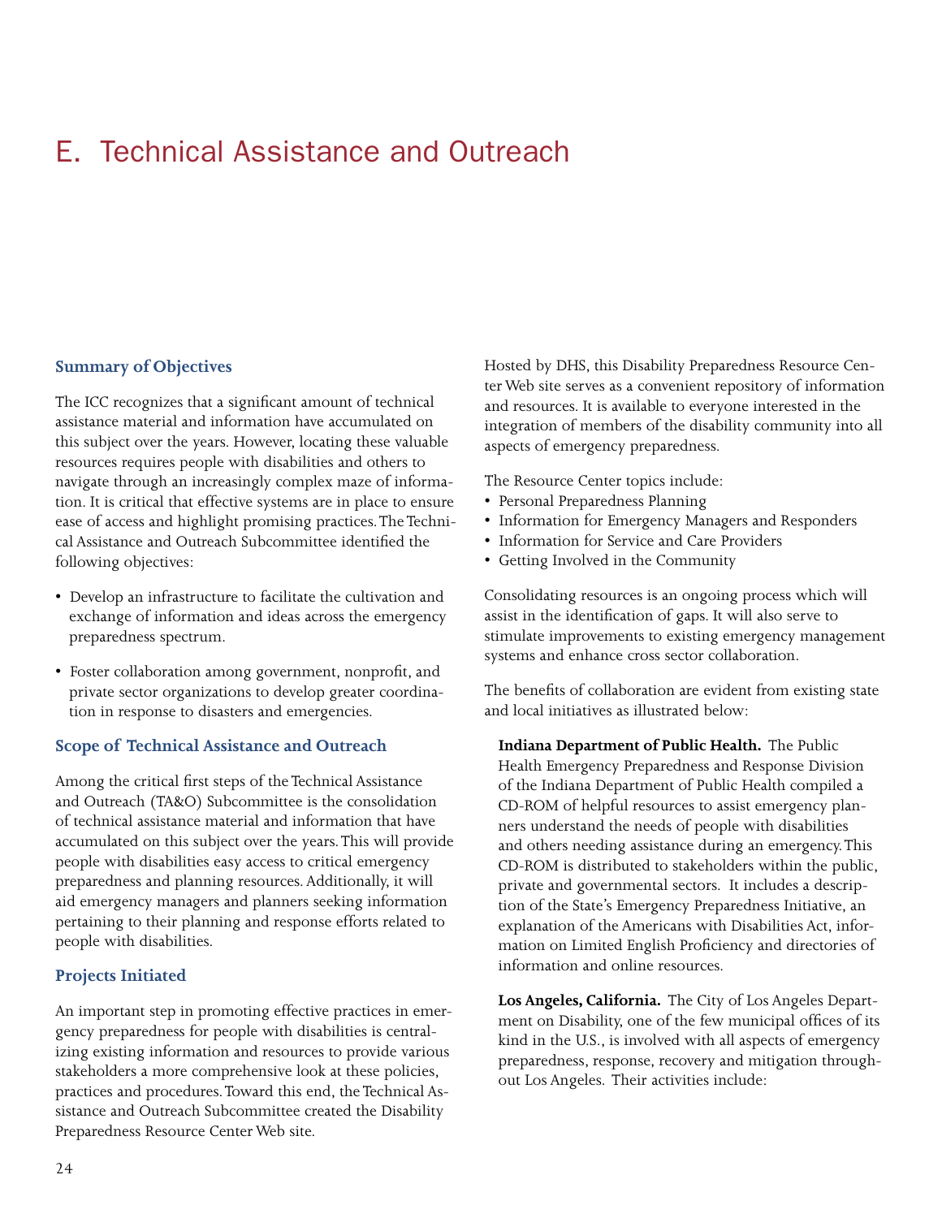# E. Technical Assistance and Outreach

## Summary of Objectives

The ICC recognizes that a significant amount of technical assistance material and information have accumulated on this subject over the years. However, locating these valuable resources requires people with disabilities and others to navigate through an increasingly complex maze of information. It is critical that effective systems are in place to ensure ease of access and highlight promising practices. The Technical Assistance and Outreach Subcommittee identified the following objectives:

- Develop an infrastructure to facilitate the cultivation and exchange of information and ideas across the emergency preparedness spectrum.
- Foster collaboration among government, nonprofit, and private sector organizations to develop greater coordination in response to disasters and emergencies.

## Scope of Technical Assistance and Outreach

Among the critical first steps of the Technical Assistance and Outreach (TA&O) Subcommittee is the consolidation of technical assistance material and information that have accumulated on this subject over the years. This will provide people with disabilities easy access to critical emergency preparedness and planning resources. Additionally, it will aid emergency managers and planners seeking information pertaining to their planning and response efforts related to people with disabilities.

## Projects Initiated

An important step in promoting effective practices in emergency preparedness for people with disabilities is centralizing existing information and resources to provide various stakeholders a more comprehensive look at these policies, practices and procedures. Toward this end, the Technical Assistance and Outreach Subcommittee created the Disability Preparedness Resource Center Web site.

Hosted by DHS, this Disability Preparedness Resource Center Web site serves as a convenient repository of information and resources. It is available to everyone interested in the integration of members of the disability community into all aspects of emergency preparedness.

The Resource Center topics include:

- Personal Preparedness Planning
- Information for Emergency Managers and Responders
- Information for Service and Care Providers
- Getting Involved in the Community

Consolidating resources is an ongoing process which will assist in the identification of gaps. It will also serve to stimulate improvements to existing emergency management systems and enhance cross sector collaboration.

The benefits of collaboration are evident from existing state and local initiatives as illustrated below:

**Indiana Department of Public Health.** The Public Health Emergency Preparedness and Response Division of the Indiana Department of Public Health compiled a CD-ROM of helpful resources to assist emergency planners understand the needs of people with disabilities and others needing assistance during an emergency. This CD-ROM is distributed to stakeholders within the public, private and governmental sectors. It includes a description of the State's Emergency Preparedness Initiative, an explanation of the Americans with Disabilities Act, information on Limited English Proficiency and directories of information and online resources.

**Los Angeles, California.** The City of Los Angeles Department on Disability, one of the few municipal offices of its kind in the U.S., is involved with all aspects of emergency preparedness, response, recovery and mitigation throughout Los Angeles. Their activities include: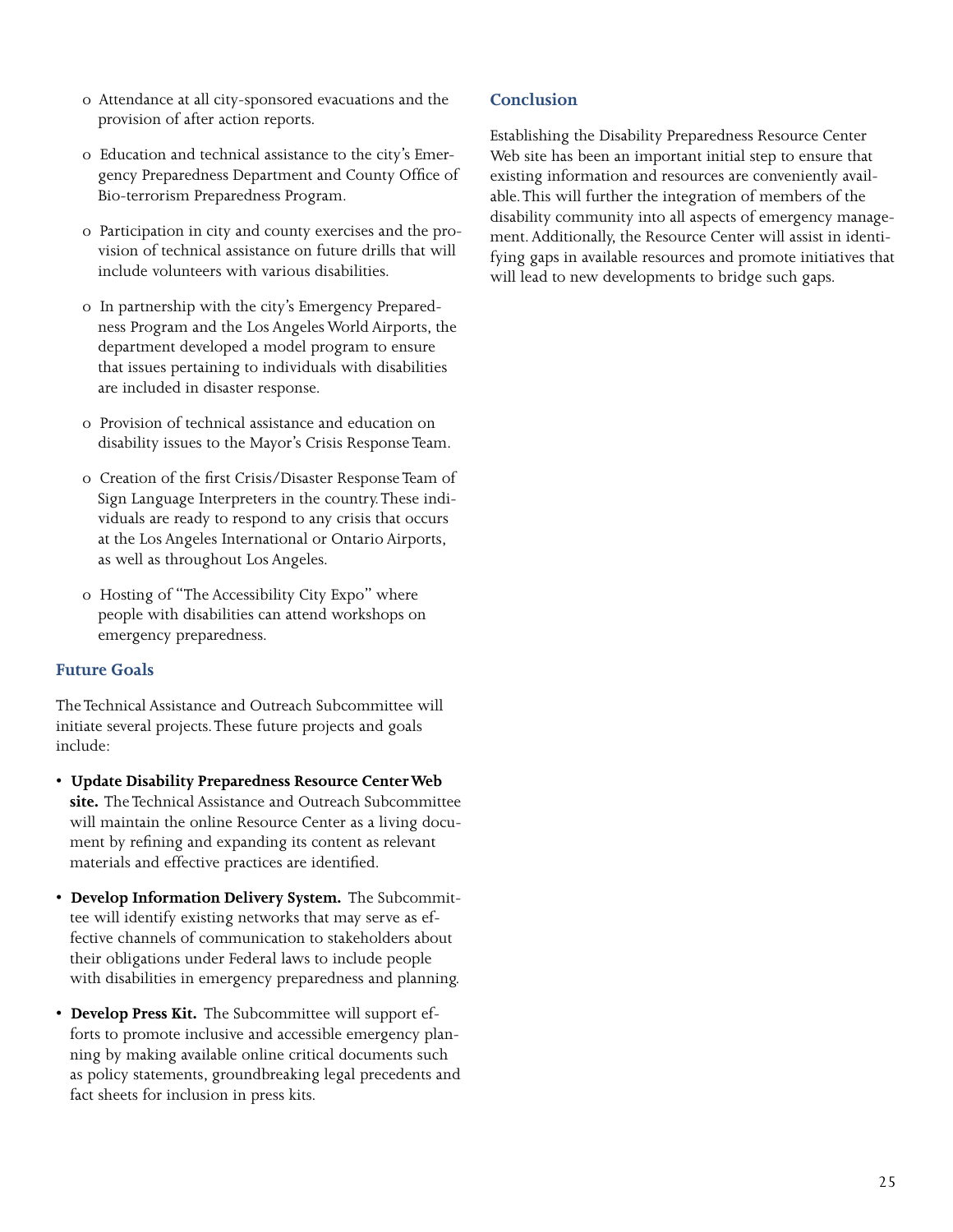- Attendance at all city-sponsored evacuations and the provision of after action reports.

- Education and technical assistance to the city's Emergency Preparedness Department and County Office of Bio-terrorism Preparedness Program.

- Participation in city and county exercises and the provision of technical assistance on future drills that will include volunteers with various disabilities.

- In partnership with the city's Emergency Preparedness Program and the Los Angeles World Airports, the department developed a model program to ensure that issues pertaining to individuals with disabilities are included in disaster response.

- Provision of technical assistance and education on disability issues to the Mayor's Crisis Response Team.

- Creation of the first Crisis/Disaster Response Team of Sign Language Interpreters in the country. These individuals are ready to respond to any crisis that occurs at the Los Angeles International or Ontario Airports, as well as throughout Los Angeles.

- Hosting of "The Accessibility City Expo" where people with disabilities can attend workshops on emergency preparedness.

## Future Goals

The Technical Assistance and Outreach Subcommittee will initiate several projects. These future projects and goals include:

- **Update Disability Preparedness Resource Center Web site.** The Technical Assistance and Outreach Subcommittee will maintain the online Resource Center as a living document by refining and expanding its content as relevant materials and effective practices are identified.

- **Develop Information Delivery System.** The Subcommittee will identify existing networks that may serve as effective channels of communication to stakeholders about their obligations under Federal laws to include people with disabilities in emergency preparedness and planning.

- **Develop Press Kit.** The Subcommittee will support efforts to promote inclusive and accessible emergency planning by making available online critical documents such as policy statements, groundbreaking legal precedents and fact sheets for inclusion in press kits.

## Conclusion

Establishing the Disability Preparedness Resource Center Web site has been an important initial step to ensure that existing information and resources are conveniently available. This will further the integration of members of the disability community into all aspects of emergency management. Additionally, the Resource Center will assist in identifying gaps in available resources and promote initiatives that will lead to new developments to bridge such gaps.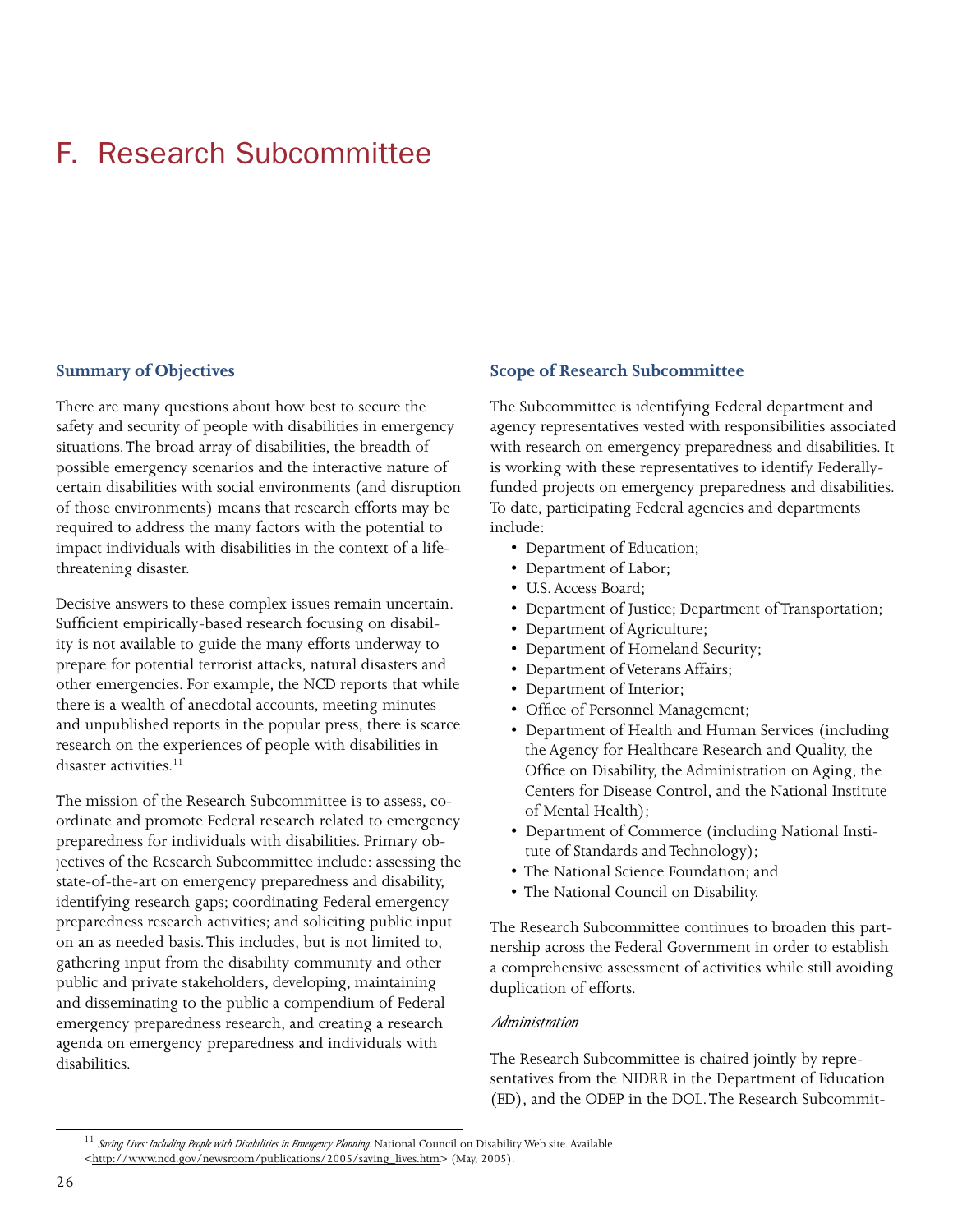# F. Research Subcommittee

## Summary of Objectives

There are many questions about how best to secure the safety and security of people with disabilities in emergency situations. The broad array of disabilities, the breadth of possible emergency scenarios and the interactive nature of certain disabilities with social environments (and disruption of those environments) means that research efforts may be required to address the many factors with the potential to impact individuals with disabilities in the context of a life-threatening disaster.

Decisive answers to these complex issues remain uncertain. Sufficient empirically-based research focusing on disability is not available to guide the many efforts underway to prepare for potential terrorist attacks, natural disasters and other emergencies. For example, the NCD reports that while there is a wealth of anecdotal accounts, meeting minutes and unpublished reports in the popular press, there is scarce research on the experiences of people with disabilities in disaster activities.[11]

The mission of the Research Subcommittee is to assess, coordinate and promote Federal research related to emergency preparedness for individuals with disabilities. Primary objectives of the Research Subcommittee include: assessing the state-of-the-art on emergency preparedness and disability, identifying research gaps; coordinating Federal emergency preparedness research activities; and soliciting public input on an as needed basis. This includes, but is not limited to, gathering input from the disability community and other public and private stakeholders, developing, maintaining and disseminating to the public a compendium of Federal emergency preparedness research, and creating a research agenda on emergency preparedness and individuals with disabilities.

## Scope of Research Subcommittee

The Subcommittee is identifying Federal department and agency representatives vested with responsibilities associated with research on emergency preparedness and disabilities. It is working with these representatives to identify Federally-funded projects on emergency preparedness and disabilities. To date, participating Federal agencies and departments include:

- Department of Education;
- Department of Labor;
- U.S. Access Board;
- Department of Justice; Department of Transportation;
- Department of Agriculture;
- Department of Homeland Security;
- Department of Veterans Affairs;
- Department of Interior;
- Office of Personnel Management;
- Department of Health and Human Services (including the Agency for Healthcare Research and Quality, the Office on Disability, the Administration on Aging, the Centers for Disease Control, and the National Institute of Mental Health);
- Department of Commerce (including National Institute of Standards and Technology);
- The National Science Foundation; and
- The National Council on Disability.

The Research Subcommittee continues to broaden this partnership across the Federal Government in order to establish a comprehensive assessment of activities while still avoiding duplication of efforts.

### *Administration*

The Research Subcommittee is chaired jointly by representatives from the NIDRR in the Department of Education (ED), and the ODEP in the DOL. The Research Subcommit-

---

[11] *Saving Lives: Including People with Disabilities in Emergency Planning.* National Council on Disability Web site. Available <http://www.ncd.gov/newsroom/publications/2005/saving_lives.htm> (May, 2005).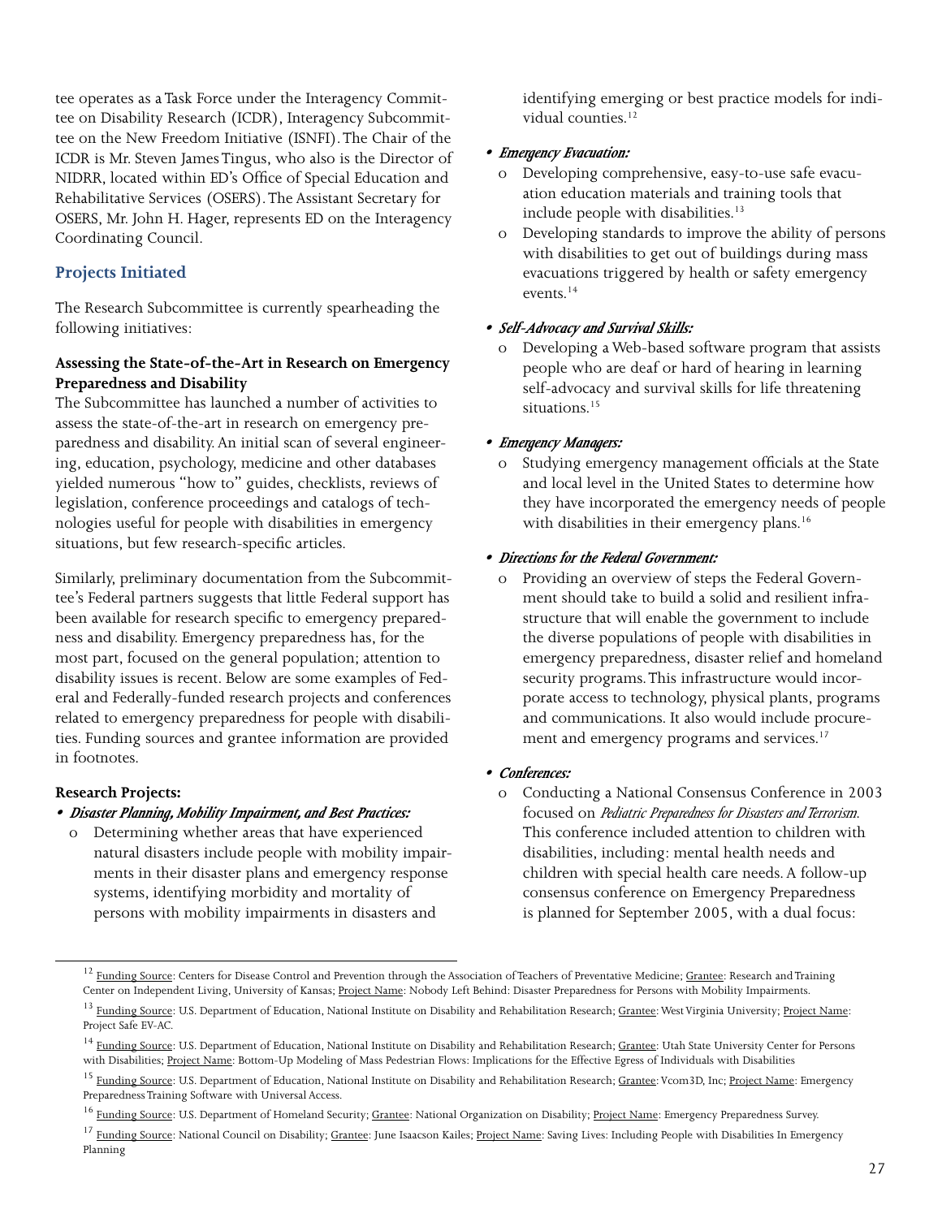tee operates as a Task Force under the Interagency Committee on Disability Research (ICDR), Interagency Subcommittee on the New Freedom Initiative (ISNFI). The Chair of the ICDR is Mr. Steven James Tingus, who also is the Director of NIDRR, located within ED's Office of Special Education and Rehabilitative Services (OSERS). The Assistant Secretary for OSERS, Mr. John H. Hager, represents ED on the Interagency Coordinating Council.

## Projects Initiated

The Research Subcommittee is currently spearheading the following initiatives:

**Assessing the State-of-the-Art in Research on Emergency Preparedness and Disability**

The Subcommittee has launched a number of activities to assess the state-of-the-art in research on emergency preparedness and disability. An initial scan of several engineering, education, psychology, medicine and other databases yielded numerous "how to" guides, checklists, reviews of legislation, conference proceedings and catalogs of technologies useful for people with disabilities in emergency situations, but few research-specific articles.

Similarly, preliminary documentation from the Subcommittee's Federal partners suggests that little Federal support has been available for research specific to emergency preparedness and disability. Emergency preparedness has, for the most part, focused on the general population; attention to disability issues is recent. Below are some examples of Federal and Federally-funded research projects and conferences related to emergency preparedness for people with disabilities. Funding sources and grantee information are provided in footnotes.

**Research Projects:**

- ***Disaster Planning, Mobility Impairment, and Best Practices:***
  - Determining whether areas that have experienced natural disasters include people with mobility impairments in their disaster plans and emergency response systems, identifying morbidity and mortality of persons with mobility impairments in disasters and identifying emerging or best practice models for individual counties.[12]
- ***Emergency Evacuation:***
  - Developing comprehensive, easy-to-use safe evacuation education materials and training tools that include people with disabilities.[13]
  - Developing standards to improve the ability of persons with disabilities to get out of buildings during mass evacuations triggered by health or safety emergency events.[14]
- ***Self-Advocacy and Survival Skills:***
  - Developing a Web-based software program that assists people who are deaf or hard of hearing in learning self-advocacy and survival skills for life threatening situations.[15]
- ***Emergency Managers:***
  - Studying emergency management officials at the State and local level in the United States to determine how they have incorporated the emergency needs of people with disabilities in their emergency plans.[16]
- ***Directions for the Federal Government:***
  - Providing an overview of steps the Federal Government should take to build a solid and resilient infrastructure that will enable the government to include the diverse populations of people with disabilities in emergency preparedness, disaster relief and homeland security programs. This infrastructure would incorporate access to technology, physical plants, programs and communications. It also would include procurement and emergency programs and services.[17]
- ***Conferences:***
  - Conducting a National Consensus Conference in 2003 focused on *Pediatric Preparedness for Disasters and Terrorism.* This conference included attention to children with disabilities, including: mental health needs and children with special health care needs. A follow-up consensus conference on Emergency Preparedness is planned for September 2005, with a dual focus:

---

[12] Funding Source: Centers for Disease Control and Prevention through the Association of Teachers of Preventative Medicine; Grantee: Research and Training Center on Independent Living, University of Kansas; Project Name: Nobody Left Behind: Disaster Preparedness for Persons with Mobility Impairments.

[13] Funding Source: U.S. Department of Education, National Institute on Disability and Rehabilitation Research; Grantee: West Virginia University; Project Name: Project Safe EV-AC.

[14] Funding Source: U.S. Department of Education, National Institute on Disability and Rehabilitation Research; Grantee: Utah State University Center for Persons with Disabilities; Project Name: Bottom-Up Modeling of Mass Pedestrian Flows: Implications for the Effective Egress of Individuals with Disabilities

[15] Funding Source: U.S. Department of Education, National Institute on Disability and Rehabilitation Research; Grantee: Vcom3D, Inc; Project Name: Emergency Preparedness Training Software with Universal Access.

[16] Funding Source: U.S. Department of Homeland Security; Grantee: National Organization on Disability; Project Name: Emergency Preparedness Survey.

[17] Funding Source: National Council on Disability; Grantee: June Isaacson Kailes; Project Name: Saving Lives: Including People with Disabilities In Emergency Planning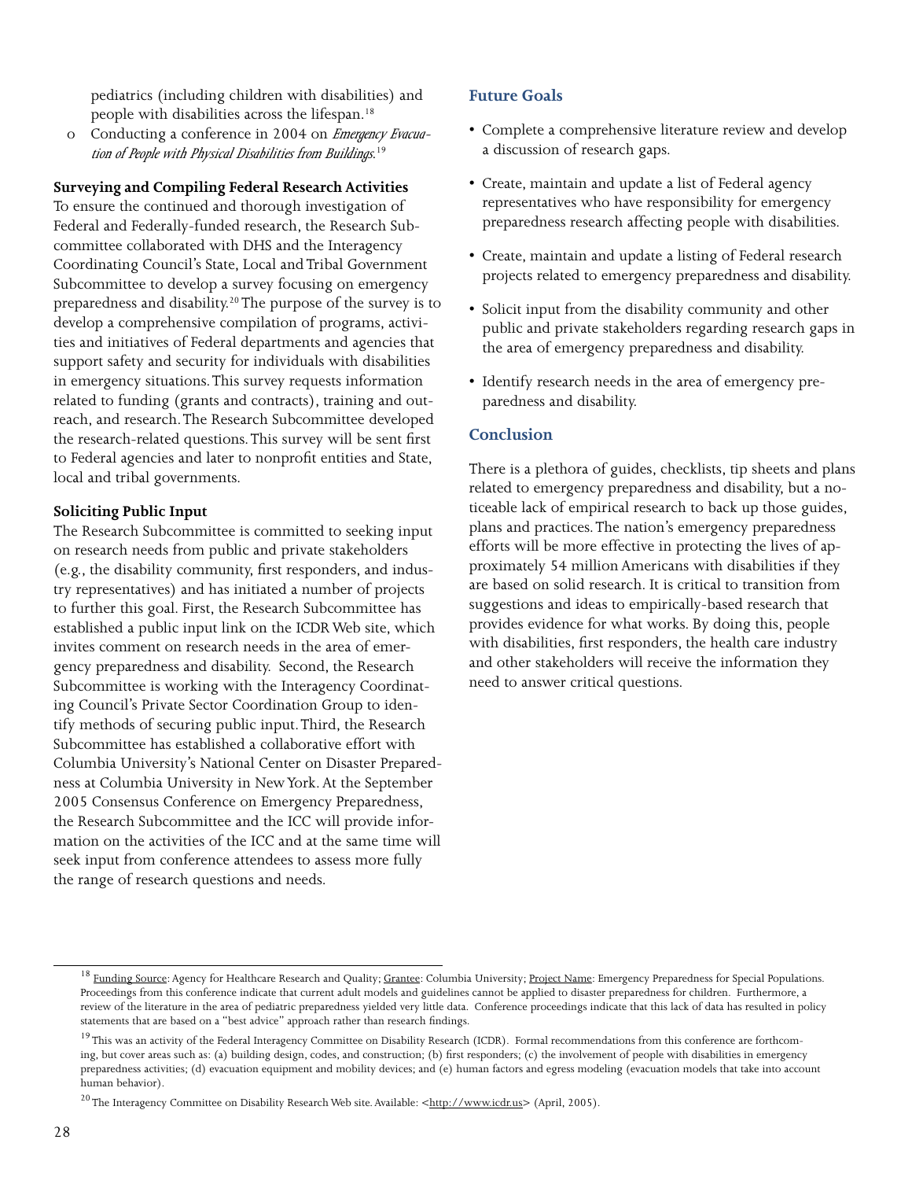pediatrics (including children with disabilities) and people with disabilities across the lifespan.[18]

- o Conducting a conference in 2004 on *Emergency Evacuation of People with Physical Disabilities from Buildings*.[19]

**Surveying and Compiling Federal Research Activities**

To ensure the continued and thorough investigation of Federal and Federally-funded research, the Research Subcommittee collaborated with DHS and the Interagency Coordinating Council's State, Local and Tribal Government Subcommittee to develop a survey focusing on emergency preparedness and disability.[20] The purpose of the survey is to develop a comprehensive compilation of programs, activities and initiatives of Federal departments and agencies that support safety and security for individuals with disabilities in emergency situations. This survey requests information related to funding (grants and contracts), training and outreach, and research. The Research Subcommittee developed the research-related questions. This survey will be sent first to Federal agencies and later to nonprofit entities and State, local and tribal governments.

**Soliciting Public Input**

The Research Subcommittee is committed to seeking input on research needs from public and private stakeholders (e.g., the disability community, first responders, and industry representatives) and has initiated a number of projects to further this goal. First, the Research Subcommittee has established a public input link on the ICDR Web site, which invites comment on research needs in the area of emergency preparedness and disability. Second, the Research Subcommittee is working with the Interagency Coordinating Council's Private Sector Coordination Group to identify methods of securing public input. Third, the Research Subcommittee has established a collaborative effort with Columbia University's National Center on Disaster Preparedness at Columbia University in New York. At the September 2005 Consensus Conference on Emergency Preparedness, the Research Subcommittee and the ICC will provide information on the activities of the ICC and at the same time will seek input from conference attendees to assess more fully the range of research questions and needs.

## Future Goals

- Complete a comprehensive literature review and develop a discussion of research gaps.
- Create, maintain and update a list of Federal agency representatives who have responsibility for emergency preparedness research affecting people with disabilities.
- Create, maintain and update a listing of Federal research projects related to emergency preparedness and disability.
- Solicit input from the disability community and other public and private stakeholders regarding research gaps in the area of emergency preparedness and disability.
- Identify research needs in the area of emergency preparedness and disability.

## Conclusion

There is a plethora of guides, checklists, tip sheets and plans related to emergency preparedness and disability, but a noticeable lack of empirical research to back up those guides, plans and practices. The nation's emergency preparedness efforts will be more effective in protecting the lives of approximately 54 million Americans with disabilities if they are based on solid research. It is critical to transition from suggestions and ideas to empirically-based research that provides evidence for what works. By doing this, people with disabilities, first responders, the health care industry and other stakeholders will receive the information they need to answer critical questions.

---

[18] Funding Source: Agency for Healthcare Research and Quality; Grantee: Columbia University; Project Name: Emergency Preparedness for Special Populations. Proceedings from this conference indicate that current adult models and guidelines cannot be applied to disaster preparedness for children. Furthermore, a review of the literature in the area of pediatric preparedness yielded very little data. Conference proceedings indicate that this lack of data has resulted in policy statements that are based on a "best advice" approach rather than research findings.

[19] This was an activity of the Federal Interagency Committee on Disability Research (ICDR). Formal recommendations from this conference are forthcoming, but cover areas such as: (a) building design, codes, and construction; (b) first responders; (c) the involvement of people with disabilities in emergency preparedness activities; (d) evacuation equipment and mobility devices; and (e) human factors and egress modeling (evacuation models that take into account human behavior).

[20] The Interagency Committee on Disability Research Web site. Available: <http://www.icdr.us> (April, 2005).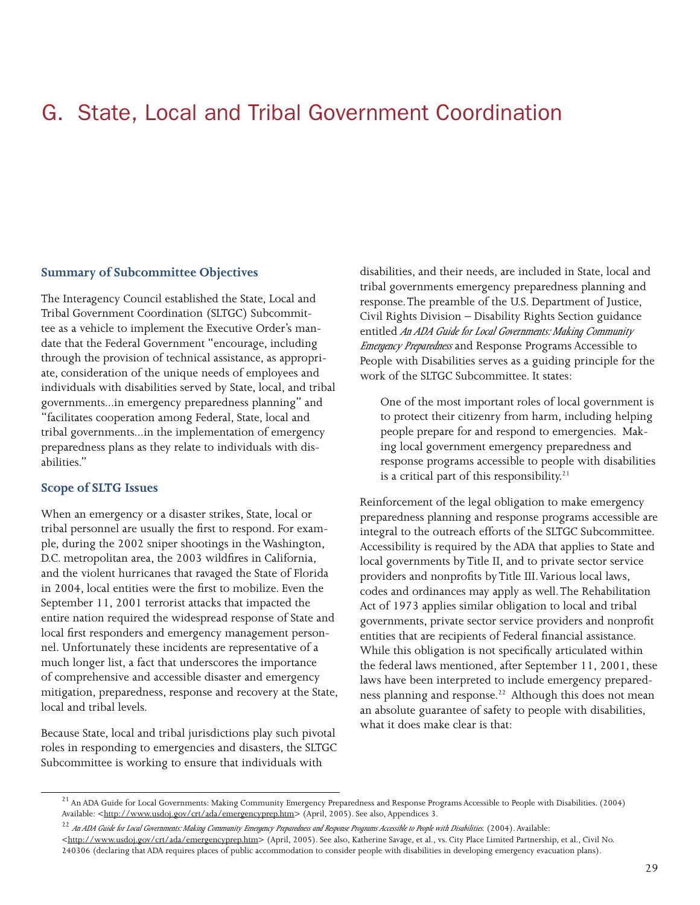# G. State, Local and Tribal Government Coordination

### Summary of Subcommittee Objectives

The Interagency Council established the State, Local and Tribal Government Coordination (SLTGC) Subcommittee as a vehicle to implement the Executive Order's mandate that the Federal Government "encourage, including through the provision of technical assistance, as appropriate, consideration of the unique needs of employees and individuals with disabilities served by State, local, and tribal governments...in emergency preparedness planning" and "facilitates cooperation among Federal, State, local and tribal governments...in the implementation of emergency preparedness plans as they relate to individuals with disabilities."

### Scope of SLTG Issues

When an emergency or a disaster strikes, State, local or tribal personnel are usually the first to respond. For example, during the 2002 sniper shootings in the Washington, D.C. metropolitan area, the 2003 wildfires in California, and the violent hurricanes that ravaged the State of Florida in 2004, local entities were the first to mobilize. Even the September 11, 2001 terrorist attacks that impacted the entire nation required the widespread response of State and local first responders and emergency management personnel. Unfortunately these incidents are representative of a much longer list, a fact that underscores the importance of comprehensive and accessible disaster and emergency mitigation, preparedness, response and recovery at the State, local and tribal levels.

Because State, local and tribal jurisdictions play such pivotal roles in responding to emergencies and disasters, the SLTGC Subcommittee is working to ensure that individuals with disabilities, and their needs, are included in State, local and tribal governments emergency preparedness planning and response. The preamble of the U.S. Department of Justice, Civil Rights Division – Disability Rights Section guidance entitled *An ADA Guide for Local Governments: Making Community Emergency Preparedness* and Response Programs Accessible to People with Disabilities serves as a guiding principle for the work of the SLTGC Subcommittee. It states:

> One of the most important roles of local government is to protect their citizenry from harm, including helping people prepare for and respond to emergencies. Making local government emergency preparedness and response programs accessible to people with disabilities is a critical part of this responsibility.[21]

Reinforcement of the legal obligation to make emergency preparedness planning and response programs accessible are integral to the outreach efforts of the SLTGC Subcommittee. Accessibility is required by the ADA that applies to State and local governments by Title II, and to private sector service providers and nonprofits by Title III. Various local laws, codes and ordinances may apply as well. The Rehabilitation Act of 1973 applies similar obligation to local and tribal governments, private sector service providers and nonprofit entities that are recipients of Federal financial assistance. While this obligation is not specifically articulated within the federal laws mentioned, after September 11, 2001, these laws have been interpreted to include emergency preparedness planning and response.[22] Although this does not mean an absolute guarantee of safety to people with disabilities, what it does make clear is that:

---

[21] An ADA Guide for Local Governments: Making Community Emergency Preparedness and Response Programs Accessible to People with Disabilities. (2004) Available: <http://www.usdoj.gov/crt/ada/emergencyprep.htm> (April, 2005). See also, Appendices 3.

[22] *An ADA Guide for Local Governments: Making Community Emergency Preparedness and Response Programs Accessible to People with Disabilities.* (2004). Available: <http://www.usdoj.gov/crt/ada/emergencyprep.htm> (April, 2005). See also, Katherine Savage, et al., vs. City Place Limited Partnership, et al., Civil No. 240306 (declaring that ADA requires places of public accommodation to consider people with disabilities in developing emergency evacuation plans).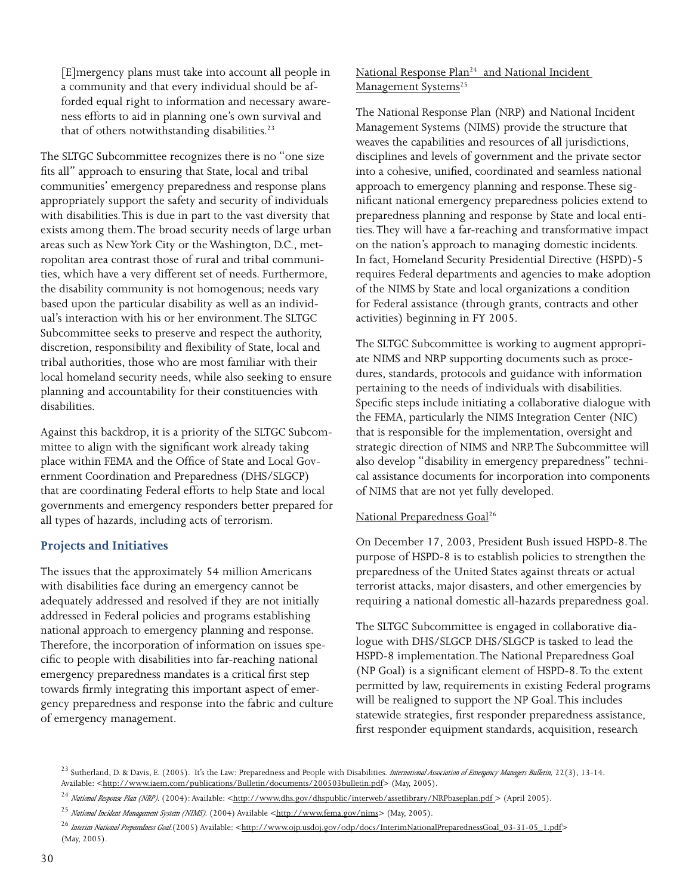> [E]mergency plans must take into account all people in a community and that every individual should be afforded equal right to information and necessary awareness efforts to aid in planning one's own survival and that of others notwithstanding disabilities.[23]

The SLTGC Subcommittee recognizes there is no "one size fits all" approach to ensuring that State, local and tribal communities' emergency preparedness and response plans appropriately support the safety and security of individuals with disabilities. This is due in part to the vast diversity that exists among them. The broad security needs of large urban areas such as New York City or the Washington, D.C., metropolitan area contrast those of rural and tribal communities, which have a very different set of needs. Furthermore, the disability community is not homogenous; needs vary based upon the particular disability as well as an individual's interaction with his or her environment. The SLTGC Subcommittee seeks to preserve and respect the authority, discretion, responsibility and flexibility of State, local and tribal authorities, those who are most familiar with their local homeland security needs, while also seeking to ensure planning and accountability for their constituencies with disabilities.

Against this backdrop, it is a priority of the SLTGC Subcommittee to align with the significant work already taking place within FEMA and the Office of State and Local Government Coordination and Preparedness (DHS/SLGCP) that are coordinating Federal efforts to help State and local governments and emergency responders better prepared for all types of hazards, including acts of terrorism.

### Projects and Initiatives

The issues that the approximately 54 million Americans with disabilities face during an emergency cannot be adequately addressed and resolved if they are not initially addressed in Federal policies and programs establishing national approach to emergency planning and response. Therefore, the incorporation of information on issues specific to people with disabilities into far-reaching national emergency preparedness mandates is a critical first step towards firmly integrating this important aspect of emergency preparedness and response into the fabric and culture of emergency management.

National Response Plan[24] and National Incident Management Systems[25]

The National Response Plan (NRP) and National Incident Management Systems (NIMS) provide the structure that weaves the capabilities and resources of all jurisdictions, disciplines and levels of government and the private sector into a cohesive, unified, coordinated and seamless national approach to emergency planning and response. These significant national emergency preparedness policies extend to preparedness planning and response by State and local entities. They will have a far-reaching and transformative impact on the nation's approach to managing domestic incidents. In fact, Homeland Security Presidential Directive (HSPD)-5 requires Federal departments and agencies to make adoption of the NIMS by State and local organizations a condition for Federal assistance (through grants, contracts and other activities) beginning in FY 2005.

The SLTGC Subcommittee is working to augment appropriate NIMS and NRP supporting documents such as procedures, standards, protocols and guidance with information pertaining to the needs of individuals with disabilities. Specific steps include initiating a collaborative dialogue with the FEMA, particularly the NIMS Integration Center (NIC) that is responsible for the implementation, oversight and strategic direction of NIMS and NRP. The Subcommittee will also develop "disability in emergency preparedness" technical assistance documents for incorporation into components of NIMS that are not yet fully developed.

National Preparedness Goal[26]

On December 17, 2003, President Bush issued HSPD-8. The purpose of HSPD-8 is to establish policies to strengthen the preparedness of the United States against threats or actual terrorist attacks, major disasters, and other emergencies by requiring a national domestic all-hazards preparedness goal.

The SLTGC Subcommittee is engaged in collaborative dialogue with DHS/SLGCP. DHS/SLGCP is tasked to lead the HSPD-8 implementation. The National Preparedness Goal (NP Goal) is a significant element of HSPD-8. To the extent permitted by law, requirements in existing Federal programs will be realigned to support the NP Goal. This includes statewide strategies, first responder preparedness assistance, first responder equipment standards, acquisition, research

---

[23] Sutherland, D. & Davis, E. (2005). It's the Law: Preparedness and People with Disabilities. *International Association of Emergency Managers Bulletin,* 22(3), 13-14. Available: <http://www.iaem.com/publications/Bulletin/documents/200503bulletin.pdf> (May, 2005).

[24] *National Response Plan (NRP).* (2004): Available: <http://www.dhs.gov/dhspublic/interweb/assetlibrary/NRPbaseplan.pdf > (April 2005).

[25] *National Incident Management System (NIMS).* (2004) Available <http://www.fema.gov/nims> (May, 2005).

[26] *Interim National Preparedness Goal.* (2005) Available: <http://www.ojp.usdoj.gov/odp/docs/InterimNationalPreparednessGoal_03-31-05_1.pdf> (May, 2005).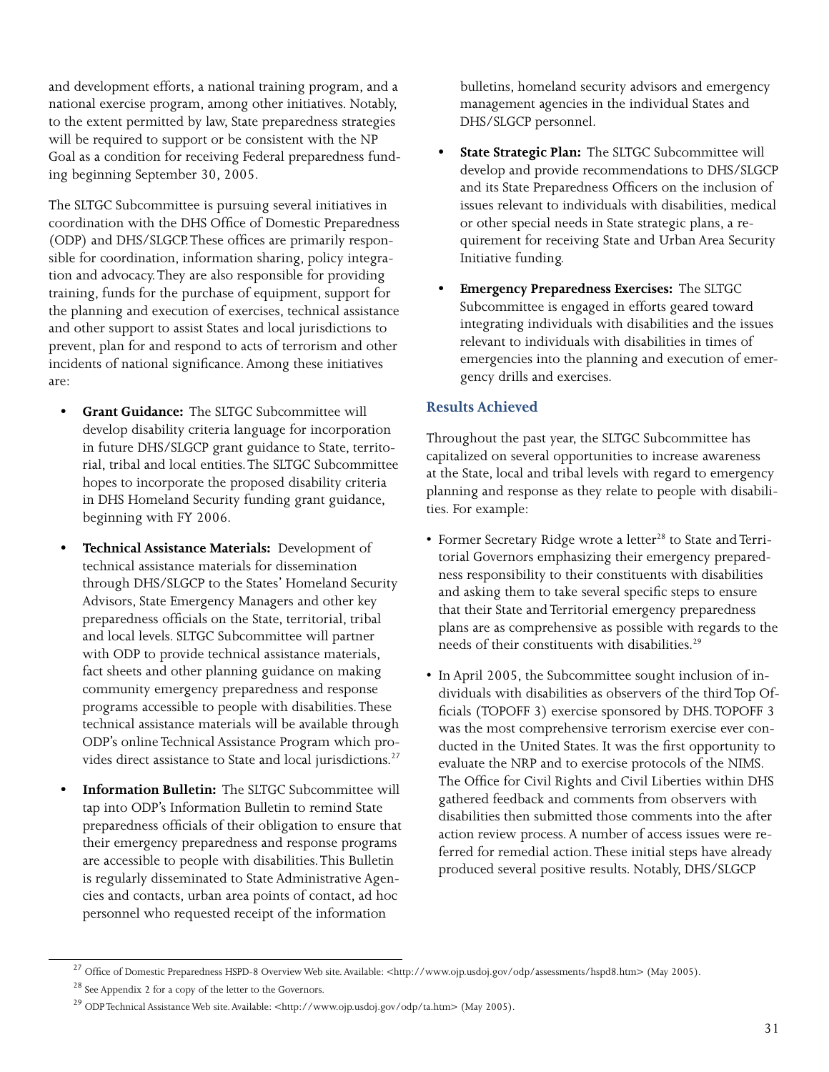and development efforts, a national training program, and a national exercise program, among other initiatives. Notably, to the extent permitted by law, State preparedness strategies will be required to support or be consistent with the NP Goal as a condition for receiving Federal preparedness funding beginning September 30, 2005.

The SLTGC Subcommittee is pursuing several initiatives in coordination with the DHS Office of Domestic Preparedness (ODP) and DHS/SLGCP. These offices are primarily responsible for coordination, information sharing, policy integration and advocacy. They are also responsible for providing training, funds for the purchase of equipment, support for the planning and execution of exercises, technical assistance and other support to assist States and local jurisdictions to prevent, plan for and respond to acts of terrorism and other incidents of national significance. Among these initiatives are:

- **Grant Guidance:** The SLTGC Subcommittee will develop disability criteria language for incorporation in future DHS/SLGCP grant guidance to State, territorial, tribal and local entities. The SLTGC Subcommittee hopes to incorporate the proposed disability criteria in DHS Homeland Security funding grant guidance, beginning with FY 2006.
- **Technical Assistance Materials:** Development of technical assistance materials for dissemination through DHS/SLGCP to the States' Homeland Security Advisors, State Emergency Managers and other key preparedness officials on the State, territorial, tribal and local levels. SLTGC Subcommittee will partner with ODP to provide technical assistance materials, fact sheets and other planning guidance on making community emergency preparedness and response programs accessible to people with disabilities. These technical assistance materials will be available through ODP's online Technical Assistance Program which provides direct assistance to State and local jurisdictions.[27]
- **Information Bulletin:** The SLTGC Subcommittee will tap into ODP's Information Bulletin to remind State preparedness officials of their obligation to ensure that their emergency preparedness and response programs are accessible to people with disabilities. This Bulletin is regularly disseminated to State Administrative Agencies and contacts, urban area points of contact, ad hoc personnel who requested receipt of the information bulletins, homeland security advisors and emergency management agencies in the individual States and DHS/SLGCP personnel.
- **State Strategic Plan:** The SLTGC Subcommittee will develop and provide recommendations to DHS/SLGCP and its State Preparedness Officers on the inclusion of issues relevant to individuals with disabilities, medical or other special needs in State strategic plans, a requirement for receiving State and Urban Area Security Initiative funding.
- **Emergency Preparedness Exercises:** The SLTGC Subcommittee is engaged in efforts geared toward integrating individuals with disabilities and the issues relevant to individuals with disabilities in times of emergencies into the planning and execution of emergency drills and exercises.

### Results Achieved

Throughout the past year, the SLTGC Subcommittee has capitalized on several opportunities to increase awareness at the State, local and tribal levels with regard to emergency planning and response as they relate to people with disabilities. For example:

- Former Secretary Ridge wrote a letter[28] to State and Territorial Governors emphasizing their emergency preparedness responsibility to their constituents with disabilities and asking them to take several specific steps to ensure that their State and Territorial emergency preparedness plans are as comprehensive as possible with regards to the needs of their constituents with disabilities.[29]
- In April 2005, the Subcommittee sought inclusion of individuals with disabilities as observers of the third Top Officials (TOPOFF 3) exercise sponsored by DHS. TOPOFF 3 was the most comprehensive terrorism exercise ever conducted in the United States. It was the first opportunity to evaluate the NRP and to exercise protocols of the NIMS. The Office for Civil Rights and Civil Liberties within DHS gathered feedback and comments from observers with disabilities then submitted those comments into the after action review process. A number of access issues were referred for remedial action. These initial steps have already produced several positive results. Notably, DHS/SLGCP

---

[27] Office of Domestic Preparedness HSPD-8 Overview Web site. Available: <http://www.ojp.usdoj.gov/odp/assessments/hspd8.htm> (May 2005).

[28] See Appendix 2 for a copy of the letter to the Governors.

[29] ODP Technical Assistance Web site. Available: <http://www.ojp.usdoj.gov/odp/ta.htm> (May 2005).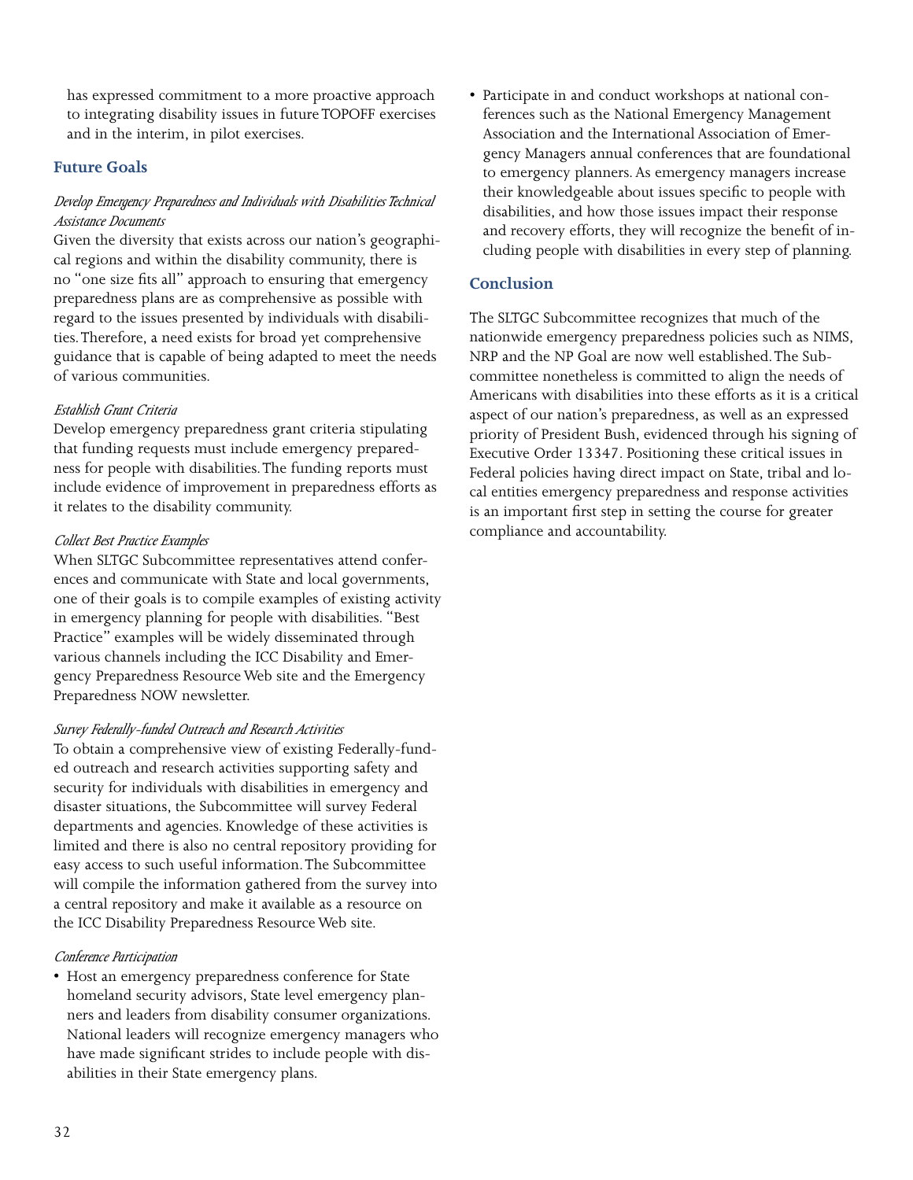has expressed commitment to a more proactive approach to integrating disability issues in future TOPOFF exercises and in the interim, in pilot exercises.

## Future Goals

*Develop Emergency Preparedness and Individuals with Disabilities Technical Assistance Documents*

Given the diversity that exists across our nation's geographical regions and within the disability community, there is no "one size fits all" approach to ensuring that emergency preparedness plans are as comprehensive as possible with regard to the issues presented by individuals with disabilities. Therefore, a need exists for broad yet comprehensive guidance that is capable of being adapted to meet the needs of various communities.

*Establish Grant Criteria*

Develop emergency preparedness grant criteria stipulating that funding requests must include emergency preparedness for people with disabilities. The funding reports must include evidence of improvement in preparedness efforts as it relates to the disability community.

*Collect Best Practice Examples*

When SLTGC Subcommittee representatives attend conferences and communicate with State and local governments, one of their goals is to compile examples of existing activity in emergency planning for people with disabilities. "Best Practice" examples will be widely disseminated through various channels including the ICC Disability and Emergency Preparedness Resource Web site and the Emergency Preparedness NOW newsletter.

*Survey Federally-funded Outreach and Research Activities*

To obtain a comprehensive view of existing Federally-funded outreach and research activities supporting safety and security for individuals with disabilities in emergency and disaster situations, the Subcommittee will survey Federal departments and agencies. Knowledge of these activities is limited and there is also no central repository providing for easy access to such useful information. The Subcommittee will compile the information gathered from the survey into a central repository and make it available as a resource on the ICC Disability Preparedness Resource Web site.

*Conference Participation*

- Host an emergency preparedness conference for State homeland security advisors, State level emergency planners and leaders from disability consumer organizations. National leaders will recognize emergency managers who have made significant strides to include people with disabilities in their State emergency plans.
- Participate in and conduct workshops at national conferences such as the National Emergency Management Association and the International Association of Emergency Managers annual conferences that are foundational to emergency planners. As emergency managers increase their knowledgeable about issues specific to people with disabilities, and how those issues impact their response and recovery efforts, they will recognize the benefit of including people with disabilities in every step of planning.

## Conclusion

The SLTGC Subcommittee recognizes that much of the nationwide emergency preparedness policies such as NIMS, NRP and the NP Goal are now well established. The Subcommittee nonetheless is committed to align the needs of Americans with disabilities into these efforts as it is a critical aspect of our nation's preparedness, as well as an expressed priority of President Bush, evidenced through his signing of Executive Order 13347. Positioning these critical issues in Federal policies having direct impact on State, tribal and local entities emergency preparedness and response activities is an important first step in setting the course for greater compliance and accountability.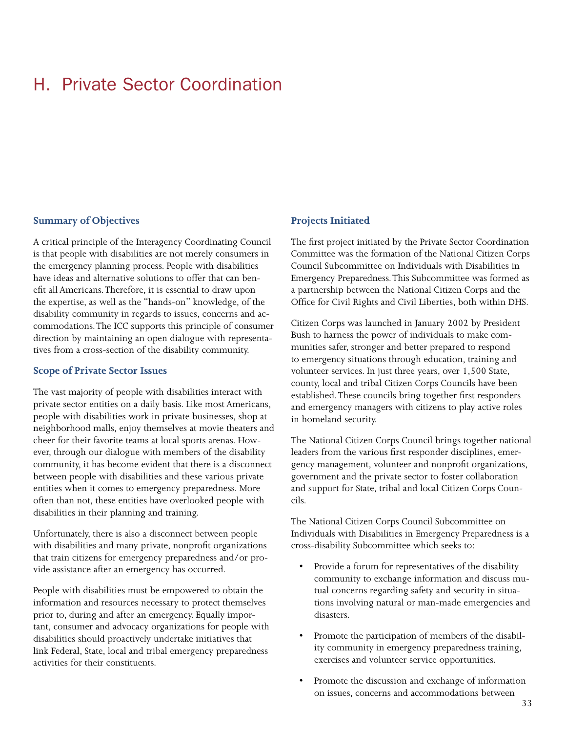# H. Private Sector Coordination

## Summary of Objectives

A critical principle of the Interagency Coordinating Council is that people with disabilities are not merely consumers in the emergency planning process. People with disabilities have ideas and alternative solutions to offer that can benefit all Americans. Therefore, it is essential to draw upon the expertise, as well as the "hands-on" knowledge, of the disability community in regards to issues, concerns and accommodations. The ICC supports this principle of consumer direction by maintaining an open dialogue with representatives from a cross-section of the disability community.

## Scope of Private Sector Issues

The vast majority of people with disabilities interact with private sector entities on a daily basis. Like most Americans, people with disabilities work in private businesses, shop at neighborhood malls, enjoy themselves at movie theaters and cheer for their favorite teams at local sports arenas. However, through our dialogue with members of the disability community, it has become evident that there is a disconnect between people with disabilities and these various private entities when it comes to emergency preparedness. More often than not, these entities have overlooked people with disabilities in their planning and training.

Unfortunately, there is also a disconnect between people with disabilities and many private, nonprofit organizations that train citizens for emergency preparedness and/or provide assistance after an emergency has occurred.

People with disabilities must be empowered to obtain the information and resources necessary to protect themselves prior to, during and after an emergency. Equally important, consumer and advocacy organizations for people with disabilities should proactively undertake initiatives that link Federal, State, local and tribal emergency preparedness activities for their constituents.

## Projects Initiated

The first project initiated by the Private Sector Coordination Committee was the formation of the National Citizen Corps Council Subcommittee on Individuals with Disabilities in Emergency Preparedness. This Subcommittee was formed as a partnership between the National Citizen Corps and the Office for Civil Rights and Civil Liberties, both within DHS.

Citizen Corps was launched in January 2002 by President Bush to harness the power of individuals to make communities safer, stronger and better prepared to respond to emergency situations through education, training and volunteer services. In just three years, over 1,500 State, county, local and tribal Citizen Corps Councils have been established. These councils bring together first responders and emergency managers with citizens to play active roles in homeland security.

The National Citizen Corps Council brings together national leaders from the various first responder disciplines, emergency management, volunteer and nonprofit organizations, government and the private sector to foster collaboration and support for State, tribal and local Citizen Corps Councils.

The National Citizen Corps Council Subcommittee on Individuals with Disabilities in Emergency Preparedness is a cross-disability Subcommittee which seeks to:

- Provide a forum for representatives of the disability community to exchange information and discuss mutual concerns regarding safety and security in situations involving natural or man-made emergencies and disasters.
- Promote the participation of members of the disability community in emergency preparedness training, exercises and volunteer service opportunities.
- Promote the discussion and exchange of information on issues, concerns and accommodations between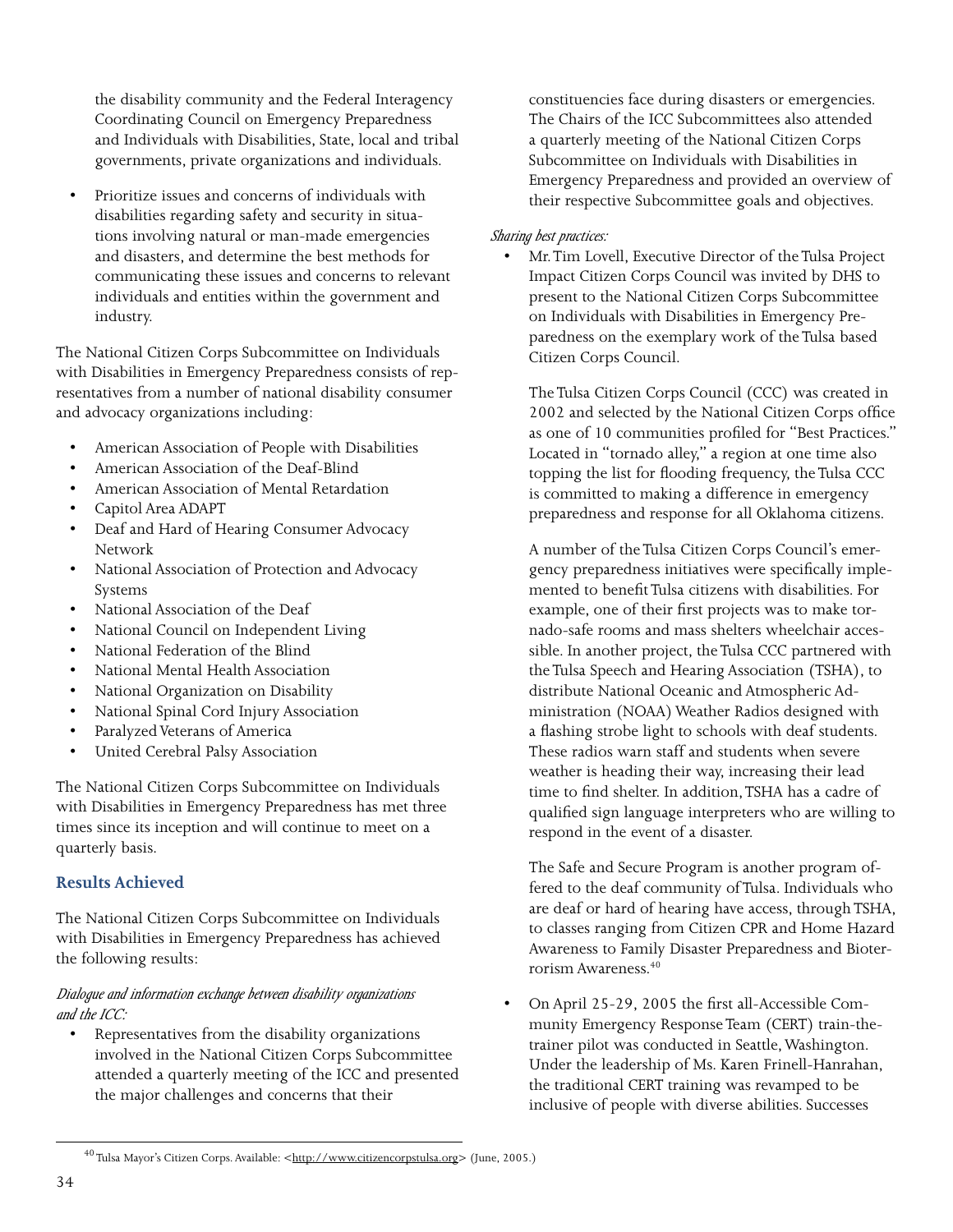the disability community and the Federal Interagency Coordinating Council on Emergency Preparedness and Individuals with Disabilities, State, local and tribal governments, private organizations and individuals.

- Prioritize issues and concerns of individuals with disabilities regarding safety and security in situations involving natural or man-made emergencies and disasters, and determine the best methods for communicating these issues and concerns to relevant individuals and entities within the government and industry.

The National Citizen Corps Subcommittee on Individuals with Disabilities in Emergency Preparedness consists of representatives from a number of national disability consumer and advocacy organizations including:

- American Association of People with Disabilities
- American Association of the Deaf-Blind
- American Association of Mental Retardation
- Capitol Area ADAPT
- Deaf and Hard of Hearing Consumer Advocacy Network
- National Association of Protection and Advocacy Systems
- National Association of the Deaf
- National Council on Independent Living
- National Federation of the Blind
- National Mental Health Association
- National Organization on Disability
- National Spinal Cord Injury Association
- Paralyzed Veterans of America
- United Cerebral Palsy Association

The National Citizen Corps Subcommittee on Individuals with Disabilities in Emergency Preparedness has met three times since its inception and will continue to meet on a quarterly basis.

### Results Achieved

The National Citizen Corps Subcommittee on Individuals with Disabilities in Emergency Preparedness has achieved the following results:

*Dialogue and information exchange between disability organizations and the ICC:*

- Representatives from the disability organizations involved in the National Citizen Corps Subcommittee attended a quarterly meeting of the ICC and presented the major challenges and concerns that their constituencies face during disasters or emergencies. The Chairs of the ICC Subcommittees also attended a quarterly meeting of the National Citizen Corps Subcommittee on Individuals with Disabilities in Emergency Preparedness and provided an overview of their respective Subcommittee goals and objectives.

*Sharing best practices:*

- Mr. Tim Lovell, Executive Director of the Tulsa Project Impact Citizen Corps Council was invited by DHS to present to the National Citizen Corps Subcommittee on Individuals with Disabilities in Emergency Preparedness on the exemplary work of the Tulsa based Citizen Corps Council.

  The Tulsa Citizen Corps Council (CCC) was created in 2002 and selected by the National Citizen Corps office as one of 10 communities profiled for "Best Practices." Located in "tornado alley," a region at one time also topping the list for flooding frequency, the Tulsa CCC is committed to making a difference in emergency preparedness and response for all Oklahoma citizens.

  A number of the Tulsa Citizen Corps Council's emergency preparedness initiatives were specifically implemented to benefit Tulsa citizens with disabilities. For example, one of their first projects was to make tornado-safe rooms and mass shelters wheelchair accessible. In another project, the Tulsa CCC partnered with the Tulsa Speech and Hearing Association (TSHA), to distribute National Oceanic and Atmospheric Administration (NOAA) Weather Radios designed with a flashing strobe light to schools with deaf students. These radios warn staff and students when severe weather is heading their way, increasing their lead time to find shelter. In addition, TSHA has a cadre of qualified sign language interpreters who are willing to respond in the event of a disaster.

  The Safe and Secure Program is another program offered to the deaf community of Tulsa. Individuals who are deaf or hard of hearing have access, through TSHA, to classes ranging from Citizen CPR and Home Hazard Awareness to Family Disaster Preparedness and Bioterrorism Awareness.[40]

- On April 25-29, 2005 the first all-Accessible Community Emergency Response Team (CERT) train-the-trainer pilot was conducted in Seattle, Washington. Under the leadership of Ms. Karen Frinell-Hanrahan, the traditional CERT training was revamped to be inclusive of people with diverse abilities. Successes

[40] Tulsa Mayor's Citizen Corps. Available: <http://www.citizencorpstulsa.org> (June, 2005.)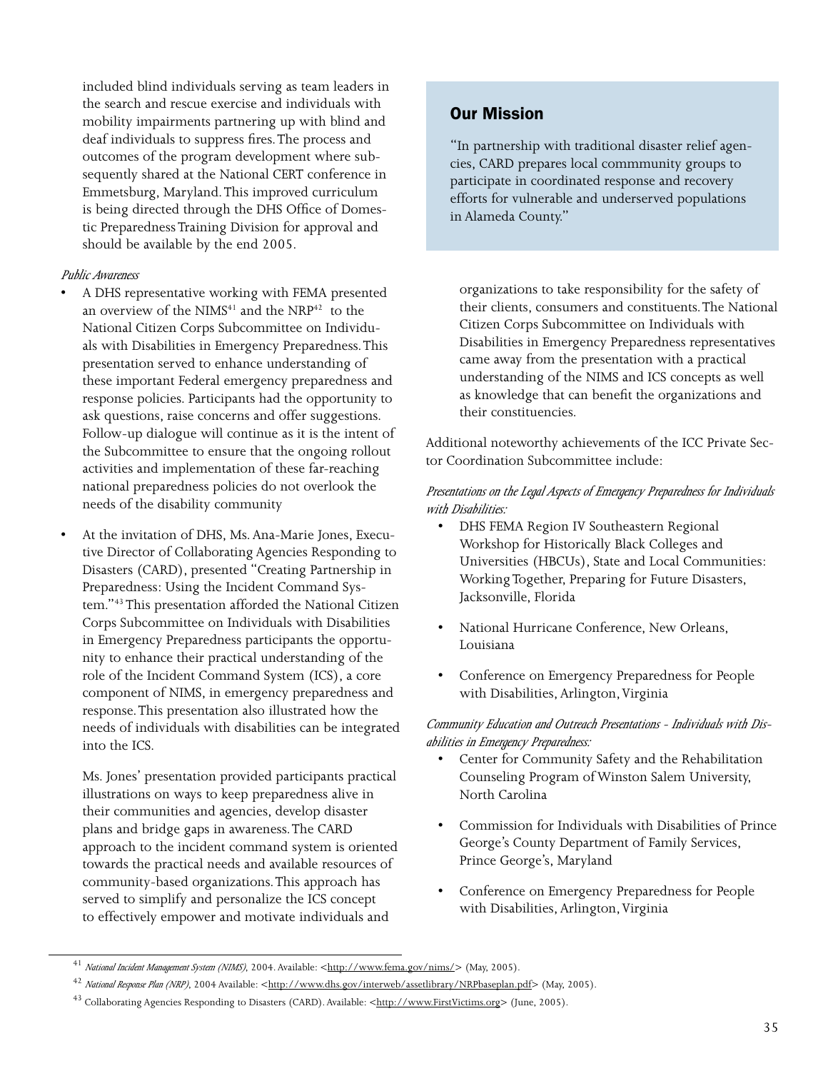included blind individuals serving as team leaders in the search and rescue exercise and individuals with mobility impairments partnering up with blind and deaf individuals to suppress fires. The process and outcomes of the program development where subsequently shared at the National CERT conference in Emmetsburg, Maryland. This improved curriculum is being directed through the DHS Office of Domestic Preparedness Training Division for approval and should be available by the end 2005.

*Public Awareness*

- A DHS representative working with FEMA presented an overview of the NIMS[41] and the NRP[42] to the National Citizen Corps Subcommittee on Individuals with Disabilities in Emergency Preparedness. This presentation served to enhance understanding of these important Federal emergency preparedness and response policies. Participants had the opportunity to ask questions, raise concerns and offer suggestions. Follow-up dialogue will continue as it is the intent of the Subcommittee to ensure that the ongoing rollout activities and implementation of these far-reaching national preparedness policies do not overlook the needs of the disability community

- At the invitation of DHS, Ms. Ana-Marie Jones, Executive Director of Collaborating Agencies Responding to Disasters (CARD), presented "Creating Partnership in Preparedness: Using the Incident Command System."[43] This presentation afforded the National Citizen Corps Subcommittee on Individuals with Disabilities in Emergency Preparedness participants the opportunity to enhance their practical understanding of the role of the Incident Command System (ICS), a core component of NIMS, in emergency preparedness and response. This presentation also illustrated how the needs of individuals with disabilities can be integrated into the ICS.

  Ms. Jones' presentation provided participants practical illustrations on ways to keep preparedness alive in their communities and agencies, develop disaster plans and bridge gaps in awareness. The CARD approach to the incident command system is oriented towards the practical needs and available resources of community-based organizations. This approach has served to simplify and personalize the ICS concept to effectively empower and motivate individuals and organizations to take responsibility for the safety of their clients, consumers and constituents. The National Citizen Corps Subcommittee on Individuals with Disabilities in Emergency Preparedness representatives came away from the presentation with a practical understanding of the NIMS and ICS concepts as well as knowledge that can benefit the organizations and their constituencies.

## Our Mission

"In partnership with traditional disaster relief agencies, CARD prepares local commmunity groups to participate in coordinated response and recovery efforts for vulnerable and underserved populations in Alameda County."

Additional noteworthy achievements of the ICC Private Sector Coordination Subcommittee include:

*Presentations on the Legal Aspects of Emergency Preparedness for Individuals with Disabilities:*

- DHS FEMA Region IV Southeastern Regional Workshop for Historically Black Colleges and Universities (HBCUs), State and Local Communities: Working Together, Preparing for Future Disasters, Jacksonville, Florida
- National Hurricane Conference, New Orleans, Louisiana
- Conference on Emergency Preparedness for People with Disabilities, Arlington, Virginia

*Community Education and Outreach Presentations - Individuals with Disabilities in Emergency Preparedness:*

- Center for Community Safety and the Rehabilitation Counseling Program of Winston Salem University, North Carolina
- Commission for Individuals with Disabilities of Prince George's County Department of Family Services, Prince George's, Maryland
- Conference on Emergency Preparedness for People with Disabilities, Arlington, Virginia

---

[41] *National Incident Management System (NIMS)*, 2004. Available: <http://www.fema.gov/nims/> (May, 2005).

[42] *National Response Plan (NRP)*, 2004 Available: <http://www.dhs.gov/interweb/assetlibrary/NRPbaseplan.pdf> (May, 2005).

[43] Collaborating Agencies Responding to Disasters (CARD). Available: <http://www.FirstVictims.org> (June, 2005).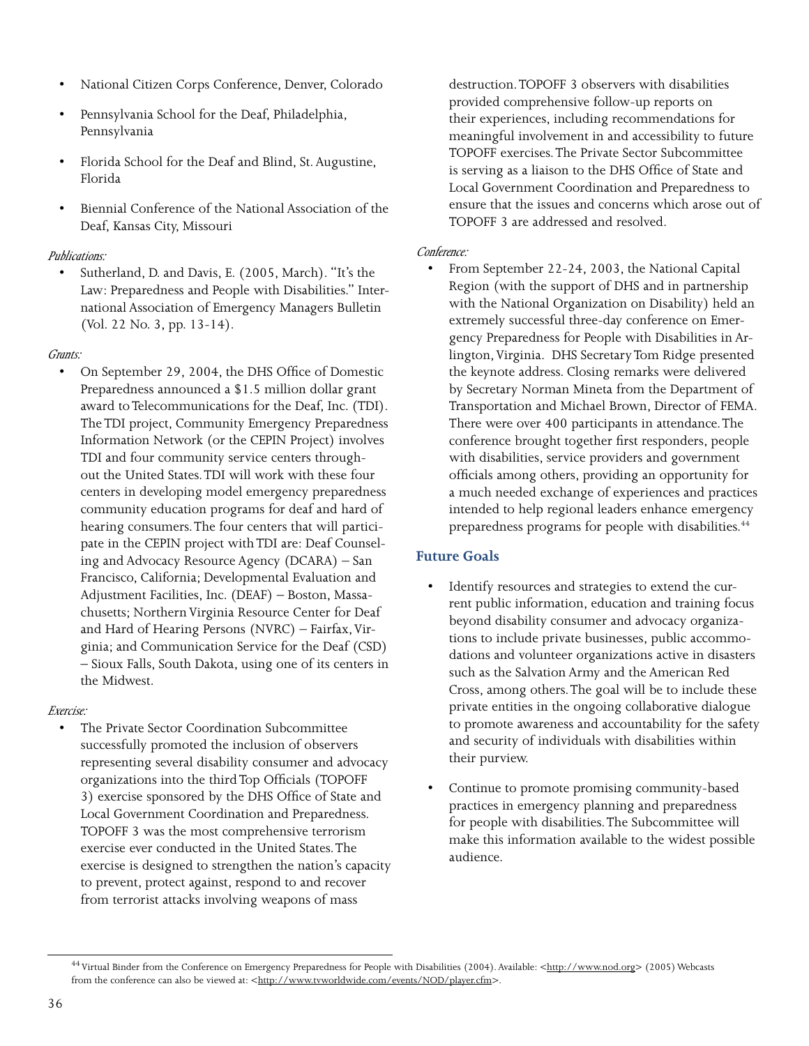- National Citizen Corps Conference, Denver, Colorado
- Pennsylvania School for the Deaf, Philadelphia, Pennsylvania
- Florida School for the Deaf and Blind, St. Augustine, Florida
- Biennial Conference of the National Association of the Deaf, Kansas City, Missouri

*Publications:*

- Sutherland, D. and Davis, E. (2005, March). "It's the Law: Preparedness and People with Disabilities." International Association of Emergency Managers Bulletin (Vol. 22 No. 3, pp. 13-14).

*Grants:*

- On September 29, 2004, the DHS Office of Domestic Preparedness announced a $1.5 million dollar grant award to Telecommunications for the Deaf, Inc. (TDI). The TDI project, Community Emergency Preparedness Information Network (or the CEPIN Project) involves TDI and four community service centers throughout the United States. TDI will work with these four centers in developing model emergency preparedness community education programs for deaf and hard of hearing consumers. The four centers that will participate in the CEPIN project with TDI are: Deaf Counseling and Advocacy Resource Agency (DCARA) – San Francisco, California; Developmental Evaluation and Adjustment Facilities, Inc. (DEAF) – Boston, Massachusetts; Northern Virginia Resource Center for Deaf and Hard of Hearing Persons (NVRC) – Fairfax, Virginia; and Communication Service for the Deaf (CSD) – Sioux Falls, South Dakota, using one of its centers in the Midwest.

*Exercise:*

- The Private Sector Coordination Subcommittee successfully promoted the inclusion of observers representing several disability consumer and advocacy organizations into the third Top Officials (TOPOFF 3) exercise sponsored by the DHS Office of State and Local Government Coordination and Preparedness. TOPOFF 3 was the most comprehensive terrorism exercise ever conducted in the United States. The exercise is designed to strengthen the nation's capacity to prevent, protect against, respond to and recover from terrorist attacks involving weapons of mass destruction. TOPOFF 3 observers with disabilities provided comprehensive follow-up reports on their experiences, including recommendations for meaningful involvement in and accessibility to future TOPOFF exercises. The Private Sector Subcommittee is serving as a liaison to the DHS Office of State and Local Government Coordination and Preparedness to ensure that the issues and concerns which arose out of TOPOFF 3 are addressed and resolved.

*Conference:*

- From September 22-24, 2003, the National Capital Region (with the support of DHS and in partnership with the National Organization on Disability) held an extremely successful three-day conference on Emergency Preparedness for People with Disabilities in Arlington, Virginia. DHS Secretary Tom Ridge presented the keynote address. Closing remarks were delivered by Secretary Norman Mineta from the Department of Transportation and Michael Brown, Director of FEMA. There were over 400 participants in attendance. The conference brought together first responders, people with disabilities, service providers and government officials among others, providing an opportunity for a much needed exchange of experiences and practices intended to help regional leaders enhance emergency preparedness programs for people with disabilities.[44]

### Future Goals

- Identify resources and strategies to extend the current public information, education and training focus beyond disability consumer and advocacy organizations to include private businesses, public accommodations and volunteer organizations active in disasters such as the Salvation Army and the American Red Cross, among others. The goal will be to include these private entities in the ongoing collaborative dialogue to promote awareness and accountability for the safety and security of individuals with disabilities within their purview.
- Continue to promote promising community-based practices in emergency planning and preparedness for people with disabilities. The Subcommittee will make this information available to the widest possible audience.

---

[44] Virtual Binder from the Conference on Emergency Preparedness for People with Disabilities (2004). Available: <http://www.nod.org> (2005) Webcasts from the conference can also be viewed at: <http://www.tvworldwide.com/events/NOD/player.cfm>.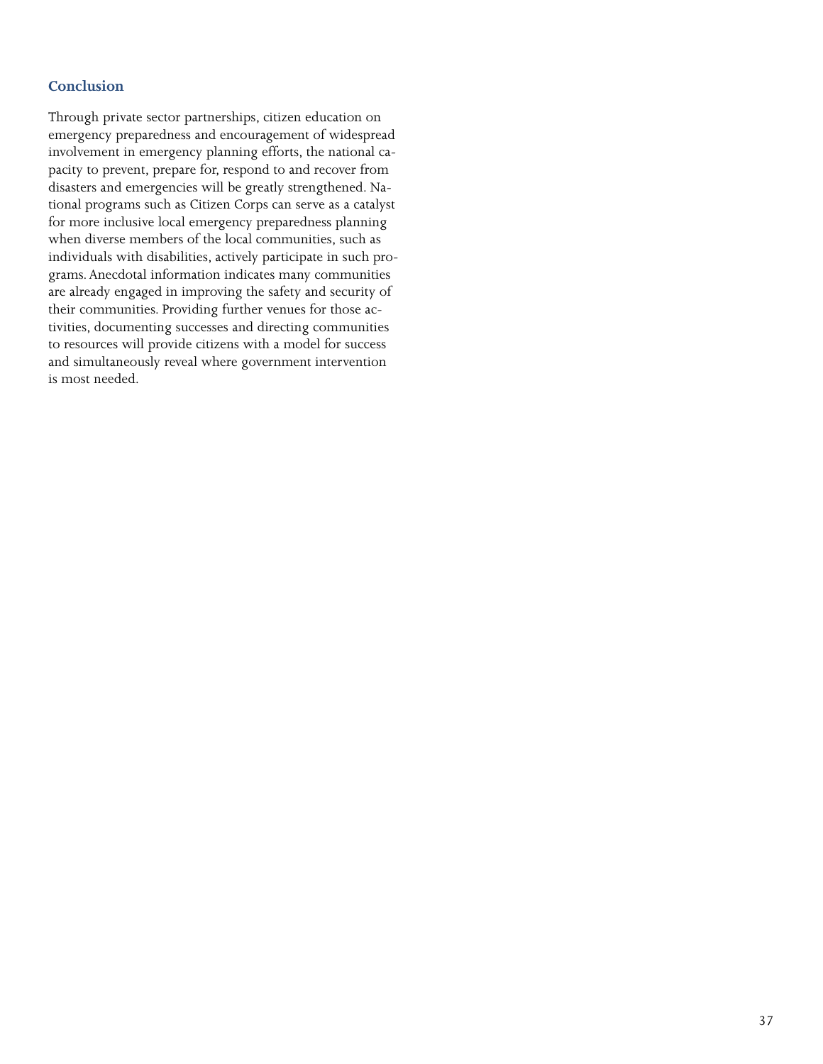## Conclusion

Through private sector partnerships, citizen education on emergency preparedness and encouragement of widespread involvement in emergency planning efforts, the national capacity to prevent, prepare for, respond to and recover from disasters and emergencies will be greatly strengthened. National programs such as Citizen Corps can serve as a catalyst for more inclusive local emergency preparedness planning when diverse members of the local communities, such as individuals with disabilities, actively participate in such programs. Anecdotal information indicates many communities are already engaged in improving the safety and security of their communities. Providing further venues for those activities, documenting successes and directing communities to resources will provide citizens with a model for success and simultaneously reveal where government intervention is most needed.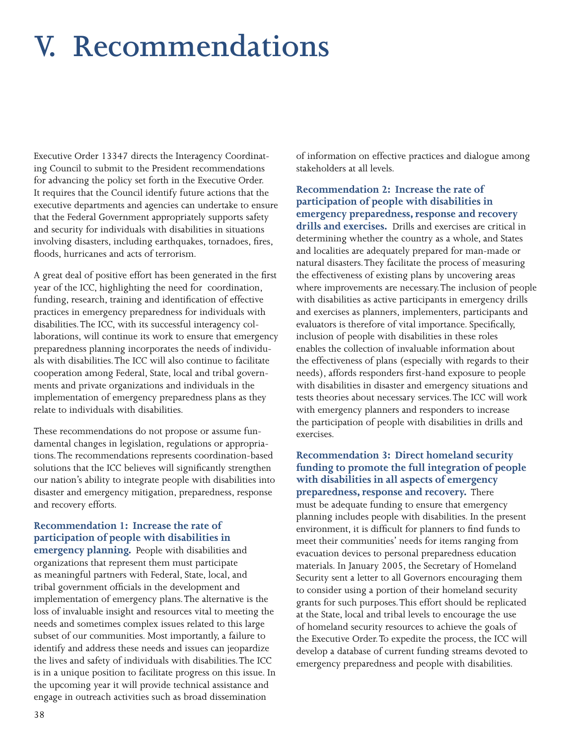# V. Recommendations

Executive Order 13347 directs the Interagency Coordinating Council to submit to the President recommendations for advancing the policy set forth in the Executive Order. It requires that the Council identify future actions that the executive departments and agencies can undertake to ensure that the Federal Government appropriately supports safety and security for individuals with disabilities in situations involving disasters, including earthquakes, tornadoes, fires, floods, hurricanes and acts of terrorism.

A great deal of positive effort has been generated in the first year of the ICC, highlighting the need for coordination, funding, research, training and identification of effective practices in emergency preparedness for individuals with disabilities. The ICC, with its successful interagency collaborations, will continue its work to ensure that emergency preparedness planning incorporates the needs of individuals with disabilities. The ICC will also continue to facilitate cooperation among Federal, State, local and tribal governments and private organizations and individuals in the implementation of emergency preparedness plans as they relate to individuals with disabilities.

These recommendations do not propose or assume fundamental changes in legislation, regulations or appropriations. The recommendations represents coordination-based solutions that the ICC believes will significantly strengthen our nation's ability to integrate people with disabilities into disaster and emergency mitigation, preparedness, response and recovery efforts.

**Recommendation 1: Increase the rate of participation of people with disabilities in emergency planning.** People with disabilities and organizations that represent them must participate as meaningful partners with Federal, State, local, and tribal government officials in the development and implementation of emergency plans. The alternative is the loss of invaluable insight and resources vital to meeting the needs and sometimes complex issues related to this large subset of our communities. Most importantly, a failure to identify and address these needs and issues can jeopardize the lives and safety of individuals with disabilities. The ICC is in a unique position to facilitate progress on this issue. In the upcoming year it will provide technical assistance and engage in outreach activities such as broad dissemination of information on effective practices and dialogue among stakeholders at all levels.

**Recommendation 2: Increase the rate of participation of people with disabilities in emergency preparedness, response and recovery drills and exercises.** Drills and exercises are critical in determining whether the country as a whole, and States and localities are adequately prepared for man-made or natural disasters. They facilitate the process of measuring the effectiveness of existing plans by uncovering areas where improvements are necessary. The inclusion of people with disabilities as active participants in emergency drills and exercises as planners, implementers, participants and evaluators is therefore of vital importance. Specifically, inclusion of people with disabilities in these roles enables the collection of invaluable information about the effectiveness of plans (especially with regards to their needs), affords responders first-hand exposure to people with disabilities in disaster and emergency situations and tests theories about necessary services. The ICC will work with emergency planners and responders to increase the participation of people with disabilities in drills and exercises.

**Recommendation 3: Direct homeland security funding to promote the full integration of people with disabilities in all aspects of emergency preparedness, response and recovery.** There must be adequate funding to ensure that emergency planning includes people with disabilities. In the present environment, it is difficult for planners to find funds to meet their communities' needs for items ranging from evacuation devices to personal preparedness education materials. In January 2005, the Secretary of Homeland Security sent a letter to all Governors encouraging them to consider using a portion of their homeland security grants for such purposes. This effort should be replicated at the State, local and tribal levels to encourage the use of homeland security resources to achieve the goals of the Executive Order. To expedite the process, the ICC will develop a database of current funding streams devoted to emergency preparedness and people with disabilities.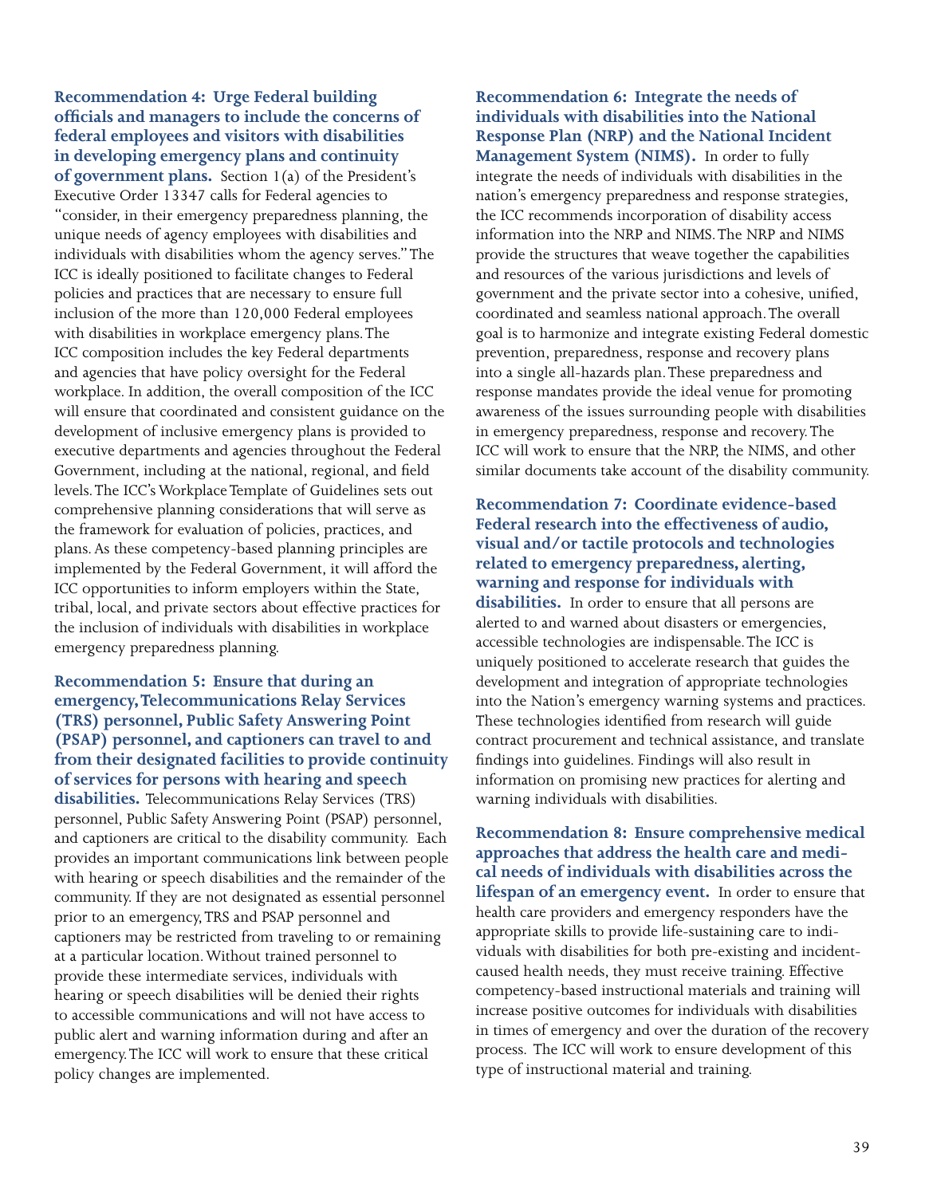**Recommendation 4: Urge Federal building officials and managers to include the concerns of federal employees and visitors with disabilities in developing emergency plans and continuity of government plans.** Section 1(a) of the President's Executive Order 13347 calls for Federal agencies to "consider, in their emergency preparedness planning, the unique needs of agency employees with disabilities and individuals with disabilities whom the agency serves." The ICC is ideally positioned to facilitate changes to Federal policies and practices that are necessary to ensure full inclusion of the more than 120,000 Federal employees with disabilities in workplace emergency plans. The ICC composition includes the key Federal departments and agencies that have policy oversight for the Federal workplace. In addition, the overall composition of the ICC will ensure that coordinated and consistent guidance on the development of inclusive emergency plans is provided to executive departments and agencies throughout the Federal Government, including at the national, regional, and field levels. The ICC's Workplace Template of Guidelines sets out comprehensive planning considerations that will serve as the framework for evaluation of policies, practices, and plans. As these competency-based planning principles are implemented by the Federal Government, it will afford the ICC opportunities to inform employers within the State, tribal, local, and private sectors about effective practices for the inclusion of individuals with disabilities in workplace emergency preparedness planning.

**Recommendation 5: Ensure that during an emergency, Telecommunications Relay Services (TRS) personnel, Public Safety Answering Point (PSAP) personnel, and captioners can travel to and from their designated facilities to provide continuity of services for persons with hearing and speech disabilities.** Telecommunications Relay Services (TRS) personnel, Public Safety Answering Point (PSAP) personnel, and captioners are critical to the disability community. Each provides an important communications link between people with hearing or speech disabilities and the remainder of the community. If they are not designated as essential personnel prior to an emergency, TRS and PSAP personnel and captioners may be restricted from traveling to or remaining at a particular location. Without trained personnel to provide these intermediate services, individuals with hearing or speech disabilities will be denied their rights to accessible communications and will not have access to public alert and warning information during and after an emergency. The ICC will work to ensure that these critical policy changes are implemented.

**Recommendation 6: Integrate the needs of individuals with disabilities into the National Response Plan (NRP) and the National Incident Management System (NIMS).** In order to fully integrate the needs of individuals with disabilities in the nation's emergency preparedness and response strategies, the ICC recommends incorporation of disability access information into the NRP and NIMS. The NRP and NIMS provide the structures that weave together the capabilities and resources of the various jurisdictions and levels of government and the private sector into a cohesive, unified, coordinated and seamless national approach. The overall goal is to harmonize and integrate existing Federal domestic prevention, preparedness, response and recovery plans into a single all-hazards plan. These preparedness and response mandates provide the ideal venue for promoting awareness of the issues surrounding people with disabilities in emergency preparedness, response and recovery. The ICC will work to ensure that the NRP, the NIMS, and other similar documents take account of the disability community.

**Recommendation 7: Coordinate evidence-based Federal research into the effectiveness of audio, visual and/or tactile protocols and technologies related to emergency preparedness, alerting, warning and response for individuals with disabilities.** In order to ensure that all persons are alerted to and warned about disasters or emergencies, accessible technologies are indispensable. The ICC is uniquely positioned to accelerate research that guides the development and integration of appropriate technologies into the Nation's emergency warning systems and practices. These technologies identified from research will guide contract procurement and technical assistance, and translate findings into guidelines. Findings will also result in information on promising new practices for alerting and warning individuals with disabilities.

**Recommendation 8: Ensure comprehensive medical approaches that address the health care and medical needs of individuals with disabilities across the lifespan of an emergency event.** In order to ensure that health care providers and emergency responders have the appropriate skills to provide life-sustaining care to individuals with disabilities for both pre-existing and incident-caused health needs, they must receive training. Effective competency-based instructional materials and training will increase positive outcomes for individuals with disabilities in times of emergency and over the duration of the recovery process. The ICC will work to ensure development of this type of instructional material and training.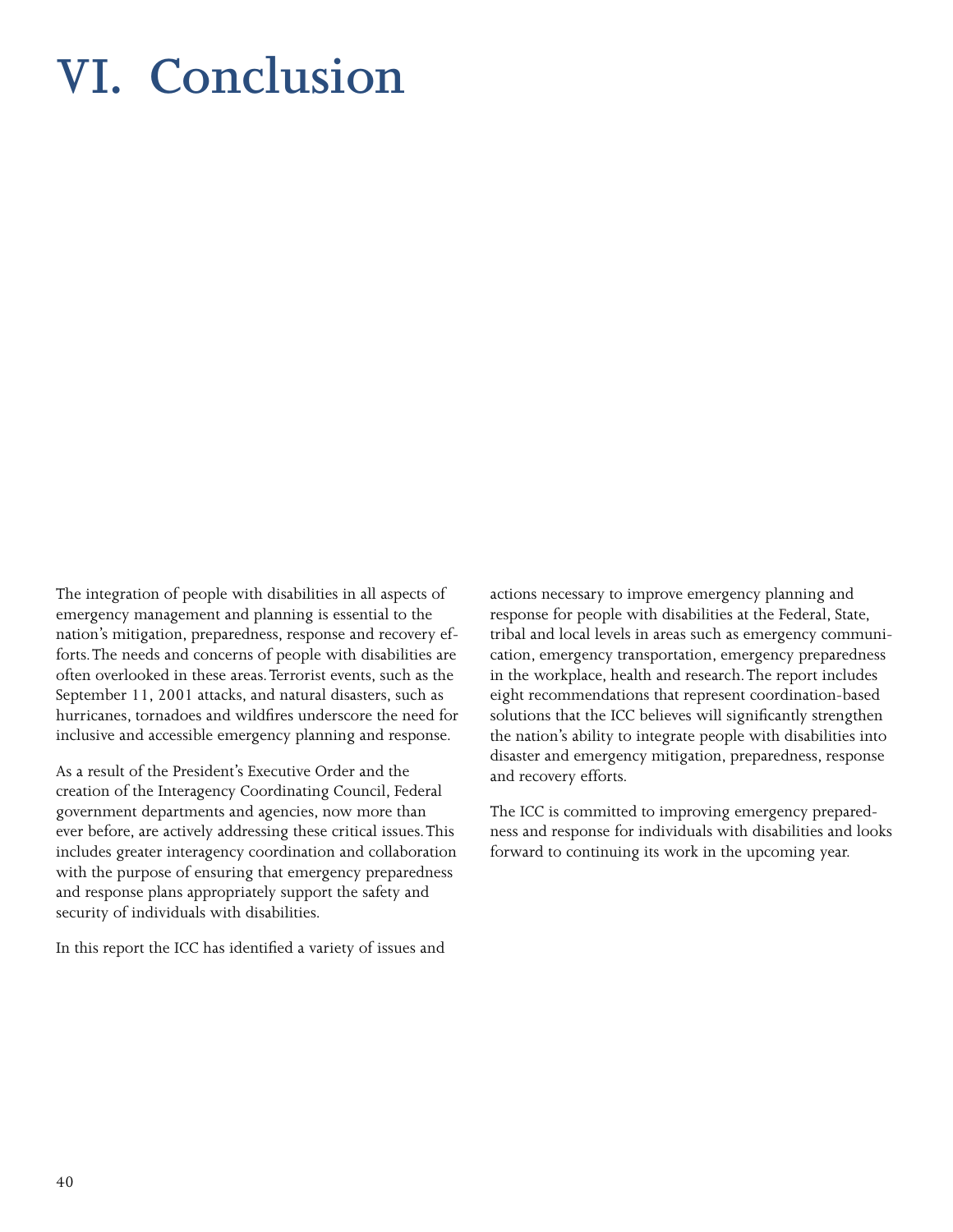# VI. Conclusion

The integration of people with disabilities in all aspects of emergency management and planning is essential to the nation's mitigation, preparedness, response and recovery efforts. The needs and concerns of people with disabilities are often overlooked in these areas. Terrorist events, such as the September 11, 2001 attacks, and natural disasters, such as hurricanes, tornadoes and wildfires underscore the need for inclusive and accessible emergency planning and response.

As a result of the President's Executive Order and the creation of the Interagency Coordinating Council, Federal government departments and agencies, now more than ever before, are actively addressing these critical issues. This includes greater interagency coordination and collaboration with the purpose of ensuring that emergency preparedness and response plans appropriately support the safety and security of individuals with disabilities.

In this report the ICC has identified a variety of issues and actions necessary to improve emergency planning and response for people with disabilities at the Federal, State, tribal and local levels in areas such as emergency communication, emergency transportation, emergency preparedness in the workplace, health and research. The report includes eight recommendations that represent coordination-based solutions that the ICC believes will significantly strengthen the nation's ability to integrate people with disabilities into disaster and emergency mitigation, preparedness, response and recovery efforts.

The ICC is committed to improving emergency preparedness and response for individuals with disabilities and looks forward to continuing its work in the upcoming year.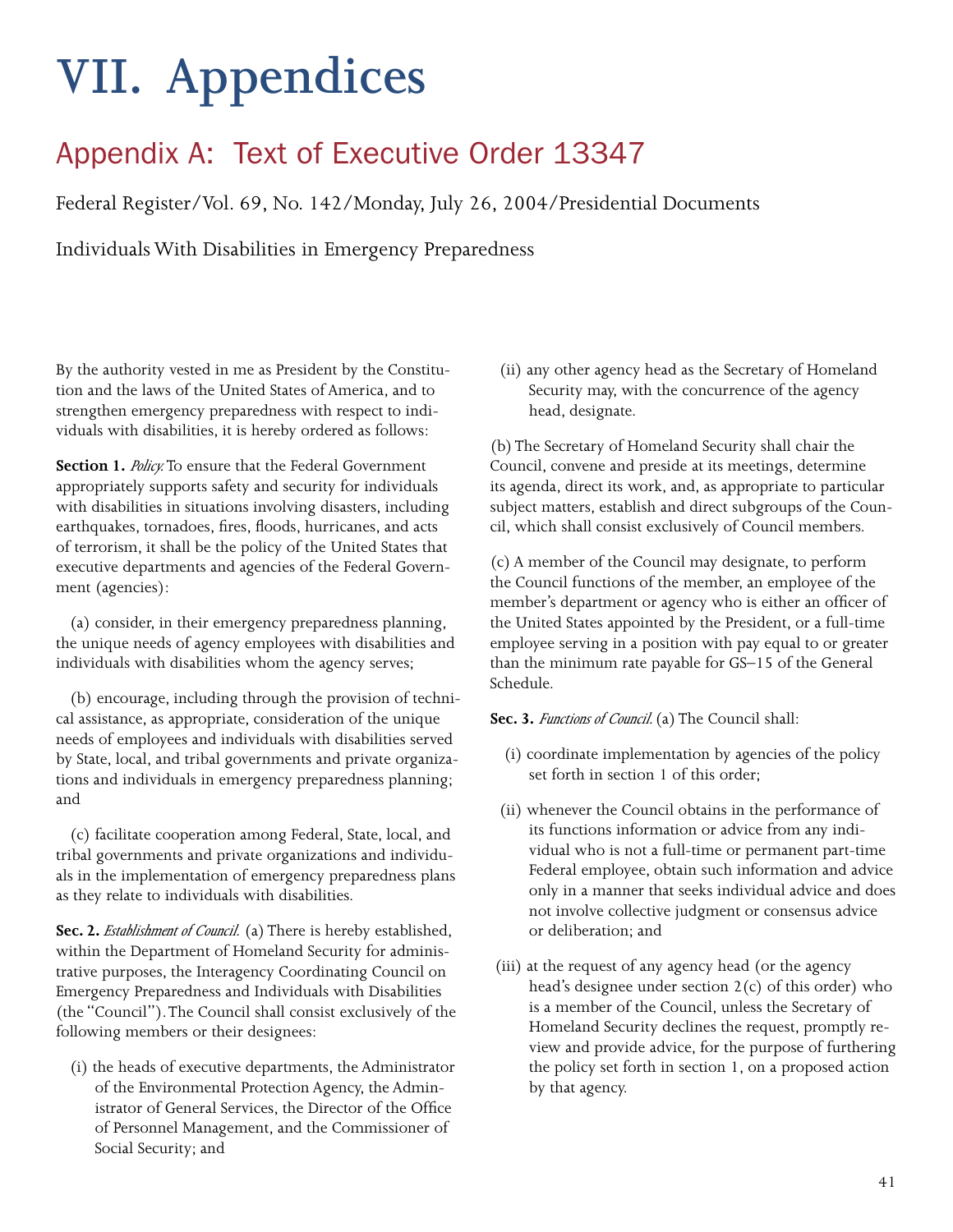# VII. Appendices

## Appendix A: Text of Executive Order 13347

Federal Register/Vol. 69, No. 142/Monday, July 26, 2004/Presidential Documents

Individuals With Disabilities in Emergency Preparedness

By the authority vested in me as President by the Constitution and the laws of the United States of America, and to strengthen emergency preparedness with respect to individuals with disabilities, it is hereby ordered as follows:

**Section 1.** *Policy.* To ensure that the Federal Government appropriately supports safety and security for individuals with disabilities in situations involving disasters, including earthquakes, tornadoes, fires, floods, hurricanes, and acts of terrorism, it shall be the policy of the United States that executive departments and agencies of the Federal Government (agencies):

(a) consider, in their emergency preparedness planning, the unique needs of agency employees with disabilities and individuals with disabilities whom the agency serves;

(b) encourage, including through the provision of technical assistance, as appropriate, consideration of the unique needs of employees and individuals with disabilities served by State, local, and tribal governments and private organizations and individuals in emergency preparedness planning; and

(c) facilitate cooperation among Federal, State, local, and tribal governments and private organizations and individuals in the implementation of emergency preparedness plans as they relate to individuals with disabilities.

**Sec. 2.** *Establishment of Council.* (a) There is hereby established, within the Department of Homeland Security for administrative purposes, the Interagency Coordinating Council on Emergency Preparedness and Individuals with Disabilities (the "Council"). The Council shall consist exclusively of the following members or their designees:

(i) the heads of executive departments, the Administrator of the Environmental Protection Agency, the Administrator of General Services, the Director of the Office of Personnel Management, and the Commissioner of Social Security; and

(ii) any other agency head as the Secretary of Homeland Security may, with the concurrence of the agency head, designate.

(b) The Secretary of Homeland Security shall chair the Council, convene and preside at its meetings, determine its agenda, direct its work, and, as appropriate to particular subject matters, establish and direct subgroups of the Council, which shall consist exclusively of Council members.

(c) A member of the Council may designate, to perform the Council functions of the member, an employee of the member's department or agency who is either an officer of the United States appointed by the President, or a full-time employee serving in a position with pay equal to or greater than the minimum rate payable for GS–15 of the General Schedule.

**Sec. 3.** *Functions of Council.* (a) The Council shall:

(i) coordinate implementation by agencies of the policy set forth in section 1 of this order;

(ii) whenever the Council obtains in the performance of its functions information or advice from any individual who is not a full-time or permanent part-time Federal employee, obtain such information and advice only in a manner that seeks individual advice and does not involve collective judgment or consensus advice or deliberation; and

(iii) at the request of any agency head (or the agency head's designee under section 2(c) of this order) who is a member of the Council, unless the Secretary of Homeland Security declines the request, promptly review and provide advice, for the purpose of furthering the policy set forth in section 1, on a proposed action by that agency.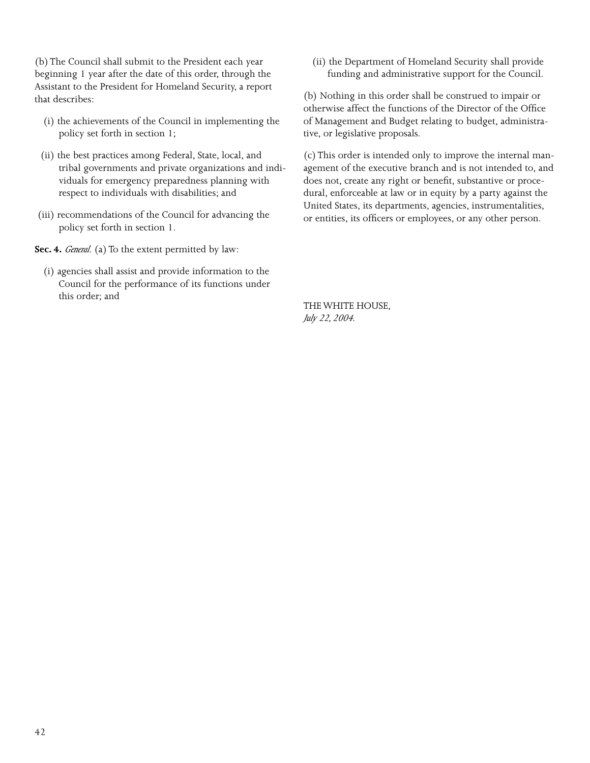(b) The Council shall submit to the President each year beginning 1 year after the date of this order, through the Assistant to the President for Homeland Security, a report that describes:

(i) the achievements of the Council in implementing the policy set forth in section 1;

(ii) the best practices among Federal, State, local, and tribal governments and private organizations and individuals for emergency preparedness planning with respect to individuals with disabilities; and

(iii) recommendations of the Council for advancing the policy set forth in section 1.

**Sec. 4.** *General.* (a) To the extent permitted by law:

(i) agencies shall assist and provide information to the Council for the performance of its functions under this order; and

(ii) the Department of Homeland Security shall provide funding and administrative support for the Council.

(b) Nothing in this order shall be construed to impair or otherwise affect the functions of the Director of the Office of Management and Budget relating to budget, administrative, or legislative proposals.

(c) This order is intended only to improve the internal management of the executive branch and is not intended to, and does not, create any right or benefit, substantive or procedural, enforceable at law or in equity by a party against the United States, its departments, agencies, instrumentalities, or entities, its officers or employees, or any other person.

THE WHITE HOUSE,
*July 22, 2004.*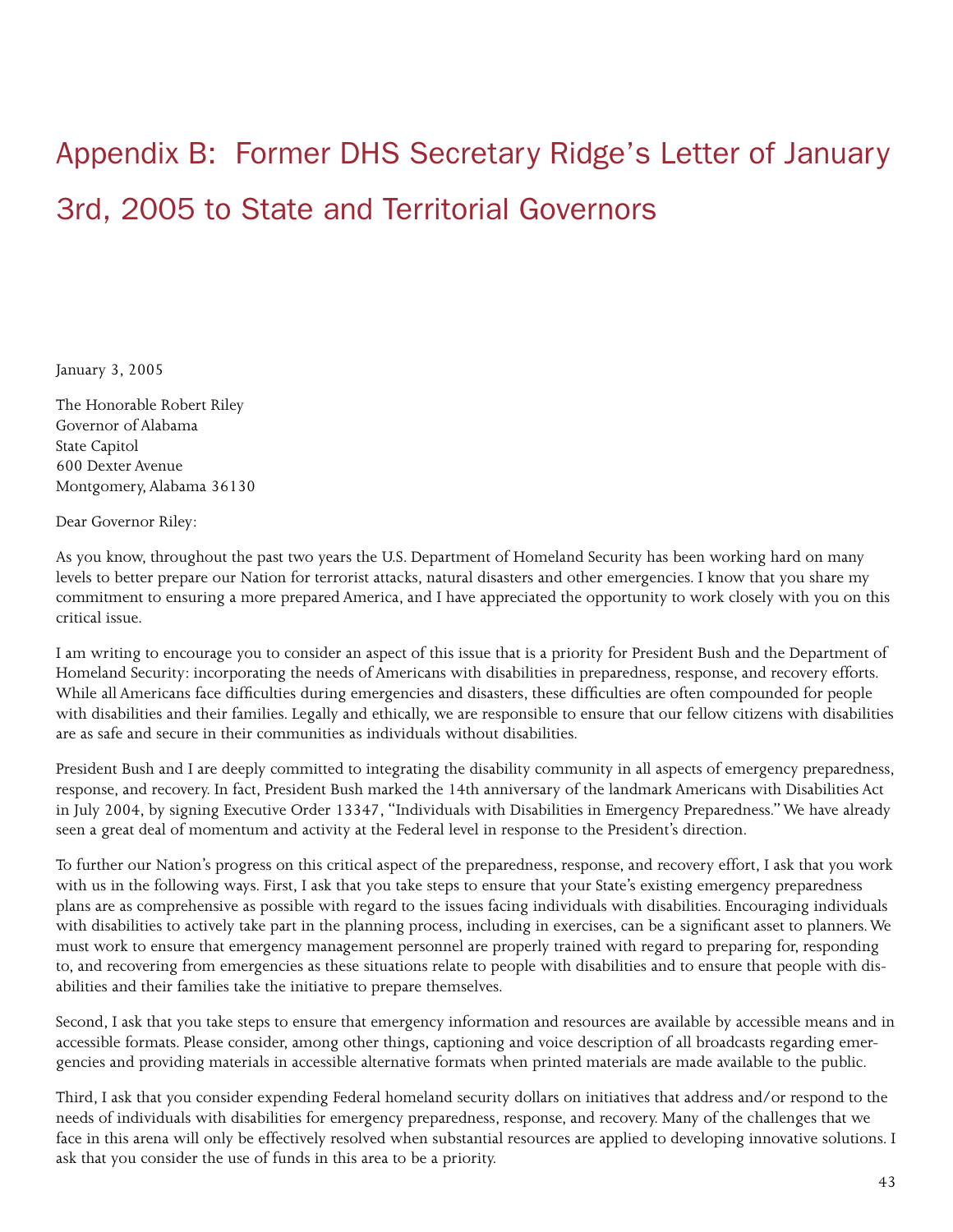# Appendix B: Former DHS Secretary Ridge's Letter of January 3rd, 2005 to State and Territorial Governors

January 3, 2005

The Honorable Robert Riley
Governor of Alabama
State Capitol
600 Dexter Avenue
Montgomery, Alabama 36130

Dear Governor Riley:

As you know, throughout the past two years the U.S. Department of Homeland Security has been working hard on many levels to better prepare our Nation for terrorist attacks, natural disasters and other emergencies. I know that you share my commitment to ensuring a more prepared America, and I have appreciated the opportunity to work closely with you on this critical issue.

I am writing to encourage you to consider an aspect of this issue that is a priority for President Bush and the Department of Homeland Security: incorporating the needs of Americans with disabilities in preparedness, response, and recovery efforts. While all Americans face difficulties during emergencies and disasters, these difficulties are often compounded for people with disabilities and their families. Legally and ethically, we are responsible to ensure that our fellow citizens with disabilities are as safe and secure in their communities as individuals without disabilities.

President Bush and I are deeply committed to integrating the disability community in all aspects of emergency preparedness, response, and recovery. In fact, President Bush marked the 14th anniversary of the landmark Americans with Disabilities Act in July 2004, by signing Executive Order 13347, "Individuals with Disabilities in Emergency Preparedness." We have already seen a great deal of momentum and activity at the Federal level in response to the President's direction.

To further our Nation's progress on this critical aspect of the preparedness, response, and recovery effort, I ask that you work with us in the following ways. First, I ask that you take steps to ensure that your State's existing emergency preparedness plans are as comprehensive as possible with regard to the issues facing individuals with disabilities. Encouraging individuals with disabilities to actively take part in the planning process, including in exercises, can be a significant asset to planners. We must work to ensure that emergency management personnel are properly trained with regard to preparing for, responding to, and recovering from emergencies as these situations relate to people with disabilities and to ensure that people with disabilities and their families take the initiative to prepare themselves.

Second, I ask that you take steps to ensure that emergency information and resources are available by accessible means and in accessible formats. Please consider, among other things, captioning and voice description of all broadcasts regarding emergencies and providing materials in accessible alternative formats when printed materials are made available to the public.

Third, I ask that you consider expending Federal homeland security dollars on initiatives that address and/or respond to the needs of individuals with disabilities for emergency preparedness, response, and recovery. Many of the challenges that we face in this arena will only be effectively resolved when substantial resources are applied to developing innovative solutions. I ask that you consider the use of funds in this area to be a priority.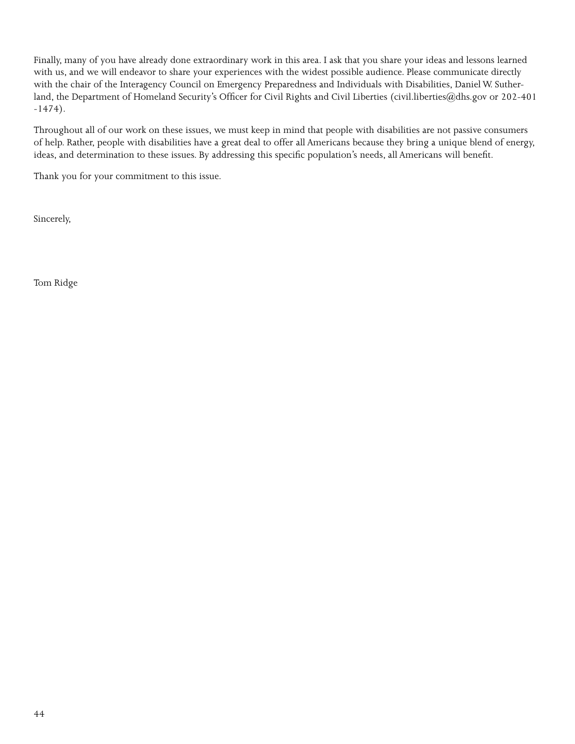Finally, many of you have already done extraordinary work in this area. I ask that you share your ideas and lessons learned with us, and we will endeavor to share your experiences with the widest possible audience. Please communicate directly with the chair of the Interagency Council on Emergency Preparedness and Individuals with Disabilities, Daniel W. Sutherland, the Department of Homeland Security's Officer for Civil Rights and Civil Liberties (civil.liberties@dhs.gov or 202-401-1474).

Throughout all of our work on these issues, we must keep in mind that people with disabilities are not passive consumers of help. Rather, people with disabilities have a great deal to offer all Americans because they bring a unique blend of energy, ideas, and determination to these issues. By addressing this specific population's needs, all Americans will benefit.

Thank you for your commitment to this issue.

Sincerely,

Tom Ridge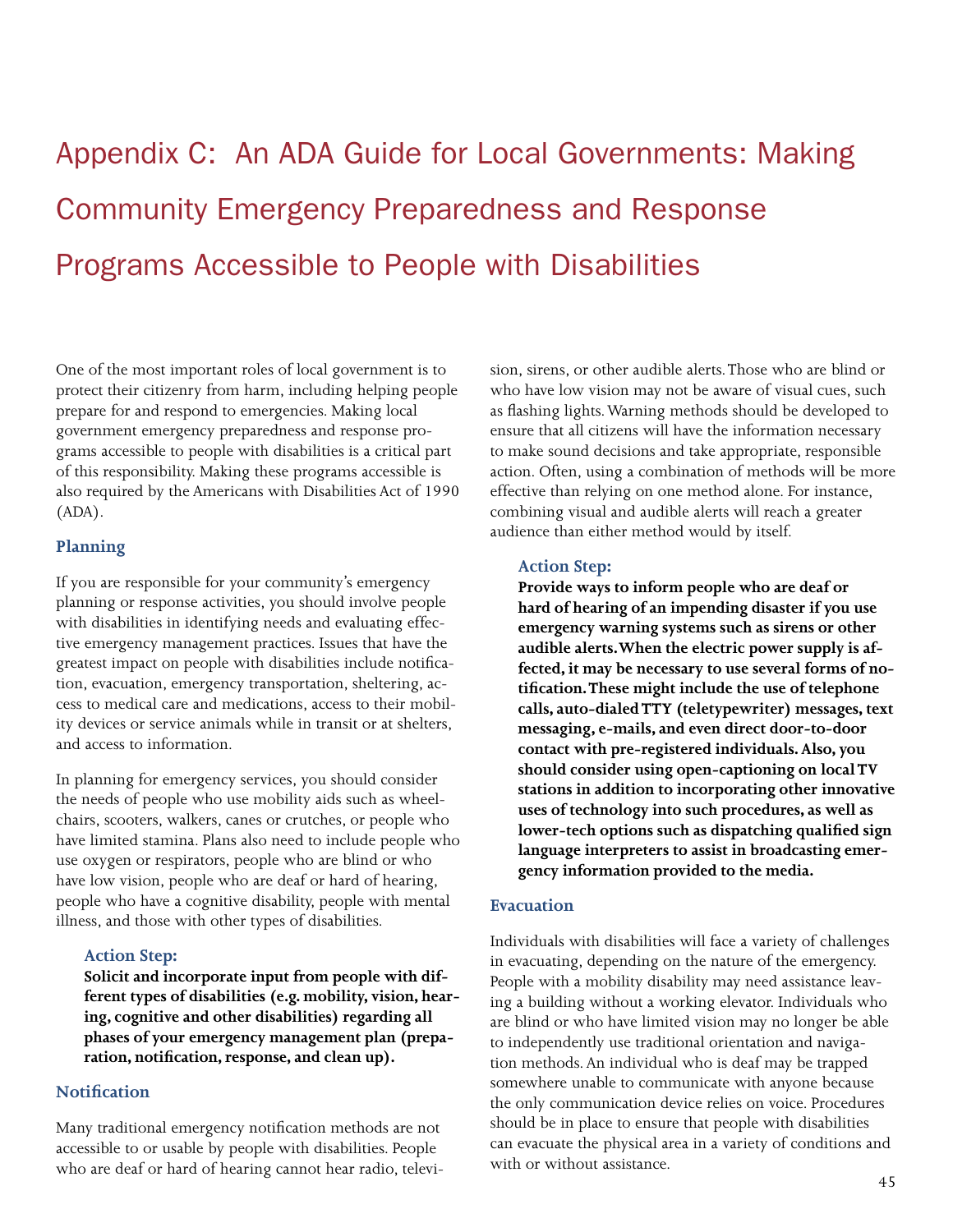# Appendix C: An ADA Guide for Local Governments: Making Community Emergency Preparedness and Response Programs Accessible to People with Disabilities

One of the most important roles of local government is to protect their citizenry from harm, including helping people prepare for and respond to emergencies. Making local government emergency preparedness and response programs accessible to people with disabilities is a critical part of this responsibility. Making these programs accessible is also required by the Americans with Disabilities Act of 1990 (ADA).

## Planning

If you are responsible for your community's emergency planning or response activities, you should involve people with disabilities in identifying needs and evaluating effective emergency management practices. Issues that have the greatest impact on people with disabilities include notification, evacuation, emergency transportation, sheltering, access to medical care and medications, access to their mobility devices or service animals while in transit or at shelters, and access to information.

In planning for emergency services, you should consider the needs of people who use mobility aids such as wheelchairs, scooters, walkers, canes or crutches, or people who have limited stamina. Plans also need to include people who use oxygen or respirators, people who are blind or who have low vision, people who are deaf or hard of hearing, people who have a cognitive disability, people with mental illness, and those with other types of disabilities.

### Action Step:

**Solicit and incorporate input from people with different types of disabilities (e.g. mobility, vision, hearing, cognitive and other disabilities) regarding all phases of your emergency management plan (preparation, notification, response, and clean up).**

## Notification

Many traditional emergency notification methods are not accessible to or usable by people with disabilities. People who are deaf or hard of hearing cannot hear radio, television, sirens, or other audible alerts. Those who are blind or who have low vision may not be aware of visual cues, such as flashing lights. Warning methods should be developed to ensure that all citizens will have the information necessary to make sound decisions and take appropriate, responsible action. Often, using a combination of methods will be more effective than relying on one method alone. For instance, combining visual and audible alerts will reach a greater audience than either method would by itself.

### Action Step:

**Provide ways to inform people who are deaf or hard of hearing of an impending disaster if you use emergency warning systems such as sirens or other audible alerts. When the electric power supply is affected, it may be necessary to use several forms of notification. These might include the use of telephone calls, auto-dialed TTY (teletypewriter) messages, text messaging, e-mails, and even direct door-to-door contact with pre-registered individuals. Also, you should consider using open-captioning on local TV stations in addition to incorporating other innovative uses of technology into such procedures, as well as lower-tech options such as dispatching qualified sign language interpreters to assist in broadcasting emergency information provided to the media.**

## Evacuation

Individuals with disabilities will face a variety of challenges in evacuating, depending on the nature of the emergency. People with a mobility disability may need assistance leaving a building without a working elevator. Individuals who are blind or who have limited vision may no longer be able to independently use traditional orientation and navigation methods. An individual who is deaf may be trapped somewhere unable to communicate with anyone because the only communication device relies on voice. Procedures should be in place to ensure that people with disabilities can evacuate the physical area in a variety of conditions and with or without assistance.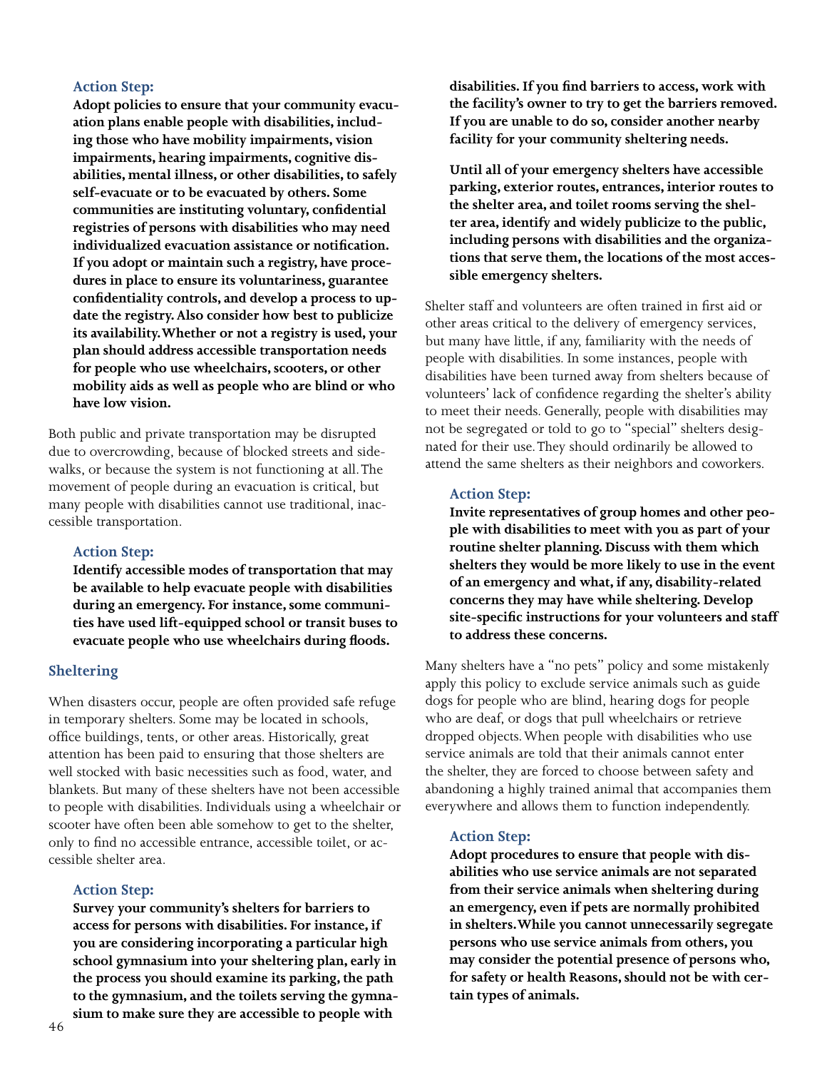**Action Step:**

**Adopt policies to ensure that your community evacuation plans enable people with disabilities, including those who have mobility impairments, vision impairments, hearing impairments, cognitive disabilities, mental illness, or other disabilities, to safely self-evacuate or to be evacuated by others. Some communities are instituting voluntary, confidential registries of persons with disabilities who may need individualized evacuation assistance or notification. If you adopt or maintain such a registry, have procedures in place to ensure its voluntariness, guarantee confidentiality controls, and develop a process to update the registry. Also consider how best to publicize its availability. Whether or not a registry is used, your plan should address accessible transportation needs for people who use wheelchairs, scooters, or other mobility aids as well as people who are blind or who have low vision.**

Both public and private transportation may be disrupted due to overcrowding, because of blocked streets and sidewalks, or because the system is not functioning at all. The movement of people during an evacuation is critical, but many people with disabilities cannot use traditional, inaccessible transportation.

**Action Step:**

**Identify accessible modes of transportation that may be available to help evacuate people with disabilities during an emergency. For instance, some communities have used lift-equipped school or transit buses to evacuate people who use wheelchairs during floods.**

## Sheltering

When disasters occur, people are often provided safe refuge in temporary shelters. Some may be located in schools, office buildings, tents, or other areas. Historically, great attention has been paid to ensuring that those shelters are well stocked with basic necessities such as food, water, and blankets. But many of these shelters have not been accessible to people with disabilities. Individuals using a wheelchair or scooter have often been able somehow to get to the shelter, only to find no accessible entrance, accessible toilet, or accessible shelter area.

**Action Step:**

**Survey your community's shelters for barriers to access for persons with disabilities. For instance, if you are considering incorporating a particular high school gymnasium into your sheltering plan, early in the process you should examine its parking, the path to the gymnasium, and the toilets serving the gymnasium to make sure they are accessible to people with disabilities. If you find barriers to access, work with the facility's owner to try to get the barriers removed. If you are unable to do so, consider another nearby facility for your community sheltering needs.**

**Until all of your emergency shelters have accessible parking, exterior routes, entrances, interior routes to the shelter area, and toilet rooms serving the shelter area, identify and widely publicize to the public, including persons with disabilities and the organizations that serve them, the locations of the most accessible emergency shelters.**

Shelter staff and volunteers are often trained in first aid or other areas critical to the delivery of emergency services, but many have little, if any, familiarity with the needs of people with disabilities. In some instances, people with disabilities have been turned away from shelters because of volunteers' lack of confidence regarding the shelter's ability to meet their needs. Generally, people with disabilities may not be segregated or told to go to "special" shelters designated for their use. They should ordinarily be allowed to attend the same shelters as their neighbors and coworkers.

**Action Step:**

**Invite representatives of group homes and other people with disabilities to meet with you as part of your routine shelter planning. Discuss with them which shelters they would be more likely to use in the event of an emergency and what, if any, disability-related concerns they may have while sheltering. Develop site-specific instructions for your volunteers and staff to address these concerns.**

Many shelters have a "no pets" policy and some mistakenly apply this policy to exclude service animals such as guide dogs for people who are blind, hearing dogs for people who are deaf, or dogs that pull wheelchairs or retrieve dropped objects. When people with disabilities who use service animals are told that their animals cannot enter the shelter, they are forced to choose between safety and abandoning a highly trained animal that accompanies them everywhere and allows them to function independently.

**Action Step:**

**Adopt procedures to ensure that people with disabilities who use service animals are not separated from their service animals when sheltering during an emergency, even if pets are normally prohibited in shelters. While you cannot unnecessarily segregate persons who use service animals from others, you may consider the potential presence of persons who, for safety or health Reasons, should not be with certain types of animals.**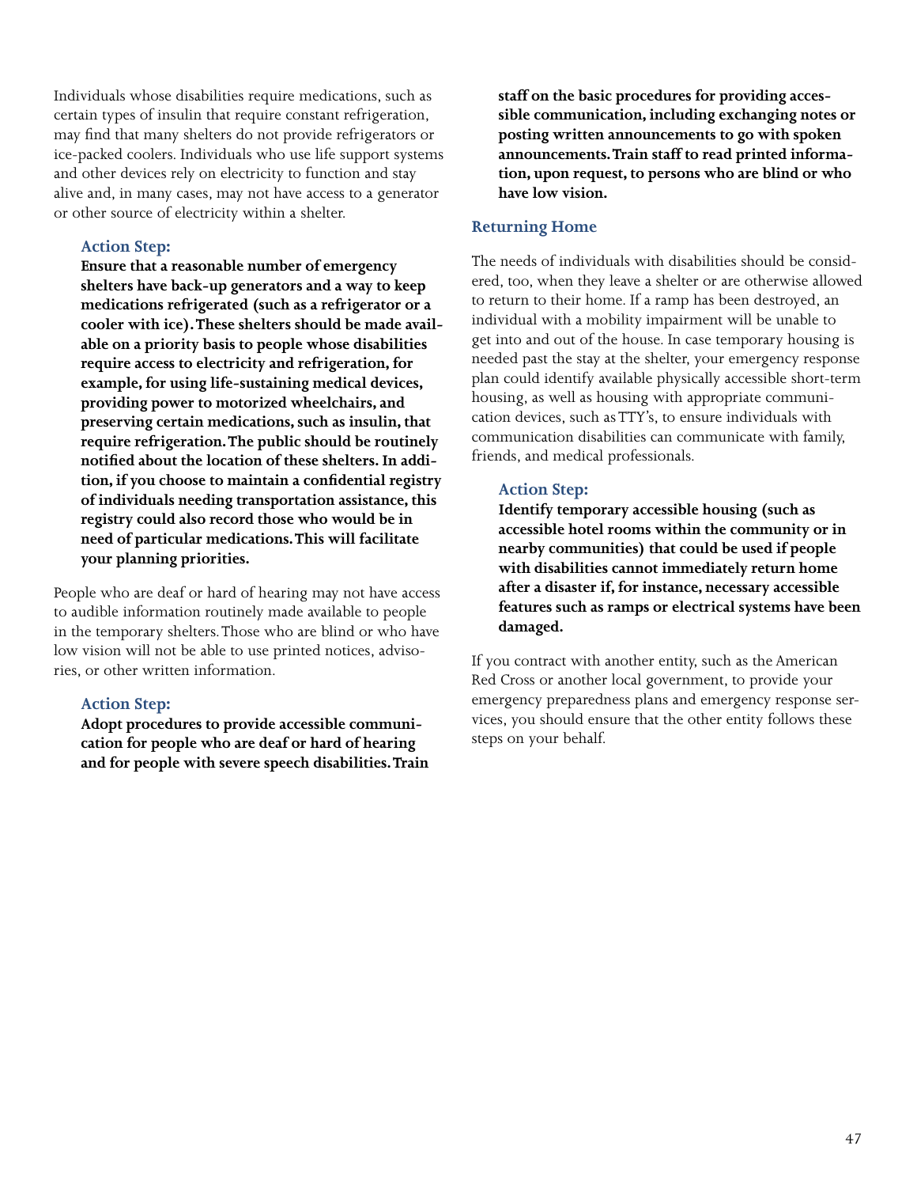Individuals whose disabilities require medications, such as certain types of insulin that require constant refrigeration, may find that many shelters do not provide refrigerators or ice-packed coolers. Individuals who use life support systems and other devices rely on electricity to function and stay alive and, in many cases, may not have access to a generator or other source of electricity within a shelter.

### Action Step:

**Ensure that a reasonable number of emergency shelters have back-up generators and a way to keep medications refrigerated (such as a refrigerator or a cooler with ice). These shelters should be made available on a priority basis to people whose disabilities require access to electricity and refrigeration, for example, for using life-sustaining medical devices, providing power to motorized wheelchairs, and preserving certain medications, such as insulin, that require refrigeration. The public should be routinely notified about the location of these shelters. In addition, if you choose to maintain a confidential registry of individuals needing transportation assistance, this registry could also record those who would be in need of particular medications. This will facilitate your planning priorities.**

People who are deaf or hard of hearing may not have access to audible information routinely made available to people in the temporary shelters. Those who are blind or who have low vision will not be able to use printed notices, advisories, or other written information.

### Action Step:

**Adopt procedures to provide accessible communication for people who are deaf or hard of hearing and for people with severe speech disabilities. Train staff on the basic procedures for providing accessible communication, including exchanging notes or posting written announcements to go with spoken announcements. Train staff to read printed information, upon request, to persons who are blind or who have low vision.**

## Returning Home

The needs of individuals with disabilities should be considered, too, when they leave a shelter or are otherwise allowed to return to their home. If a ramp has been destroyed, an individual with a mobility impairment will be unable to get into and out of the house. In case temporary housing is needed past the stay at the shelter, your emergency response plan could identify available physically accessible short-term housing, as well as housing with appropriate communication devices, such as TTY's, to ensure individuals with communication disabilities can communicate with family, friends, and medical professionals.

### Action Step:

**Identify temporary accessible housing (such as accessible hotel rooms within the community or in nearby communities) that could be used if people with disabilities cannot immediately return home after a disaster if, for instance, necessary accessible features such as ramps or electrical systems have been damaged.**

If you contract with another entity, such as the American Red Cross or another local government, to provide your emergency preparedness plans and emergency response services, you should ensure that the other entity follows these steps on your behalf.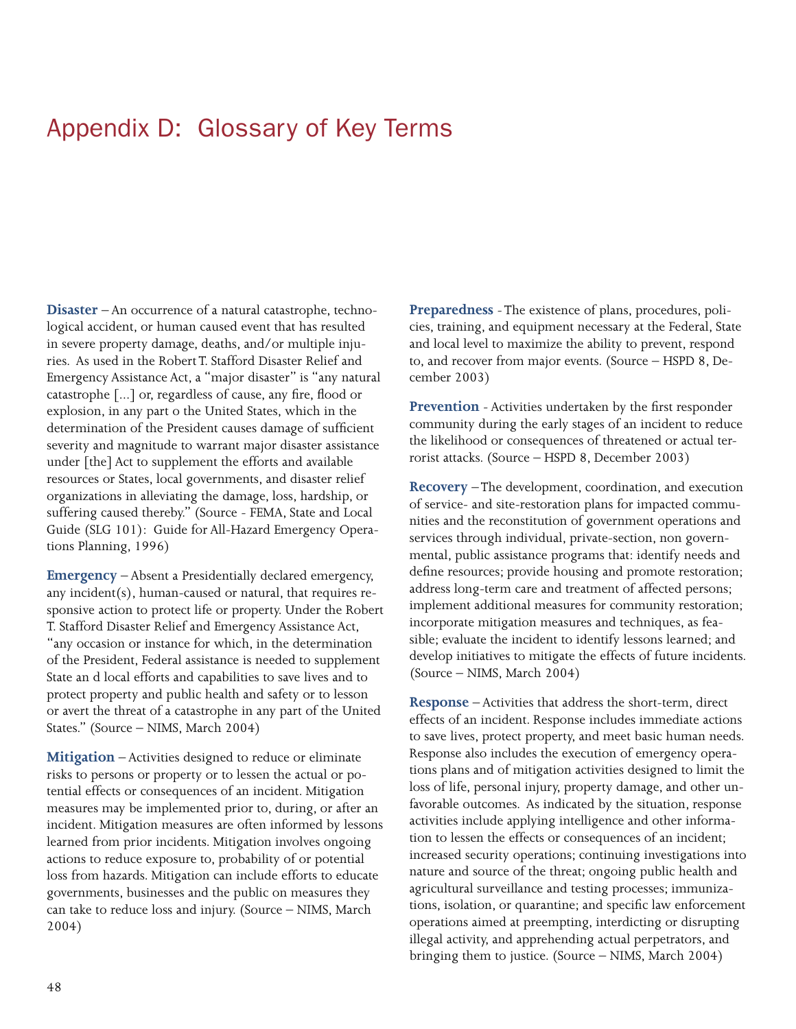# Appendix D: Glossary of Key Terms

**Disaster** – An occurrence of a natural catastrophe, technological accident, or human caused event that has resulted in severe property damage, deaths, and/or multiple injuries. As used in the Robert T. Stafford Disaster Relief and Emergency Assistance Act, a "major disaster" is "any natural catastrophe [...] or, regardless of cause, any fire, flood or explosion, in any part o the United States, which in the determination of the President causes damage of sufficient severity and magnitude to warrant major disaster assistance under [the] Act to supplement the efforts and available resources or States, local governments, and disaster relief organizations in alleviating the damage, loss, hardship, or suffering caused thereby." (Source - FEMA, State and Local Guide (SLG 101): Guide for All-Hazard Emergency Operations Planning, 1996)

**Emergency** – Absent a Presidentially declared emergency, any incident(s), human-caused or natural, that requires responsive action to protect life or property. Under the Robert T. Stafford Disaster Relief and Emergency Assistance Act, "any occasion or instance for which, in the determination of the President, Federal assistance is needed to supplement State an d local efforts and capabilities to save lives and to protect property and public health and safety or to lesson or avert the threat of a catastrophe in any part of the United States." (Source – NIMS, March 2004)

**Mitigation** – Activities designed to reduce or eliminate risks to persons or property or to lessen the actual or potential effects or consequences of an incident. Mitigation measures may be implemented prior to, during, or after an incident. Mitigation measures are often informed by lessons learned from prior incidents. Mitigation involves ongoing actions to reduce exposure to, probability of or potential loss from hazards. Mitigation can include efforts to educate governments, businesses and the public on measures they can take to reduce loss and injury. (Source – NIMS, March 2004)

**Preparedness** - The existence of plans, procedures, policies, training, and equipment necessary at the Federal, State and local level to maximize the ability to prevent, respond to, and recover from major events. (Source – HSPD 8, December 2003)

**Prevention** - Activities undertaken by the first responder community during the early stages of an incident to reduce the likelihood or consequences of threatened or actual terrorist attacks. (Source – HSPD 8, December 2003)

**Recovery** – The development, coordination, and execution of service- and site-restoration plans for impacted communities and the reconstitution of government operations and services through individual, private-section, non governmental, public assistance programs that: identify needs and define resources; provide housing and promote restoration; address long-term care and treatment of affected persons; implement additional measures for community restoration; incorporate mitigation measures and techniques, as feasible; evaluate the incident to identify lessons learned; and develop initiatives to mitigate the effects of future incidents. (Source – NIMS, March 2004)

**Response** – Activities that address the short-term, direct effects of an incident. Response includes immediate actions to save lives, protect property, and meet basic human needs. Response also includes the execution of emergency operations plans and of mitigation activities designed to limit the loss of life, personal injury, property damage, and other unfavorable outcomes. As indicated by the situation, response activities include applying intelligence and other information to lessen the effects or consequences of an incident; increased security operations; continuing investigations into nature and source of the threat; ongoing public health and agricultural surveillance and testing processes; immunizations, isolation, or quarantine; and specific law enforcement operations aimed at preempting, interdicting or disrupting illegal activity, and apprehending actual perpetrators, and bringing them to justice. (Source – NIMS, March 2004)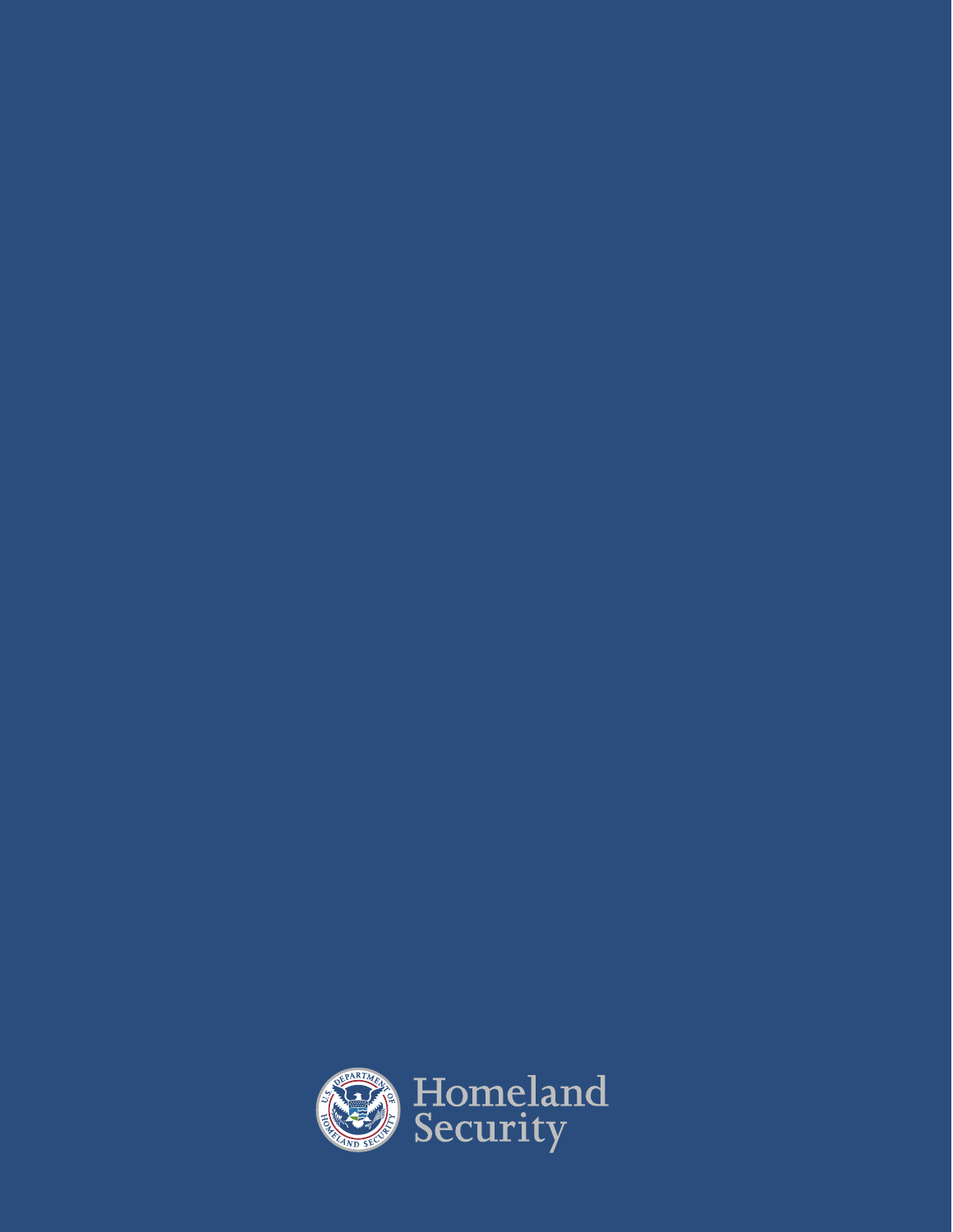Homeland Security